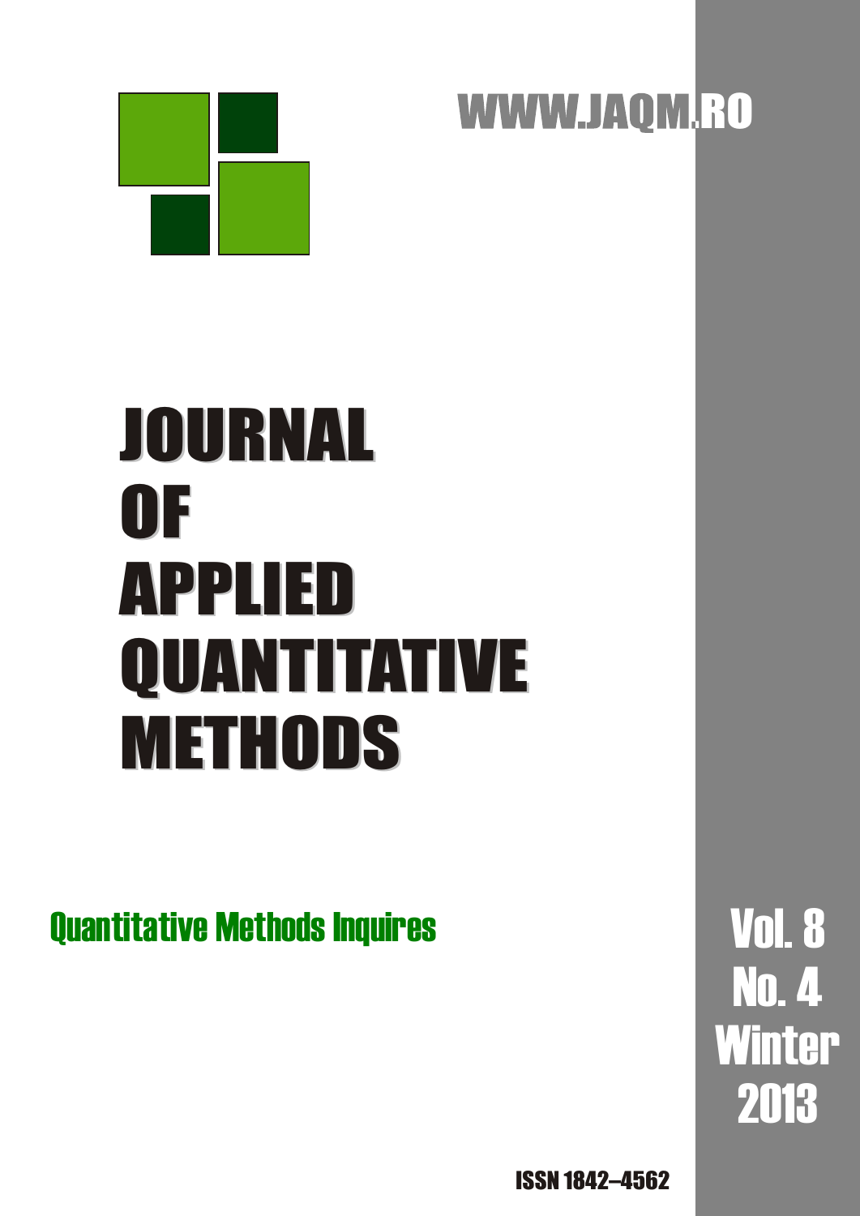WWW.JAQM.RO

# JOURNAL OF APPLIED QUANTITATIVE METHODS

## Quantitative Methods Inquires

Vol. 8
No. 4
Winter
2013

ISSN 1842–4562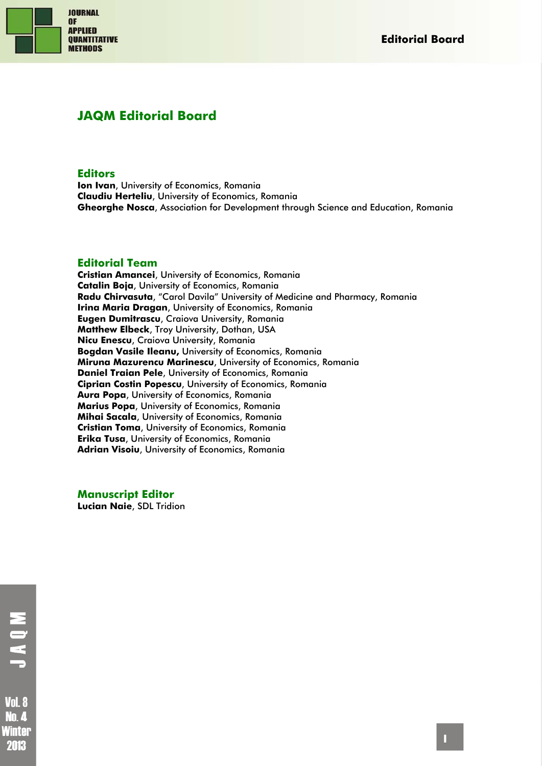# JAQM Editorial Board

## Editors

**Ion Ivan**, University of Economics, Romania
**Claudiu Herteliu**, University of Economics, Romania
**Gheorghe Nosca**, Association for Development through Science and Education, Romania

## Editorial Team

**Cristian Amancei**, University of Economics, Romania
**Catalin Boja**, University of Economics, Romania
**Radu Chirvasuta**, "Carol Davila" University of Medicine and Pharmacy, Romania
**Irina Maria Dragan**, University of Economics, Romania
**Eugen Dumitrascu**, Craiova University, Romania
**Matthew Elbeck**, Troy University, Dothan, USA
**Nicu Enescu**, Craiova University, Romania
**Bogdan Vasile Ileanu,** University of Economics, Romania
**Miruna Mazurencu Marinescu**, University of Economics, Romania
**Daniel Traian Pele**, University of Economics, Romania
**Ciprian Costin Popescu**, University of Economics, Romania
**Aura Popa**, University of Economics, Romania
**Marius Popa**, University of Economics, Romania
**Mihai Sacala**, University of Economics, Romania
**Cristian Toma**, University of Economics, Romania
**Erika Tusa**, University of Economics, Romania
**Adrian Visoiu**, University of Economics, Romania

## Manuscript Editor

**Lucian Naie**, SDL Tridion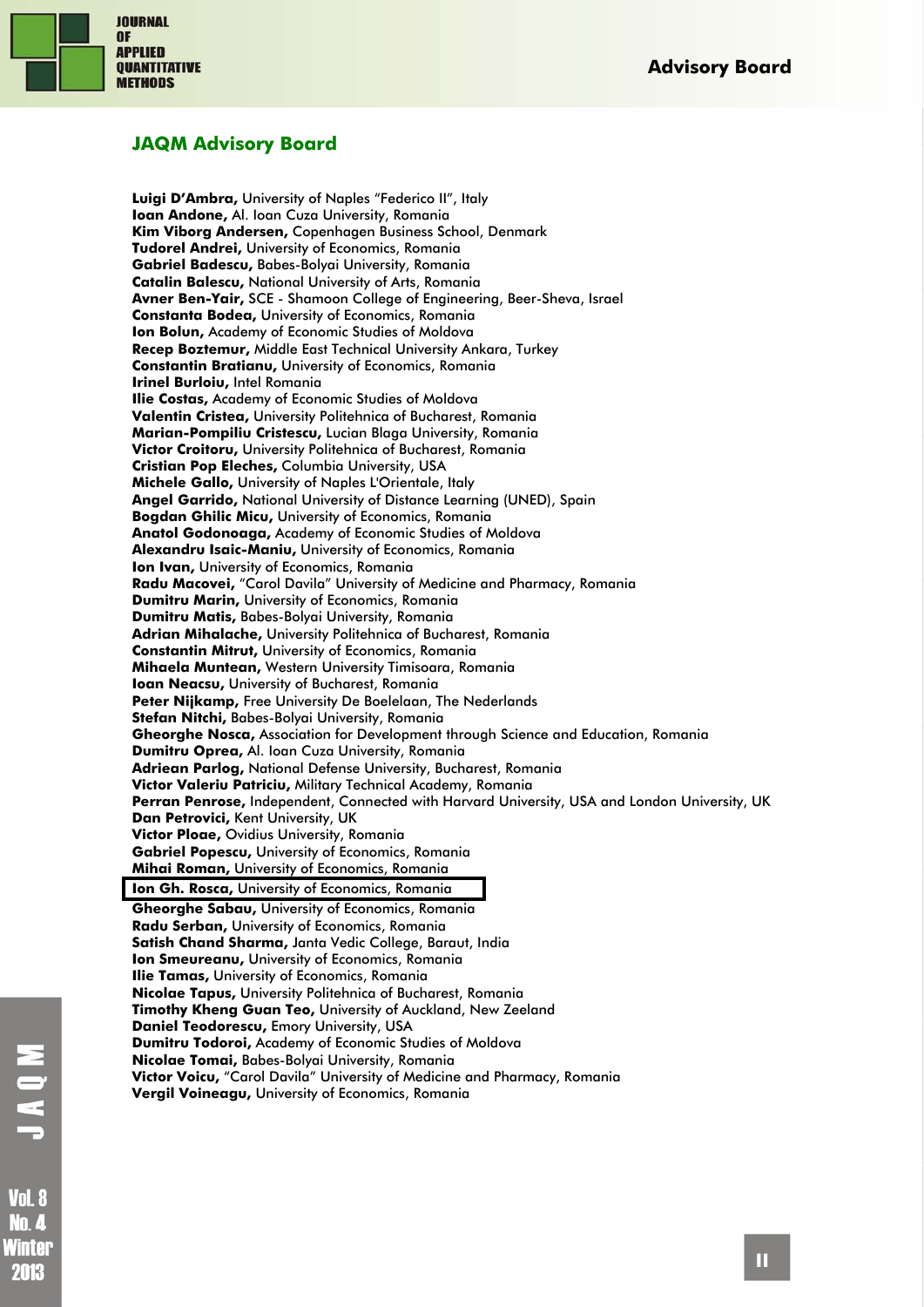## JAQM Advisory Board

**Luigi D'Ambra,** University of Naples "Federico II", Italy
**Ioan Andone,** Al. Ioan Cuza University, Romania
**Kim Viborg Andersen,** Copenhagen Business School, Denmark
**Tudorel Andrei,** University of Economics, Romania
**Gabriel Badescu,** Babes-Bolyai University, Romania
**Catalin Balescu,** National University of Arts, Romania
**Avner Ben-Yair,** SCE - Shamoon College of Engineering, Beer-Sheva, Israel
**Constanta Bodea,** University of Economics, Romania
**Ion Bolun,** Academy of Economic Studies of Moldova
**Recep Boztemur,** Middle East Technical University Ankara, Turkey
**Constantin Bratianu,** University of Economics, Romania
**Irinel Burloiu,** Intel Romania
**Ilie Costas,** Academy of Economic Studies of Moldova
**Valentin Cristea,** University Politehnica of Bucharest, Romania
**Marian-Pompiliu Cristescu,** Lucian Blaga University, Romania
**Victor Croitoru,** University Politehnica of Bucharest, Romania
**Cristian Pop Eleches,** Columbia University, USA
**Michele Gallo,** University of Naples L'Orientale, Italy
**Angel Garrido,** National University of Distance Learning (UNED), Spain
**Bogdan Ghilic Micu,** University of Economics, Romania
**Anatol Godonoaga,** Academy of Economic Studies of Moldova
**Alexandru Isaic-Maniu,** University of Economics, Romania
**Ion Ivan,** University of Economics, Romania
**Radu Macovei,** "Carol Davila" University of Medicine and Pharmacy, Romania
**Dumitru Marin,** University of Economics, Romania
**Dumitru Matis,** Babes-Bolyai University, Romania
**Adrian Mihalache,** University Politehnica of Bucharest, Romania
**Constantin Mitrut,** University of Economics, Romania
**Mihaela Muntean,** Western University Timisoara, Romania
**Ioan Neacsu,** University of Bucharest, Romania
**Peter Nijkamp,** Free University De Boelelaan, The Nederlands
**Stefan Nitchi,** Babes-Bolyai University, Romania
**Gheorghe Nosca,** Association for Development through Science and Education, Romania
**Dumitru Oprea,** Al. Ioan Cuza University, Romania
**Adriean Parlog,** National Defense University, Bucharest, Romania
**Victor Valeriu Patriciu,** Military Technical Academy, Romania
**Perran Penrose,** Independent, Connected with Harvard University, USA and London University, UK
**Dan Petrovici,** Kent University, UK
**Victor Ploae,** Ovidius University, Romania
**Gabriel Popescu,** University of Economics, Romania
**Mihai Roman,** University of Economics, Romania
**Ion Gh. Rosca,** University of Economics, Romania
**Gheorghe Sabau,** University of Economics, Romania
**Radu Serban,** University of Economics, Romania
**Satish Chand Sharma,** Janta Vedic College, Baraut, India
**Ion Smeureanu,** University of Economics, Romania
**Ilie Tamas,** University of Economics, Romania
**Nicolae Tapus,** University Politehnica of Bucharest, Romania
**Timothy Kheng Guan Teo,** University of Auckland, New Zeeland
**Daniel Teodorescu,** Emory University, USA
**Dumitru Todoroi,** Academy of Economic Studies of Moldova
**Nicolae Tomai,** Babes-Bolyai University, Romania
**Victor Voicu,** "Carol Davila" University of Medicine and Pharmacy, Romania
**Vergil Voineagu,** University of Economics, Romania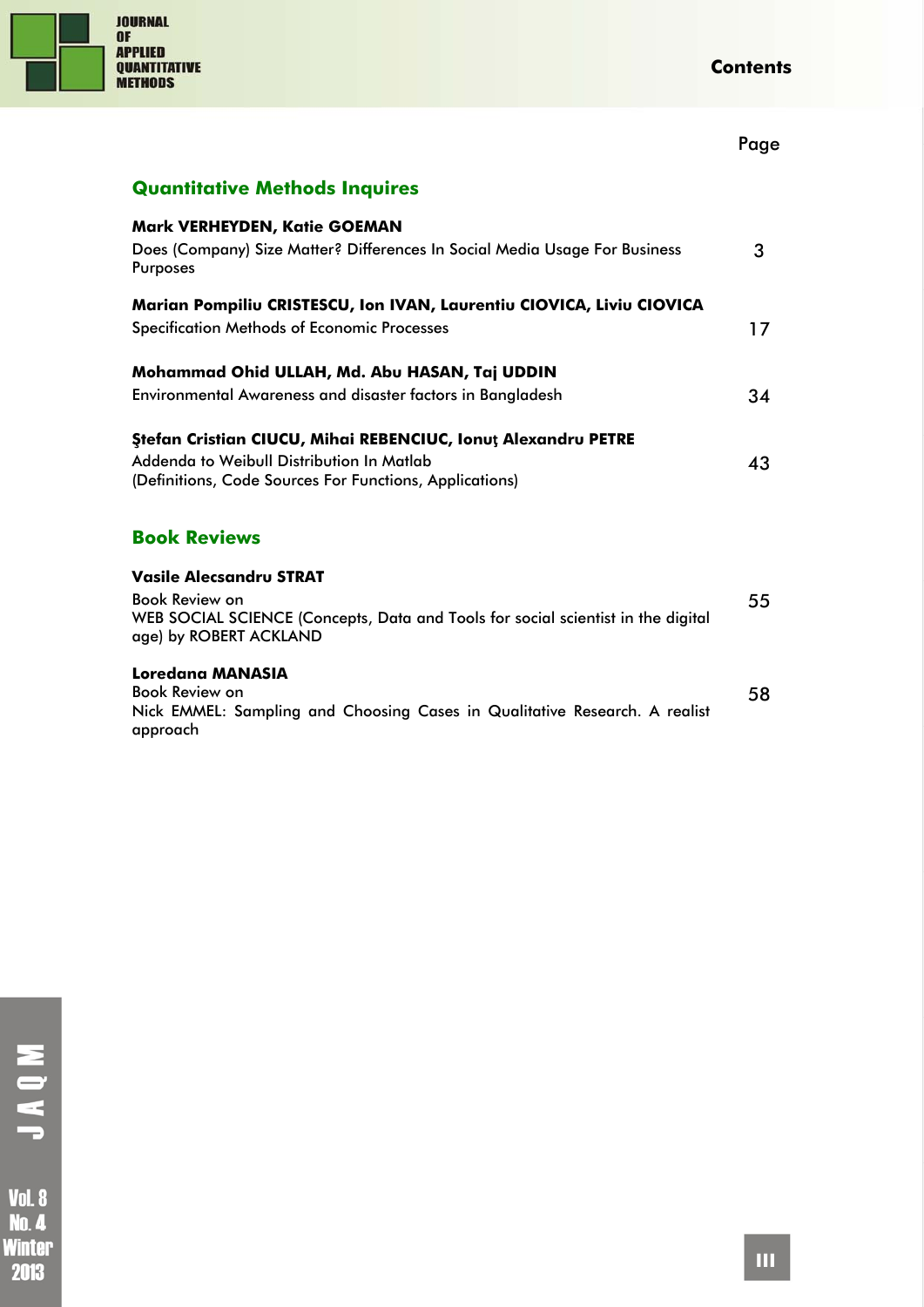# Contents

| | Page |
|---|---|
| **Quantitative Methods Inquires** | |
| **Mark VERHEYDEN, Katie GOEMAN**<br>Does (Company) Size Matter? Differences In Social Media Usage For Business Purposes | 3 |
| **Marian Pompiliu CRISTESCU, Ion IVAN, Laurentiu CIOVICA, Liviu CIOVICA**<br>Specification Methods of Economic Processes | 17 |
| **Mohammad Ohid ULLAH, Md. Abu HASAN, Taj UDDIN**<br>Environmental Awareness and disaster factors in Bangladesh | 34 |
| **Ştefan Cristian CIUCU, Mihai REBENCIUC, Ionuţ Alexandru PETRE**<br>Addenda to Weibull Distribution In Matlab<br>(Definitions, Code Sources For Functions, Applications) | 43 |
| **Book Reviews** | |
| **Vasile Alecsandru STRAT**<br>Book Review on<br>WEB SOCIAL SCIENCE (Concepts, Data and Tools for social scientist in the digital age) by ROBERT ACKLAND | 55 |
| **Loredana MANASIA**<br>Book Review on<br>Nick EMMEL: Sampling and Choosing Cases in Qualitative Research. A realist approach | 58 |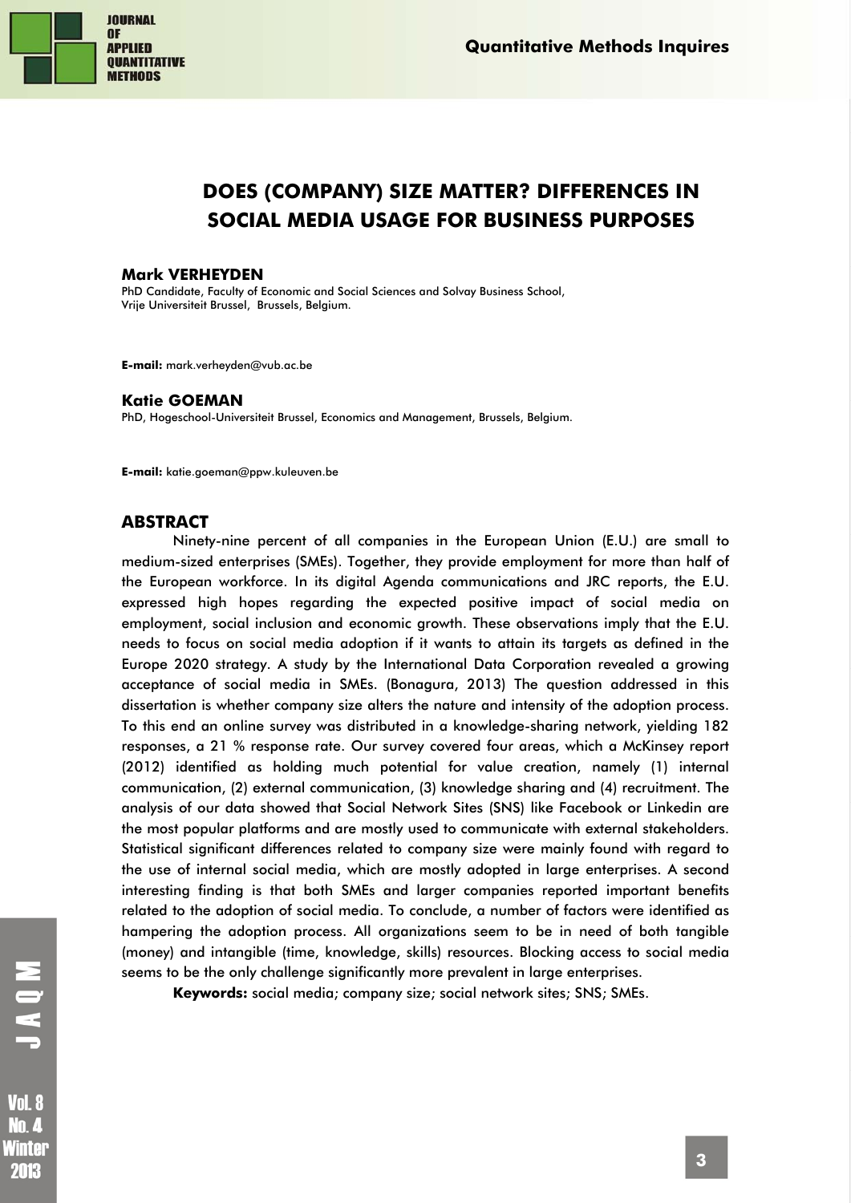# DOES (COMPANY) SIZE MATTER? DIFFERENCES IN SOCIAL MEDIA USAGE FOR BUSINESS PURPOSES

**Mark VERHEYDEN**
PhD Candidate, Faculty of Economic and Social Sciences and Solvay Business School, Vrije Universiteit Brussel, Brussels, Belgium.

**E-mail:** mark.verheyden@vub.ac.be

**Katie GOEMAN**
PhD, Hogeschool-Universiteit Brussel, Economics and Management, Brussels, Belgium.

**E-mail:** katie.goeman@ppw.kuleuven.be

## ABSTRACT

Ninety-nine percent of all companies in the European Union (E.U.) are small to medium-sized enterprises (SMEs). Together, they provide employment for more than half of the European workforce. In its digital Agenda communications and JRC reports, the E.U. expressed high hopes regarding the expected positive impact of social media on employment, social inclusion and economic growth. These observations imply that the E.U. needs to focus on social media adoption if it wants to attain its targets as defined in the Europe 2020 strategy. A study by the International Data Corporation revealed a growing acceptance of social media in SMEs. (Bonagura, 2013) The question addressed in this dissertation is whether company size alters the nature and intensity of the adoption process. To this end an online survey was distributed in a knowledge-sharing network, yielding 182 responses, a 21 % response rate. Our survey covered four areas, which a McKinsey report (2012) identified as holding much potential for value creation, namely (1) internal communication, (2) external communication, (3) knowledge sharing and (4) recruitment. The analysis of our data showed that Social Network Sites (SNS) like Facebook or Linkedin are the most popular platforms and are mostly used to communicate with external stakeholders. Statistical significant differences related to company size were mainly found with regard to the use of internal social media, which are mostly adopted in large enterprises. A second interesting finding is that both SMEs and larger companies reported important benefits related to the adoption of social media. To conclude, a number of factors were identified as hampering the adoption process. All organizations seem to be in need of both tangible (money) and intangible (time, knowledge, skills) resources. Blocking access to social media seems to be the only challenge significantly more prevalent in large enterprises.

**Keywords:** social media; company size; social network sites; SNS; SMEs.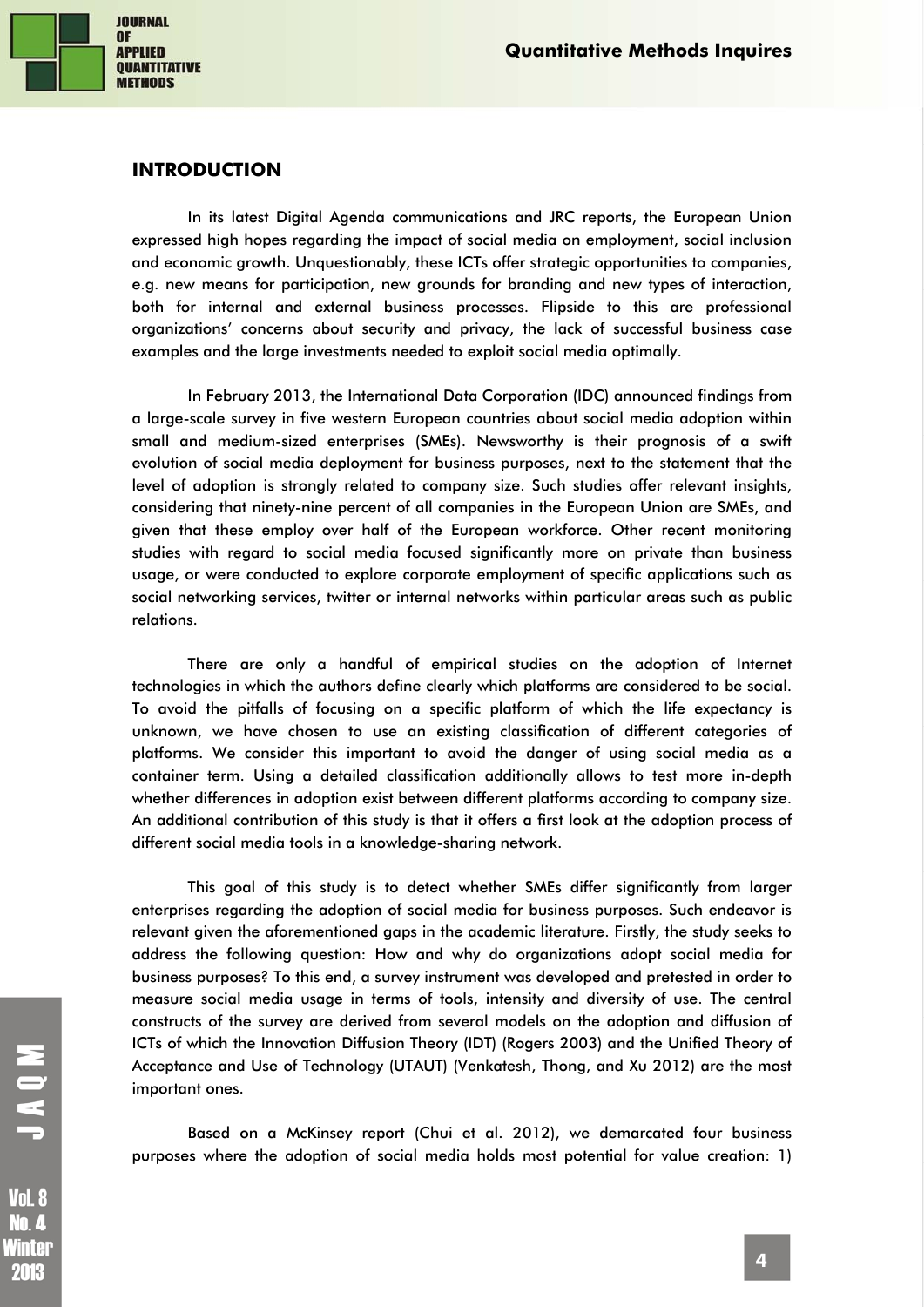## INTRODUCTION

In its latest Digital Agenda communications and JRC reports, the European Union expressed high hopes regarding the impact of social media on employment, social inclusion and economic growth. Unquestionably, these ICTs offer strategic opportunities to companies, e.g. new means for participation, new grounds for branding and new types of interaction, both for internal and external business processes. Flipside to this are professional organizations' concerns about security and privacy, the lack of successful business case examples and the large investments needed to exploit social media optimally.

In February 2013, the International Data Corporation (IDC) announced findings from a large-scale survey in five western European countries about social media adoption within small and medium-sized enterprises (SMEs). Newsworthy is their prognosis of a swift evolution of social media deployment for business purposes, next to the statement that the level of adoption is strongly related to company size. Such studies offer relevant insights, considering that ninety-nine percent of all companies in the European Union are SMEs, and given that these employ over half of the European workforce. Other recent monitoring studies with regard to social media focused significantly more on private than business usage, or were conducted to explore corporate employment of specific applications such as social networking services, twitter or internal networks within particular areas such as public relations.

There are only a handful of empirical studies on the adoption of Internet technologies in which the authors define clearly which platforms are considered to be social. To avoid the pitfalls of focusing on a specific platform of which the life expectancy is unknown, we have chosen to use an existing classification of different categories of platforms. We consider this important to avoid the danger of using social media as a container term. Using a detailed classification additionally allows to test more in-depth whether differences in adoption exist between different platforms according to company size. An additional contribution of this study is that it offers a first look at the adoption process of different social media tools in a knowledge-sharing network.

This goal of this study is to detect whether SMEs differ significantly from larger enterprises regarding the adoption of social media for business purposes. Such endeavor is relevant given the aforementioned gaps in the academic literature. Firstly, the study seeks to address the following question: How and why do organizations adopt social media for business purposes? To this end, a survey instrument was developed and pretested in order to measure social media usage in terms of tools, intensity and diversity of use. The central constructs of the survey are derived from several models on the adoption and diffusion of ICTs of which the Innovation Diffusion Theory (IDT) (Rogers 2003) and the Unified Theory of Acceptance and Use of Technology (UTAUT) (Venkatesh, Thong, and Xu 2012) are the most important ones.

Based on a McKinsey report (Chui et al. 2012), we demarcated four business purposes where the adoption of social media holds most potential for value creation: 1)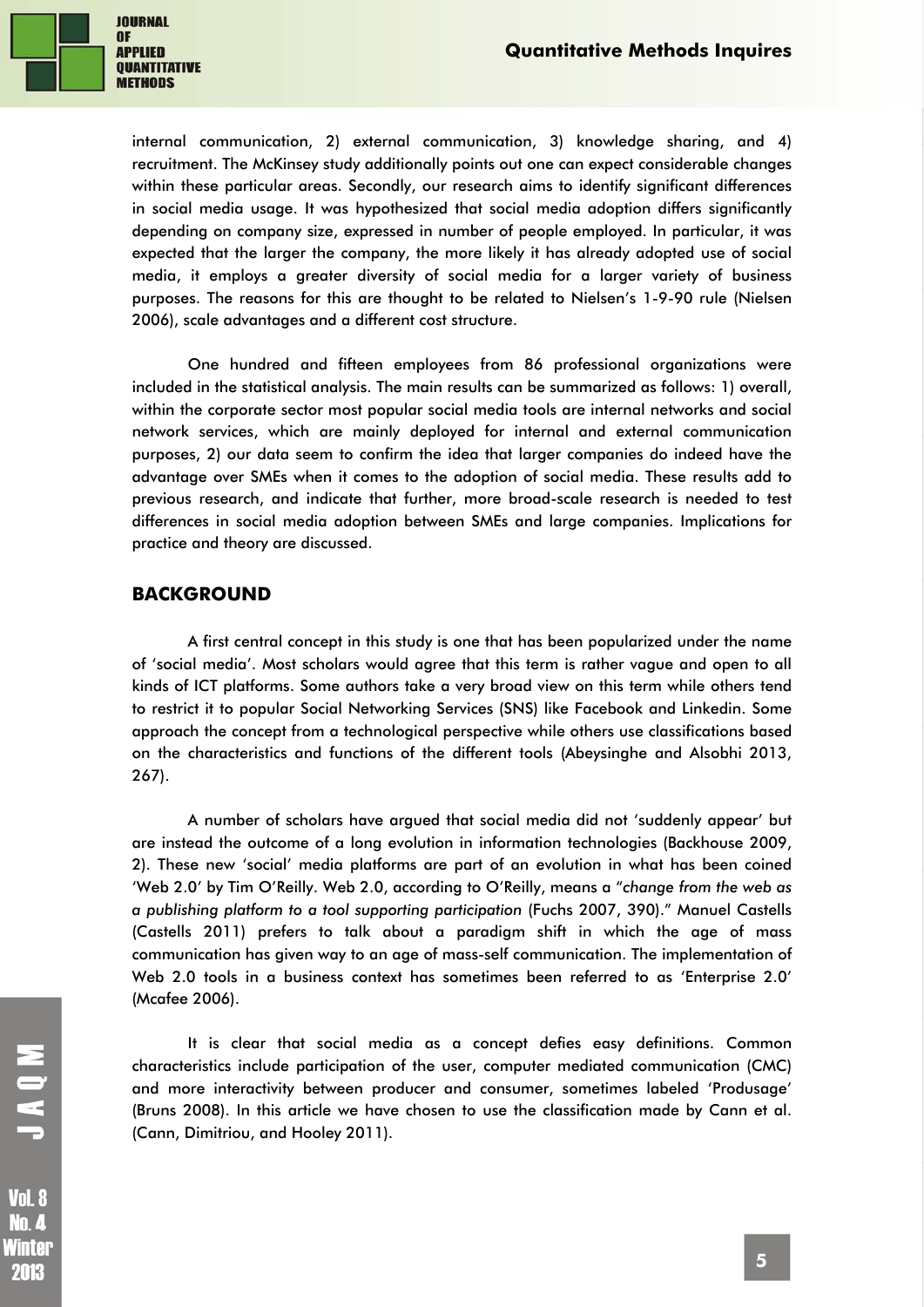internal communication, 2) external communication, 3) knowledge sharing, and 4) recruitment. The McKinsey study additionally points out one can expect considerable changes within these particular areas. Secondly, our research aims to identify significant differences in social media usage. It was hypothesized that social media adoption differs significantly depending on company size, expressed in number of people employed. In particular, it was expected that the larger the company, the more likely it has already adopted use of social media, it employs a greater diversity of social media for a larger variety of business purposes. The reasons for this are thought to be related to Nielsen's 1-9-90 rule (Nielsen 2006), scale advantages and a different cost structure.

One hundred and fifteen employees from 86 professional organizations were included in the statistical analysis. The main results can be summarized as follows: 1) overall, within the corporate sector most popular social media tools are internal networks and social network services, which are mainly deployed for internal and external communication purposes, 2) our data seem to confirm the idea that larger companies do indeed have the advantage over SMEs when it comes to the adoption of social media. These results add to previous research, and indicate that further, more broad-scale research is needed to test differences in social media adoption between SMEs and large companies. Implications for practice and theory are discussed.

## BACKGROUND

A first central concept in this study is one that has been popularized under the name of 'social media'. Most scholars would agree that this term is rather vague and open to all kinds of ICT platforms. Some authors take a very broad view on this term while others tend to restrict it to popular Social Networking Services (SNS) like Facebook and Linkedin. Some approach the concept from a technological perspective while others use classifications based on the characteristics and functions of the different tools (Abeysinghe and Alsobhi 2013, 267).

A number of scholars have argued that social media did not 'suddenly appear' but are instead the outcome of a long evolution in information technologies (Backhouse 2009, 2). These new 'social' media platforms are part of an evolution in what has been coined 'Web 2.0' by Tim O'Reilly. Web 2.0, according to O'Reilly, means a "*change from the web as a publishing platform to a tool supporting participation* (Fuchs 2007, 390)." Manuel Castells (Castells 2011) prefers to talk about a paradigm shift in which the age of mass communication has given way to an age of mass-self communication. The implementation of Web 2.0 tools in a business context has sometimes been referred to as 'Enterprise 2.0' (Mcafee 2006).

It is clear that social media as a concept defies easy definitions. Common characteristics include participation of the user, computer mediated communication (CMC) and more interactivity between producer and consumer, sometimes labeled 'Produsage' (Bruns 2008). In this article we have chosen to use the classification made by Cann et al. (Cann, Dimitriou, and Hooley 2011).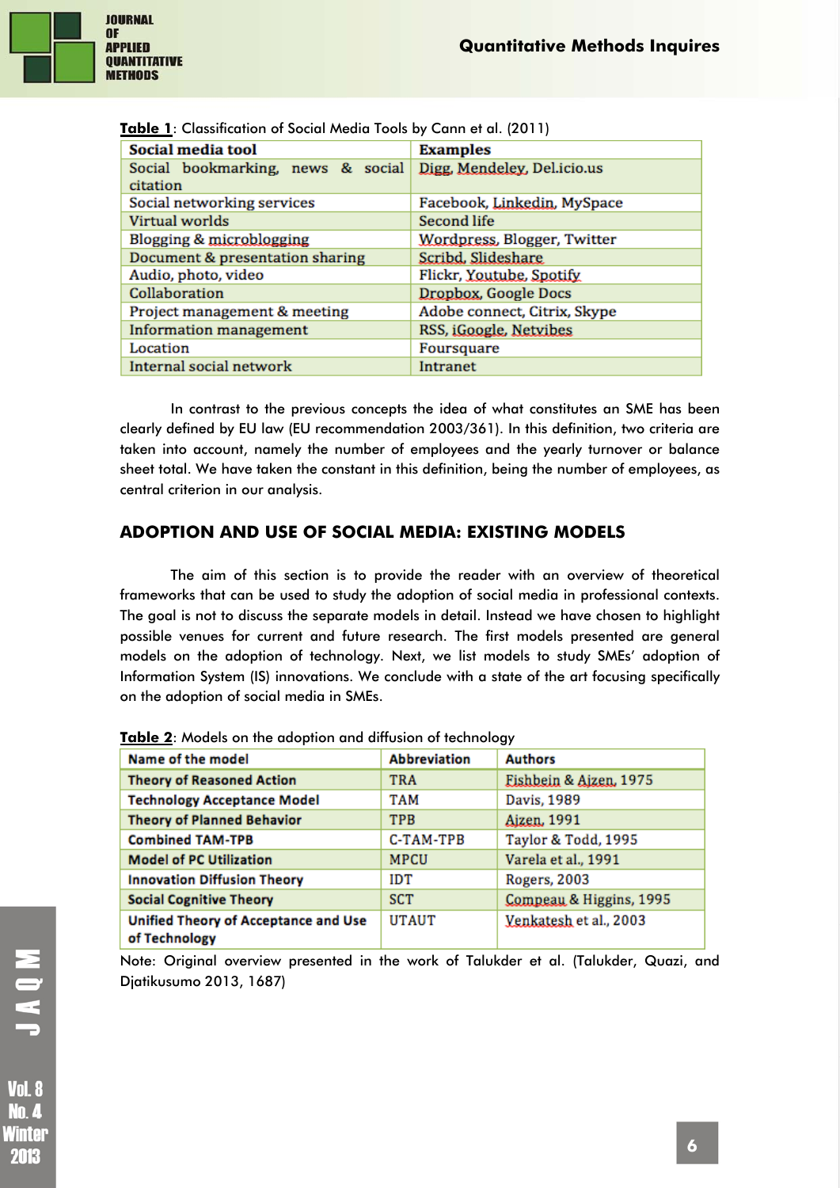**Table 1**: Classification of Social Media Tools by Cann et al. (2011)

| Social media tool | Examples |
| --- | --- |
| Social bookmarking, news & social citation | Digg, Mendeley, Del.icio.us |
| Social networking services | Facebook, Linkedin, MySpace |
| Virtual worlds | Second life |
| Blogging & microblogging | Wordpress, Blogger, Twitter |
| Document & presentation sharing | Scribd, Slideshare |
| Audio, photo, video | Flickr, Youtube, Spotify |
| Collaboration | Dropbox, Google Docs |
| Project management & meeting | Adobe connect, Citrix, Skype |
| Information management | RSS, iGoogle, Netvibes |
| Location | Foursquare |
| Internal social network | Intranet |

In contrast to the previous concepts the idea of what constitutes an SME has been clearly defined by EU law (EU recommendation 2003/361). In this definition, two criteria are taken into account, namely the number of employees and the yearly turnover or balance sheet total. We have taken the constant in this definition, being the number of employees, as central criterion in our analysis.

## ADOPTION AND USE OF SOCIAL MEDIA: EXISTING MODELS

The aim of this section is to provide the reader with an overview of theoretical frameworks that can be used to study the adoption of social media in professional contexts. The goal is not to discuss the separate models in detail. Instead we have chosen to highlight possible venues for current and future research. The first models presented are general models on the adoption of technology. Next, we list models to study SMEs' adoption of Information System (IS) innovations. We conclude with a state of the art focusing specifically on the adoption of social media in SMEs.

**Table 2**: Models on the adoption and diffusion of technology

| Name of the model | Abbreviation | Authors |
| --- | --- | --- |
| Theory of Reasoned Action | TRA | Fishbein & Ajzen, 1975 |
| Technology Acceptance Model | TAM | Davis, 1989 |
| Theory of Planned Behavior | TPB | Ajzen, 1991 |
| Combined TAM-TPB | C-TAM-TPB | Taylor & Todd, 1995 |
| Model of PC Utilization | MPCU | Varela et al., 1991 |
| Innovation Diffusion Theory | IDT | Rogers, 2003 |
| Social Cognitive Theory | SCT | Compeau & Higgins, 1995 |
| Unified Theory of Acceptance and Use of Technology | UTAUT | Venkatesh et al., 2003 |

Note: Original overview presented in the work of Talukder et al. (Talukder, Quazi, and Djatikusumo 2013, 1687)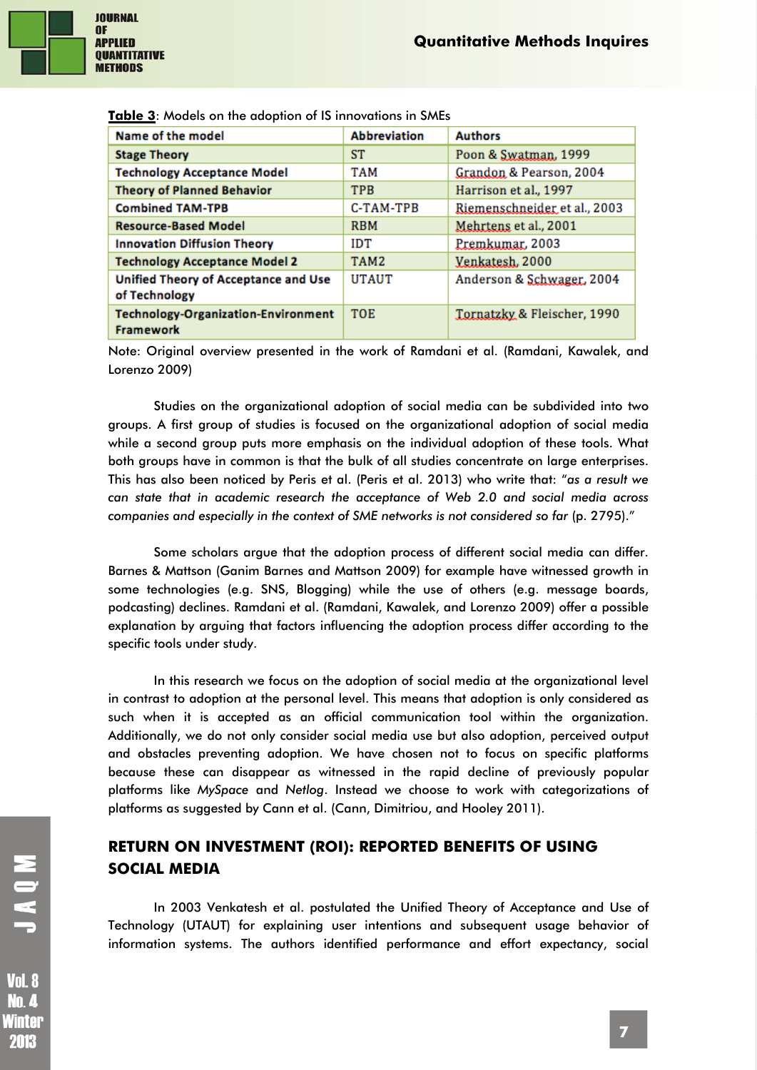**Table 3**: Models on the adoption of IS innovations in SMEs

| Name of the model | Abbreviation | Authors |
| --- | --- | --- |
| Stage Theory | ST | Poon & Swatman, 1999 |
| Technology Acceptance Model | TAM | Grandon & Pearson, 2004 |
| Theory of Planned Behavior | TPB | Harrison et al., 1997 |
| Combined TAM-TPB | C-TAM-TPB | Riemenschneider et al., 2003 |
| Resource-Based Model | RBM | Mehrtens et al., 2001 |
| Innovation Diffusion Theory | IDT | Premkumar, 2003 |
| Technology Acceptance Model 2 | TAM2 | Venkatesh, 2000 |
| Unified Theory of Acceptance and Use of Technology | UTAUT | Anderson & Schwager, 2004 |
| Technology-Organization-Environment Framework | TOE | Tornatzky & Fleischer, 1990 |

Note: Original overview presented in the work of Ramdani et al. (Ramdani, Kawalek, and Lorenzo 2009)

Studies on the organizational adoption of social media can be subdivided into two groups. A first group of studies is focused on the organizational adoption of social media while a second group puts more emphasis on the individual adoption of these tools. What both groups have in common is that the bulk of all studies concentrate on large enterprises. This has also been noticed by Peris et al. (Peris et al. 2013) who write that: "*as a result we can state that in academic research the acceptance of Web 2.0 and social media across companies and especially in the context of SME networks is not considered so far* (p. 2795)."

Some scholars argue that the adoption process of different social media can differ. Barnes & Mattson (Ganim Barnes and Mattson 2009) for example have witnessed growth in some technologies (e.g. SNS, Blogging) while the use of others (e.g. message boards, podcasting) declines. Ramdani et al. (Ramdani, Kawalek, and Lorenzo 2009) offer a possible explanation by arguing that factors influencing the adoption process differ according to the specific tools under study.

In this research we focus on the adoption of social media at the organizational level in contrast to adoption at the personal level. This means that adoption is only considered as such when it is accepted as an official communication tool within the organization. Additionally, we do not only consider social media use but also adoption, perceived output and obstacles preventing adoption. We have chosen not to focus on specific platforms because these can disappear as witnessed in the rapid decline of previously popular platforms like *MySpace* and *Netlog*. Instead we choose to work with categorizations of platforms as suggested by Cann et al. (Cann, Dimitriou, and Hooley 2011).

## RETURN ON INVESTMENT (ROI): REPORTED BENEFITS OF USING SOCIAL MEDIA

In 2003 Venkatesh et al. postulated the Unified Theory of Acceptance and Use of Technology (UTAUT) for explaining user intentions and subsequent usage behavior of information systems. The authors identified performance and effort expectancy, social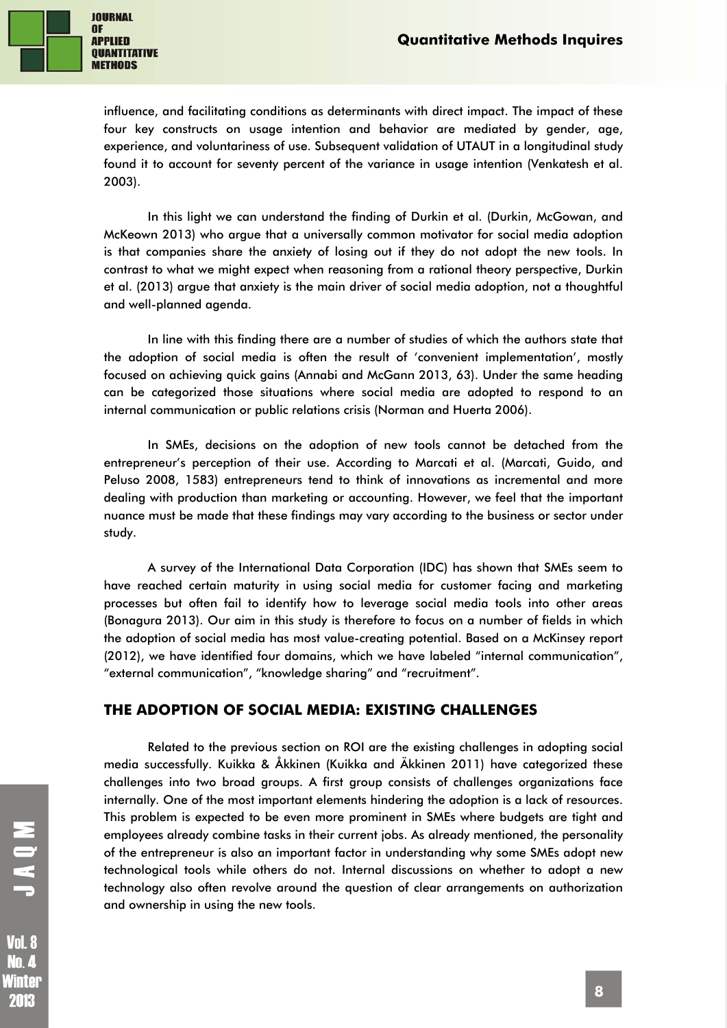influence, and facilitating conditions as determinants with direct impact. The impact of these four key constructs on usage intention and behavior are mediated by gender, age, experience, and voluntariness of use. Subsequent validation of UTAUT in a longitudinal study found it to account for seventy percent of the variance in usage intention (Venkatesh et al. 2003).

In this light we can understand the finding of Durkin et al. (Durkin, McGowan, and McKeown 2013) who argue that a universally common motivator for social media adoption is that companies share the anxiety of losing out if they do not adopt the new tools. In contrast to what we might expect when reasoning from a rational theory perspective, Durkin et al. (2013) argue that anxiety is the main driver of social media adoption, not a thoughtful and well-planned agenda.

In line with this finding there are a number of studies of which the authors state that the adoption of social media is often the result of 'convenient implementation', mostly focused on achieving quick gains (Annabi and McGann 2013, 63). Under the same heading can be categorized those situations where social media are adopted to respond to an internal communication or public relations crisis (Norman and Huerta 2006).

In SMEs, decisions on the adoption of new tools cannot be detached from the entrepreneur's perception of their use. According to Marcati et al. (Marcati, Guido, and Peluso 2008, 1583) entrepreneurs tend to think of innovations as incremental and more dealing with production than marketing or accounting. However, we feel that the important nuance must be made that these findings may vary according to the business or sector under study.

A survey of the International Data Corporation (IDC) has shown that SMEs seem to have reached certain maturity in using social media for customer facing and marketing processes but often fail to identify how to leverage social media tools into other areas (Bonagura 2013). Our aim in this study is therefore to focus on a number of fields in which the adoption of social media has most value-creating potential. Based on a McKinsey report (2012), we have identified four domains, which we have labeled "internal communication", "external communication", "knowledge sharing" and "recruitment".

## THE ADOPTION OF SOCIAL MEDIA: EXISTING CHALLENGES

Related to the previous section on ROI are the existing challenges in adopting social media successfully. Kuikka & Åkkinen (Kuikka and Äkkinen 2011) have categorized these challenges into two broad groups. A first group consists of challenges organizations face internally. One of the most important elements hindering the adoption is a lack of resources. This problem is expected to be even more prominent in SMEs where budgets are tight and employees already combine tasks in their current jobs. As already mentioned, the personality of the entrepreneur is also an important factor in understanding why some SMEs adopt new technological tools while others do not. Internal discussions on whether to adopt a new technology also often revolve around the question of clear arrangements on authorization and ownership in using the new tools.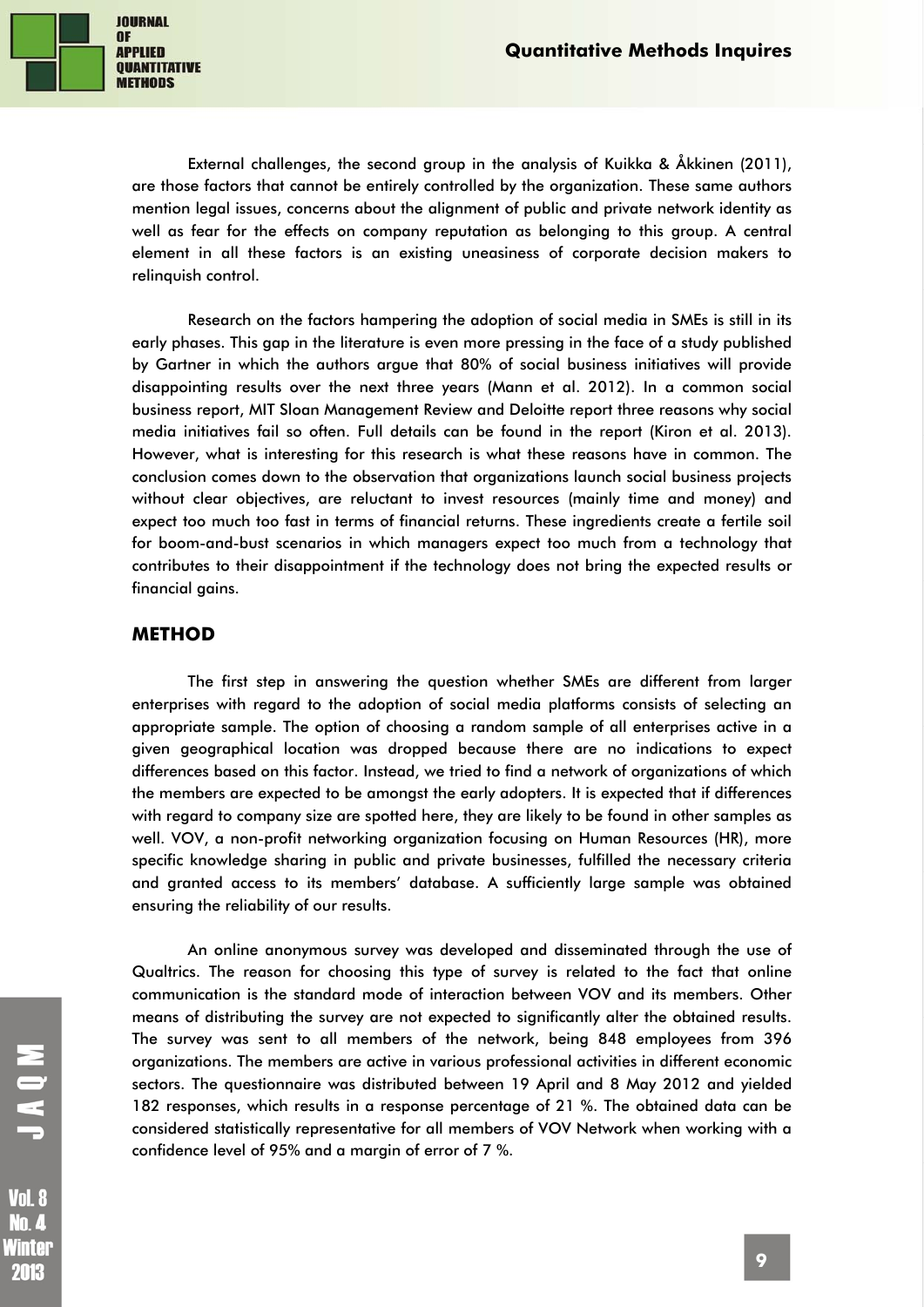External challenges, the second group in the analysis of Kuikka & Åkkinen (2011), are those factors that cannot be entirely controlled by the organization. These same authors mention legal issues, concerns about the alignment of public and private network identity as well as fear for the effects on company reputation as belonging to this group. A central element in all these factors is an existing uneasiness of corporate decision makers to relinquish control.

Research on the factors hampering the adoption of social media in SMEs is still in its early phases. This gap in the literature is even more pressing in the face of a study published by Gartner in which the authors argue that 80% of social business initiatives will provide disappointing results over the next three years (Mann et al. 2012). In a common social business report, MIT Sloan Management Review and Deloitte report three reasons why social media initiatives fail so often. Full details can be found in the report (Kiron et al. 2013). However, what is interesting for this research is what these reasons have in common. The conclusion comes down to the observation that organizations launch social business projects without clear objectives, are reluctant to invest resources (mainly time and money) and expect too much too fast in terms of financial returns. These ingredients create a fertile soil for boom-and-bust scenarios in which managers expect too much from a technology that contributes to their disappointment if the technology does not bring the expected results or financial gains.

## METHOD

The first step in answering the question whether SMEs are different from larger enterprises with regard to the adoption of social media platforms consists of selecting an appropriate sample. The option of choosing a random sample of all enterprises active in a given geographical location was dropped because there are no indications to expect differences based on this factor. Instead, we tried to find a network of organizations of which the members are expected to be amongst the early adopters. It is expected that if differences with regard to company size are spotted here, they are likely to be found in other samples as well. VOV, a non-profit networking organization focusing on Human Resources (HR), more specific knowledge sharing in public and private businesses, fulfilled the necessary criteria and granted access to its members' database. A sufficiently large sample was obtained ensuring the reliability of our results.

An online anonymous survey was developed and disseminated through the use of Qualtrics. The reason for choosing this type of survey is related to the fact that online communication is the standard mode of interaction between VOV and its members. Other means of distributing the survey are not expected to significantly alter the obtained results. The survey was sent to all members of the network, being 848 employees from 396 organizations. The members are active in various professional activities in different economic sectors. The questionnaire was distributed between 19 April and 8 May 2012 and yielded 182 responses, which results in a response percentage of 21 %. The obtained data can be considered statistically representative for all members of VOV Network when working with a confidence level of 95% and a margin of error of 7 %.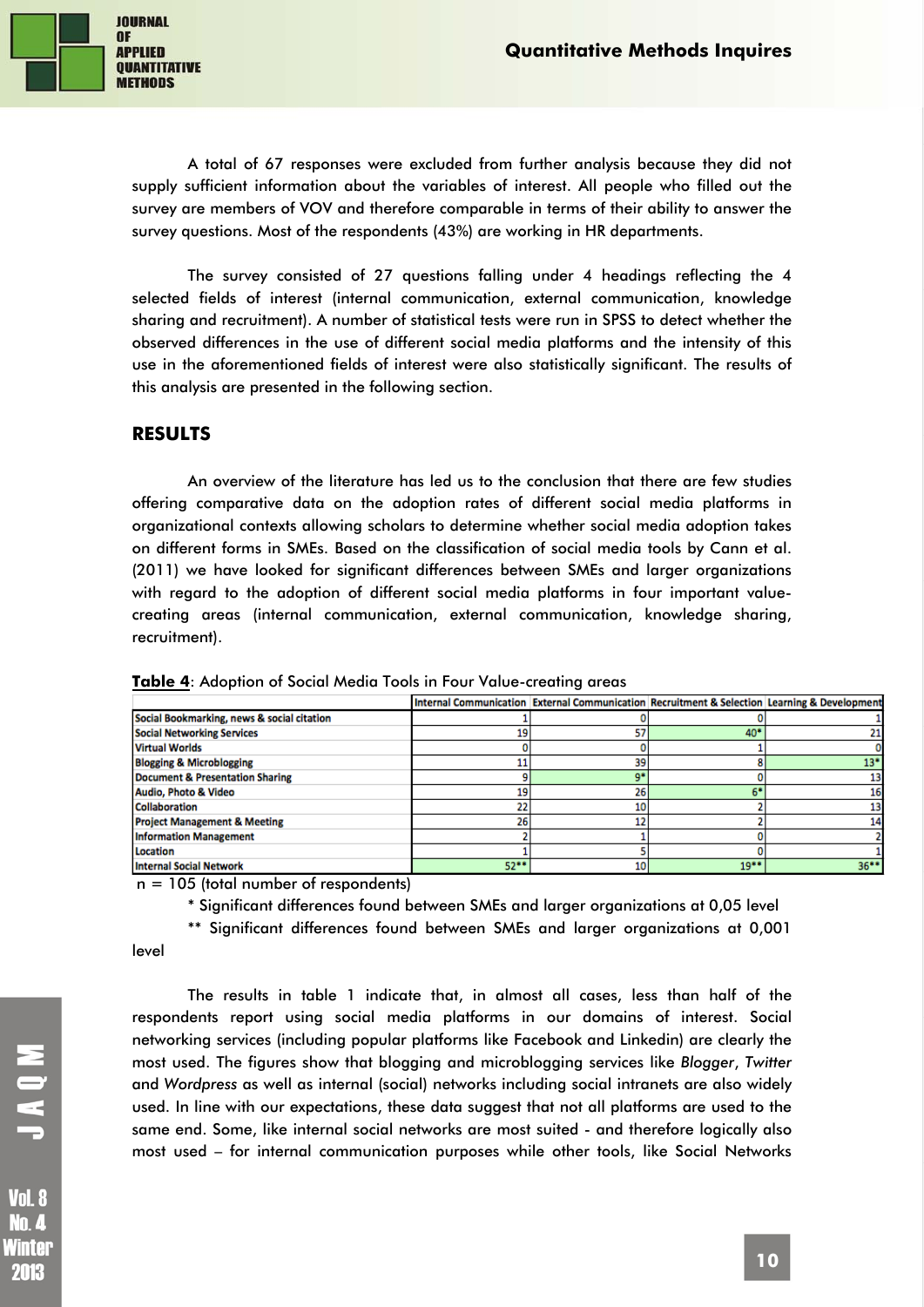A total of 67 responses were excluded from further analysis because they did not supply sufficient information about the variables of interest. All people who filled out the survey are members of VOV and therefore comparable in terms of their ability to answer the survey questions. Most of the respondents (43%) are working in HR departments.

The survey consisted of 27 questions falling under 4 headings reflecting the 4 selected fields of interest (internal communication, external communication, knowledge sharing and recruitment). A number of statistical tests were run in SPSS to detect whether the observed differences in the use of different social media platforms and the intensity of this use in the aforementioned fields of interest were also statistically significant. The results of this analysis are presented in the following section.

## RESULTS

An overview of the literature has led us to the conclusion that there are few studies offering comparative data on the adoption rates of different social media platforms in organizational contexts allowing scholars to determine whether social media adoption takes on different forms in SMEs. Based on the classification of social media tools by Cann et al. (2011) we have looked for significant differences between SMEs and larger organizations with regard to the adoption of different social media platforms in four important value-creating areas (internal communication, external communication, knowledge sharing, recruitment).

**Table 4**: Adoption of Social Media Tools in Four Value-creating areas

| | Internal Communication | External Communication | Recruitment & Selection | Learning & Development |
|---|---|---|---|---|
| Social Bookmarking, news & social citation | 1 | 0 | 0 | 1 |
| Social Networking Services | 19 | 57 | 40* | 21 |
| Virtual Worlds | 0 | 0 | 1 | 0 |
| Blogging & Microblogging | 11 | 39 | 8 | 13* |
| Document & Presentation Sharing | 9 | 9* | 0 | 13 |
| Audio, Photo & Video | 19 | 26 | 6* | 16 |
| Collaboration | 22 | 10 | 2 | 13 |
| Project Management & Meeting | 26 | 12 | 2 | 14 |
| Information Management | 2 | 1 | 0 | 2 |
| Location | 1 | 5 | 0 | 1 |
| Internal Social Network | 52** | 10 | 19** | 36** |

n = 105 (total number of respondents)

\* Significant differences found between SMEs and larger organizations at 0,05 level

** Significant differences found between SMEs and larger organizations at 0,001 level

The results in table 1 indicate that, in almost all cases, less than half of the respondents report using social media platforms in our domains of interest. Social networking services (including popular platforms like Facebook and Linkedin) are clearly the most used. The figures show that blogging and microblogging services like *Blogger*, *Twitter* and *Wordpress* as well as internal (social) networks including social intranets are also widely used. In line with our expectations, these data suggest that not all platforms are used to the same end. Some, like internal social networks are most suited - and therefore logically also most used – for internal communication purposes while other tools, like Social Networks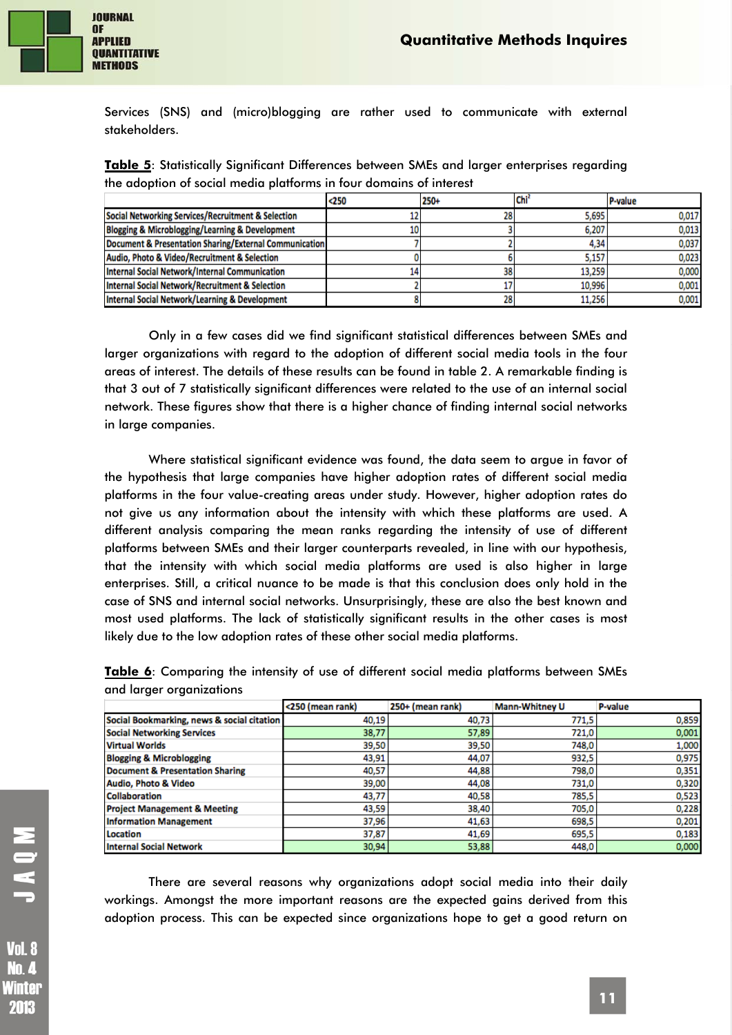Services (SNS) and (micro)blogging are rather used to communicate with external stakeholders.

**Table 5**: Statistically Significant Differences between SMEs and larger enterprises regarding the adoption of social media platforms in four domains of interest

| | <250 | 250+ | $Chi^2$ | P-value |
|---|---|---|---|---|
| Social Networking Services/Recruitment & Selection | 12 | 28 | 5,695 | 0,017 |
| Blogging & Microblogging/Learning & Development | 10 | 3 | 6,207 | 0,013 |
| Document & Presentation Sharing/External Communication | 7 | 2 | 4,34 | 0,037 |
| Audio, Photo & Video/Recruitment & Selection | 0 | 6 | 5,157 | 0,023 |
| Internal Social Network/Internal Communication | 14 | 38 | 13,259 | 0,000 |
| Internal Social Network/Recruitment & Selection | 2 | 17 | 10,996 | 0,001 |
| Internal Social Network/Learning & Development | 8 | 28 | 11,256 | 0,001 |

Only in a few cases did we find significant statistical differences between SMEs and larger organizations with regard to the adoption of different social media tools in the four areas of interest. The details of these results can be found in table 2. A remarkable finding is that 3 out of 7 statistically significant differences were related to the use of an internal social network. These figures show that there is a higher chance of finding internal social networks in large companies.

Where statistical significant evidence was found, the data seem to argue in favor of the hypothesis that large companies have higher adoption rates of different social media platforms in the four value-creating areas under study. However, higher adoption rates do not give us any information about the intensity with which these platforms are used. A different analysis comparing the mean ranks regarding the intensity of use of different platforms between SMEs and their larger counterparts revealed, in line with our hypothesis, that the intensity with which social media platforms are used is also higher in large enterprises. Still, a critical nuance to be made is that this conclusion does only hold in the case of SNS and internal social networks. Unsurprisingly, these are also the best known and most used platforms. The lack of statistically significant results in the other cases is most likely due to the low adoption rates of these other social media platforms.

**Table 6**: Comparing the intensity of use of different social media platforms between SMEs and larger organizations

| | <250 (mean rank) | 250+ (mean rank) | Mann-Whitney U | P-value |
|---|---|---|---|---|
| Social Bookmarking, news & social citation | 40,19 | 40,73 | 771,5 | 0,859 |
| Social Networking Services | 38,77 | 57,89 | 721,0 | 0,001 |
| Virtual Worlds | 39,50 | 39,50 | 748,0 | 1,000 |
| Blogging & Microblogging | 43,91 | 44,07 | 932,5 | 0,975 |
| Document & Presentation Sharing | 40,57 | 44,88 | 798,0 | 0,351 |
| Audio, Photo & Video | 39,00 | 44,08 | 731,0 | 0,320 |
| Collaboration | 43,77 | 40,58 | 785,5 | 0,523 |
| Project Management & Meeting | 43,59 | 38,40 | 705,0 | 0,228 |
| Information Management | 37,96 | 41,63 | 698,5 | 0,201 |
| Location | 37,87 | 41,69 | 695,5 | 0,183 |
| Internal Social Network | 30,94 | 53,88 | 448,0 | 0,000 |

There are several reasons why organizations adopt social media into their daily workings. Amongst the more important reasons are the expected gains derived from this adoption process. This can be expected since organizations hope to get a good return on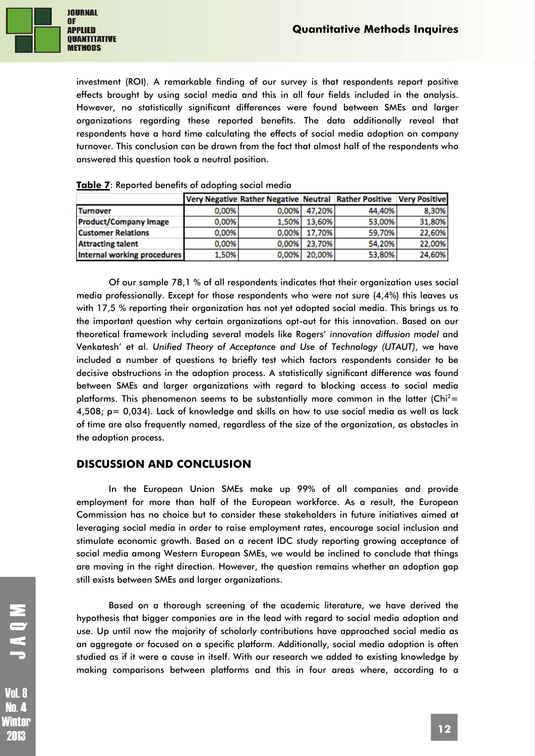investment (ROI). A remarkable finding of our survey is that respondents report positive effects brought by using social media and this in all four fields included in the analysis. However, no statistically significant differences were found between SMEs and larger organizations regarding these reported benefits. The data additionally reveal that respondents have a hard time calculating the effects of social media adoption on company turnover. This conclusion can be drawn from the fact that almost half of the respondents who answered this question took a neutral position.

**Table 7**: Reported benefits of adopting social media

| | Very Negative | Rather Negative | Neutral | Rather Positive | Very Positive |
|---|---|---|---|---|---|
| Turnover | 0,00% | 0,00% | 47,20% | 44,40% | 8,30% |
| Product/Company Image | 0,00% | 1,50% | 13,60% | 53,00% | 31,80% |
| Customer Relations | 0,00% | 0,00% | 17,70% | 59,70% | 22,60% |
| Attracting talent | 0,00% | 0,00% | 23,70% | 54,20% | 22,00% |
| Internal working procedures | 1,50% | 0,00% | 20,00% | 53,80% | 24,60% |

Of our sample 78,1 % of all respondents indicates that their organization uses social media professionally. Except for those respondents who were not sure (4,4%) this leaves us with 17,5 % reporting their organization has not yet adopted social media. This brings us to the important question why certain organizations opt-out for this innovation. Based on our theoretical framework including several models like Rogers' *innovation diffusion model* and Venkatesh' et al. *Unified Theory of Acceptance and Use of Technology (UTAUT)*, we have included a number of questions to briefly test which factors respondents consider to be decisive obstructions in the adoption process. A statistically significant difference was found between SMEs and larger organizations with regard to blocking access to social media platforms. This phenomenon seems to be substantially more common in the latter ($Chi^2$= 4,508; p= 0,034). Lack of knowledge and skills on how to use social media as well as lack of time are also frequently named, regardless of the size of the organization, as obstacles in the adoption process.

## DISCUSSION AND CONCLUSION

In the European Union SMEs make up 99% of all companies and provide employment for more than half of the European workforce. As a result, the European Commission has no choice but to consider these stakeholders in future initiatives aimed at leveraging social media in order to raise employment rates, encourage social inclusion and stimulate economic growth. Based on a recent IDC study reporting growing acceptance of social media among Western European SMEs, we would be inclined to conclude that things are moving in the right direction. However, the question remains whether an adoption gap still exists between SMEs and larger organizations.

Based on a thorough screening of the academic literature, we have derived the hypothesis that bigger companies are in the lead with regard to social media adoption and use. Up until now the majority of scholarly contributions have approached social media as an aggregate or focused on a specific platform. Additionally, social media adoption is often studied as if it were a cause in itself. With our research we added to existing knowledge by making comparisons between platforms and this in four areas where, according to a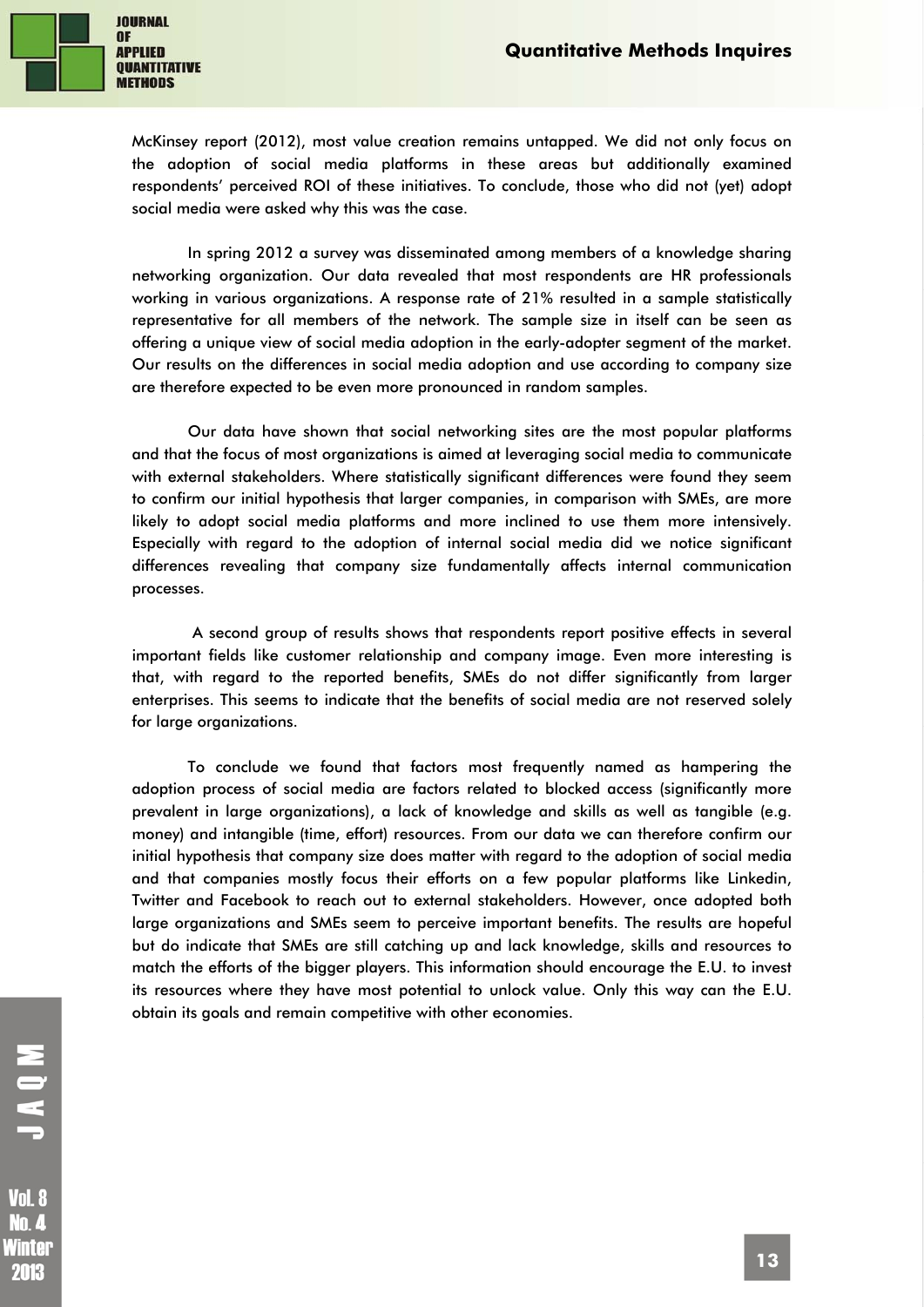McKinsey report (2012), most value creation remains untapped. We did not only focus on the adoption of social media platforms in these areas but additionally examined respondents' perceived ROI of these initiatives. To conclude, those who did not (yet) adopt social media were asked why this was the case.

In spring 2012 a survey was disseminated among members of a knowledge sharing networking organization. Our data revealed that most respondents are HR professionals working in various organizations. A response rate of 21% resulted in a sample statistically representative for all members of the network. The sample size in itself can be seen as offering a unique view of social media adoption in the early-adopter segment of the market. Our results on the differences in social media adoption and use according to company size are therefore expected to be even more pronounced in random samples.

Our data have shown that social networking sites are the most popular platforms and that the focus of most organizations is aimed at leveraging social media to communicate with external stakeholders. Where statistically significant differences were found they seem to confirm our initial hypothesis that larger companies, in comparison with SMEs, are more likely to adopt social media platforms and more inclined to use them more intensively. Especially with regard to the adoption of internal social media did we notice significant differences revealing that company size fundamentally affects internal communication processes.

A second group of results shows that respondents report positive effects in several important fields like customer relationship and company image. Even more interesting is that, with regard to the reported benefits, SMEs do not differ significantly from larger enterprises. This seems to indicate that the benefits of social media are not reserved solely for large organizations.

To conclude we found that factors most frequently named as hampering the adoption process of social media are factors related to blocked access (significantly more prevalent in large organizations), a lack of knowledge and skills as well as tangible (e.g. money) and intangible (time, effort) resources. From our data we can therefore confirm our initial hypothesis that company size does matter with regard to the adoption of social media and that companies mostly focus their efforts on a few popular platforms like Linkedin, Twitter and Facebook to reach out to external stakeholders. However, once adopted both large organizations and SMEs seem to perceive important benefits. The results are hopeful but do indicate that SMEs are still catching up and lack knowledge, skills and resources to match the efforts of the bigger players. This information should encourage the E.U. to invest its resources where they have most potential to unlock value. Only this way can the E.U. obtain its goals and remain competitive with other economies.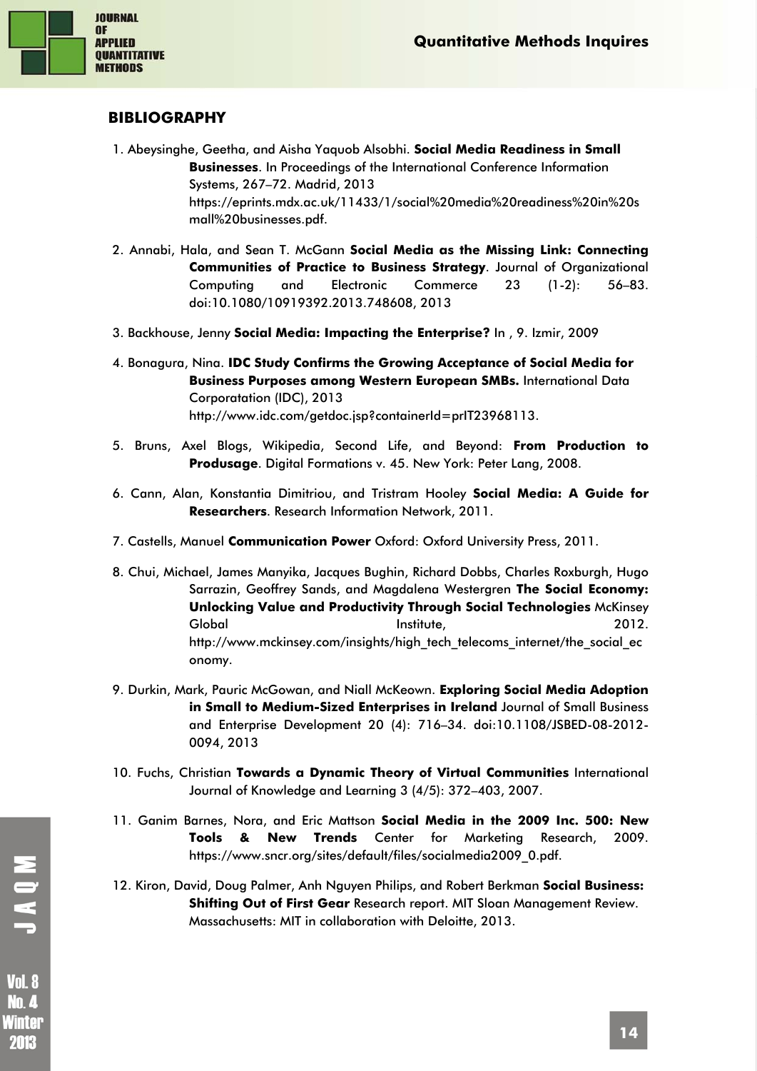## BIBLIOGRAPHY

1. Abeysinghe, Geetha, and Aisha Yaquob Alsobhi. **Social Media Readiness in Small Businesses**. In Proceedings of the International Conference Information Systems, 267–72. Madrid, 2013 https://eprints.mdx.ac.uk/11433/1/social%20media%20readiness%20in%20small%20businesses.pdf.
2. Annabi, Hala, and Sean T. McGann **Social Media as the Missing Link: Connecting Communities of Practice to Business Strategy**. Journal of Organizational Computing and Electronic Commerce 23 (1-2): 56–83. doi:10.1080/10919392.2013.748608, 2013
3. Backhouse, Jenny **Social Media: Impacting the Enterprise?** In , 9. Izmir, 2009
4. Bonagura, Nina. **IDC Study Confirms the Growing Acceptance of Social Media for Business Purposes among Western European SMBs.** International Data Corporatation (IDC), 2013 http://www.idc.com/getdoc.jsp?containerId=prIT23968113.
5. Bruns, Axel Blogs, Wikipedia, Second Life, and Beyond: **From Production to Produsage**. Digital Formations v. 45. New York: Peter Lang, 2008.
6. Cann, Alan, Konstantia Dimitriou, and Tristram Hooley **Social Media: A Guide for Researchers**. Research Information Network, 2011.
7. Castells, Manuel **Communication Power** Oxford: Oxford University Press, 2011.
8. Chui, Michael, James Manyika, Jacques Bughin, Richard Dobbs, Charles Roxburgh, Hugo Sarrazin, Geoffrey Sands, and Magdalena Westergren **The Social Economy: Unlocking Value and Productivity Through Social Technologies** McKinsey Global Institute, 2012. http://www.mckinsey.com/insights/high_tech_telecoms_internet/the_social_economy.
9. Durkin, Mark, Pauric McGowan, and Niall McKeown. **Exploring Social Media Adoption in Small to Medium-Sized Enterprises in Ireland** Journal of Small Business and Enterprise Development 20 (4): 716–34. doi:10.1108/JSBED-08-2012-0094, 2013
10. Fuchs, Christian **Towards a Dynamic Theory of Virtual Communities** International Journal of Knowledge and Learning 3 (4/5): 372–403, 2007.
11. Ganim Barnes, Nora, and Eric Mattson **Social Media in the 2009 Inc. 500: New Tools & New Trends** Center for Marketing Research, 2009. https://www.sncr.org/sites/default/files/socialmedia2009_0.pdf.
12. Kiron, David, Doug Palmer, Anh Nguyen Philips, and Robert Berkman **Social Business: Shifting Out of First Gear** Research report. MIT Sloan Management Review. Massachusetts: MIT in collaboration with Deloitte, 2013.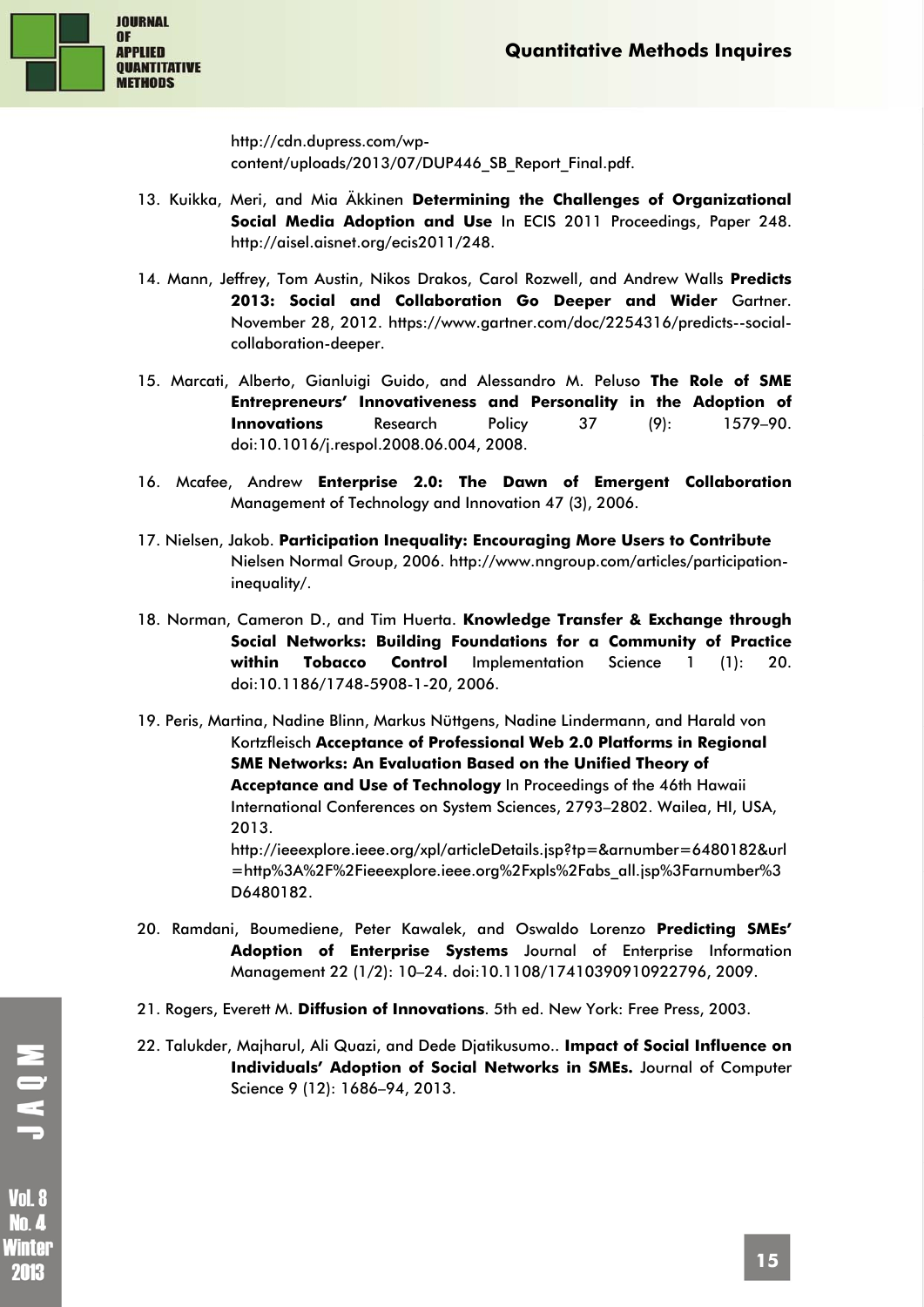http://cdn.dupress.com/wp-content/uploads/2013/07/DUP446_SB_Report_Final.pdf.

13. Kuikka, Meri, and Mia Äkkinen **Determining the Challenges of Organizational Social Media Adoption and Use** In ECIS 2011 Proceedings, Paper 248. http://aisel.aisnet.org/ecis2011/248.

14. Mann, Jeffrey, Tom Austin, Nikos Drakos, Carol Rozwell, and Andrew Walls **Predicts 2013: Social and Collaboration Go Deeper and Wider** Gartner. November 28, 2012. https://www.gartner.com/doc/2254316/predicts--social-collaboration-deeper.

15. Marcati, Alberto, Gianluigi Guido, and Alessandro M. Peluso **The Role of SME Entrepreneurs' Innovativeness and Personality in the Adoption of Innovations** Research Policy 37 (9): 1579–90. doi:10.1016/j.respol.2008.06.004, 2008.

16. Mcafee, Andrew **Enterprise 2.0: The Dawn of Emergent Collaboration** Management of Technology and Innovation 47 (3), 2006.

17. Nielsen, Jakob. **Participation Inequality: Encouraging More Users to Contribute** Nielsen Normal Group, 2006. http://www.nngroup.com/articles/participation-inequality/.

18. Norman, Cameron D., and Tim Huerta. **Knowledge Transfer & Exchange through Social Networks: Building Foundations for a Community of Practice within Tobacco Control** Implementation Science 1 (1): 20. doi:10.1186/1748-5908-1-20, 2006.

19. Peris, Martina, Nadine Blinn, Markus Nüttgens, Nadine Lindermann, and Harald von Kortzfleisch **Acceptance of Professional Web 2.0 Platforms in Regional SME Networks: An Evaluation Based on the Unified Theory of Acceptance and Use of Technology** In Proceedings of the 46th Hawaii International Conferences on System Sciences, 2793–2802. Wailea, HI, USA, 2013. http://ieeexplore.ieee.org/xpl/articleDetails.jsp?tp=&arnumber=6480182&url=http%3A%2F%2Fieeexplore.ieee.org%2Fxpls%2Fabs_all.jsp%3Farnumber%3D6480182.

20. Ramdani, Boumediene, Peter Kawalek, and Oswaldo Lorenzo **Predicting SMEs' Adoption of Enterprise Systems** Journal of Enterprise Information Management 22 (1/2): 10–24. doi:10.1108/17410390910922796, 2009.

21. Rogers, Everett M. **Diffusion of Innovations**. 5th ed. New York: Free Press, 2003.

22. Talukder, Majharul, Ali Quazi, and Dede Djatikusumo.. **Impact of Social Influence on Individuals' Adoption of Social Networks in SMEs.** Journal of Computer Science 9 (12): 1686–94, 2013.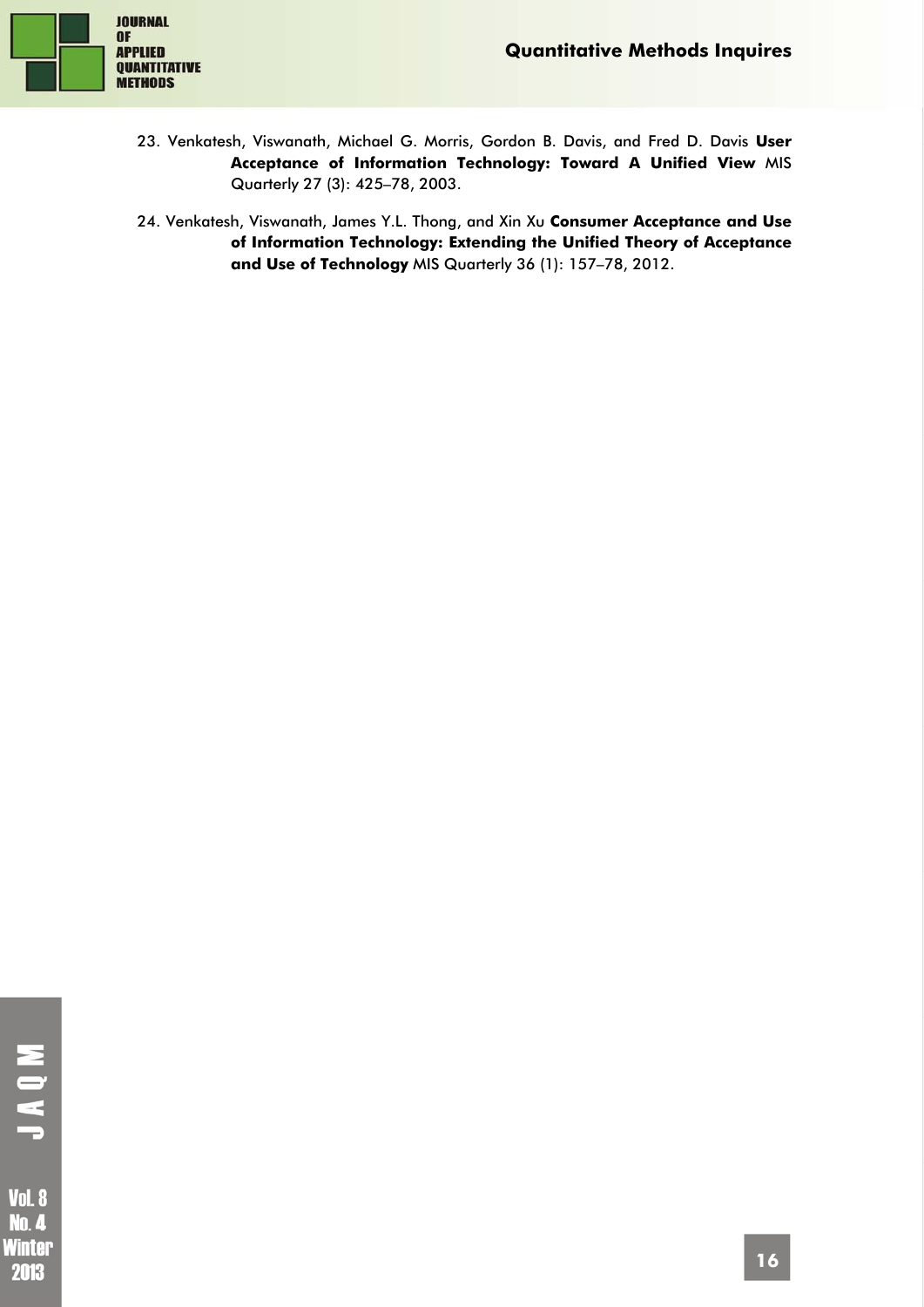23. Venkatesh, Viswanath, Michael G. Morris, Gordon B. Davis, and Fred D. Davis **User Acceptance of Information Technology: Toward A Unified View** MIS Quarterly 27 (3): 425–78, 2003.

24. Venkatesh, Viswanath, James Y.L. Thong, and Xin Xu **Consumer Acceptance and Use of Information Technology: Extending the Unified Theory of Acceptance and Use of Technology** MIS Quarterly 36 (1): 157–78, 2012.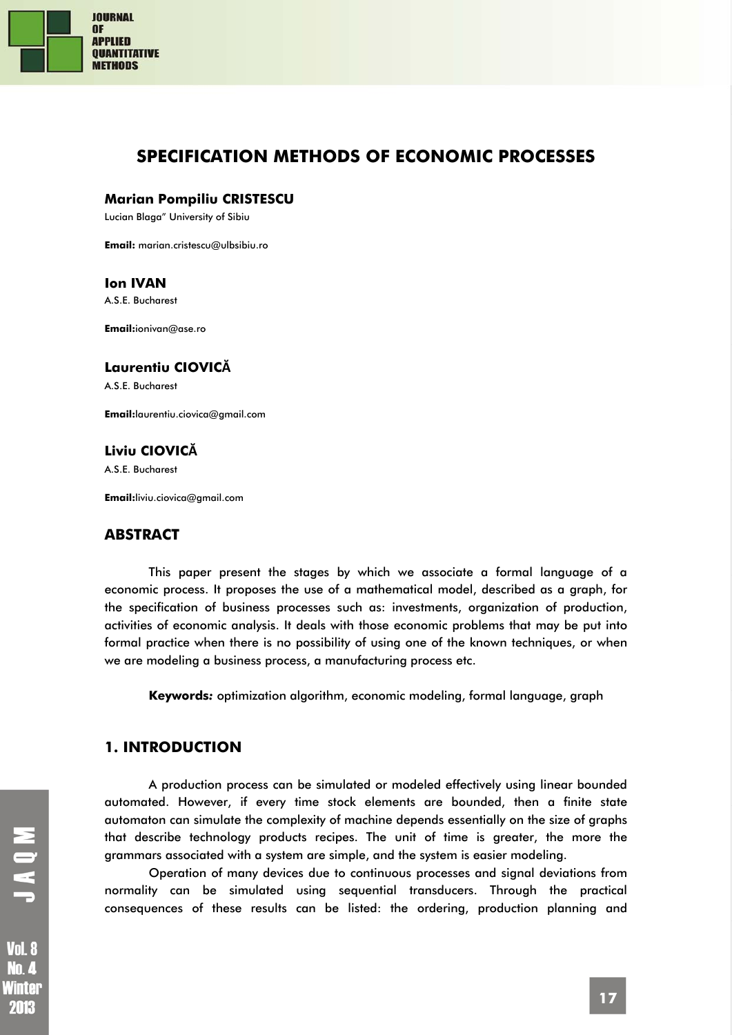# SPECIFICATION METHODS OF ECONOMIC PROCESSES

**Marian Pompiliu CRISTESCU**

Lucian Blaga" University of Sibiu

**Email:** marian.cristescu@ulbsibiu.ro

**Ion IVAN**

A.S.E. Bucharest

**Email:**ionivan@ase.ro

**Laurentiu CIOVICĂ**

A.S.E. Bucharest

**Email:**laurentiu.ciovica@gmail.com

**Liviu CIOVICĂ**

A.S.E. Bucharest

**Email:**liviu.ciovica@gmail.com

## ABSTRACT

This paper present the stages by which we associate a formal language of a economic process. It proposes the use of a mathematical model, described as a graph, for the specification of business processes such as: investments, organization of production, activities of economic analysis. It deals with those economic problems that may be put into formal practice when there is no possibility of using one of the known techniques, or when we are modeling a business process, a manufacturing process etc.

**Keywords***:* optimization algorithm, economic modeling, formal language, graph

## 1. INTRODUCTION

A production process can be simulated or modeled effectively using linear bounded automated. However, if every time stock elements are bounded, then a finite state automaton can simulate the complexity of machine depends essentially on the size of graphs that describe technology products recipes. The unit of time is greater, the more the grammars associated with a system are simple, and the system is easier modeling.

Operation of many devices due to continuous processes and signal deviations from normality can be simulated using sequential transducers. Through the practical consequences of these results can be listed: the ordering, production planning and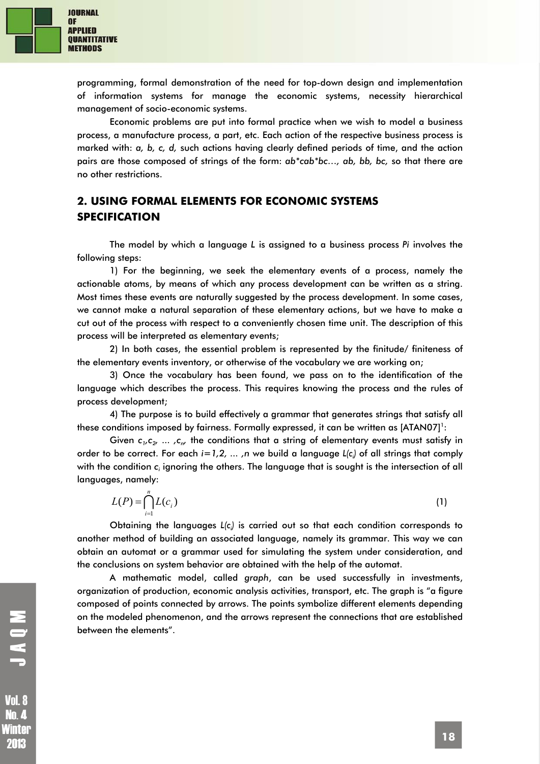programming, formal demonstration of the need for top-down design and implementation of information systems for manage the economic systems, necessity hierarchical management of socio-economic systems.

Economic problems are put into formal practice when we wish to model a business process, a manufacture process, a part, etc. Each action of the respective business process is marked with: *a, b, c, d,* such actions having clearly defined periods of time, and the action pairs are those composed of strings of the form: *ab*cab*bc…, ab, bb, bc,* so that there are no other restrictions.

## 2. USING FORMAL ELEMENTS FOR ECONOMIC SYSTEMS SPECIFICATION

The model by which a language *L* is assigned to a business process *Pi* involves the following steps:

1) For the beginning, we seek the elementary events of a process, namely the actionable atoms, by means of which any process development can be written as a string. Most times these events are naturally suggested by the process development. In some cases, we cannot make a natural separation of these elementary actions, but we have to make a cut out of the process with respect to a conveniently chosen time unit. The description of this process will be interpreted as elementary events;

2) In both cases, the essential problem is represented by the finitude/ finiteness of the elementary events inventory, or otherwise of the vocabulary we are working on;

3) Once the vocabulary has been found, we pass on to the identification of the language which describes the process. This requires knowing the process and the rules of process development;

4) The purpose is to build effectively a grammar that generates strings that satisfy all these conditions imposed by fairness. Formally expressed, it can be written as [ATAN07][1]:

Given $c_1, c_2, \ldots, c_n$, the conditions that a string of elementary events must satisfy in order to be correct. For each $i=1,2, \ldots, n$ we build a language $L(c_i)$ of all strings that comply with the condition $c_i$ ignoring the others. The language that is sought is the intersection of all languages, namely:

$$L(P) = \bigcap_{i=1}^{n} L(c_i) \tag{1}$$

Obtaining the languages $L(c_i)$ is carried out so that each condition corresponds to another method of building an associated language, namely its grammar. This way we can obtain an automat or a grammar used for simulating the system under consideration, and the conclusions on system behavior are obtained with the help of the automat.

A mathematic model, called *graph*, can be used successfully in investments, organization of production, economic analysis activities, transport, etc. The graph is "a figure composed of points connected by arrows. The points symbolize different elements depending on the modeled phenomenon, and the arrows represent the connections that are established between the elements".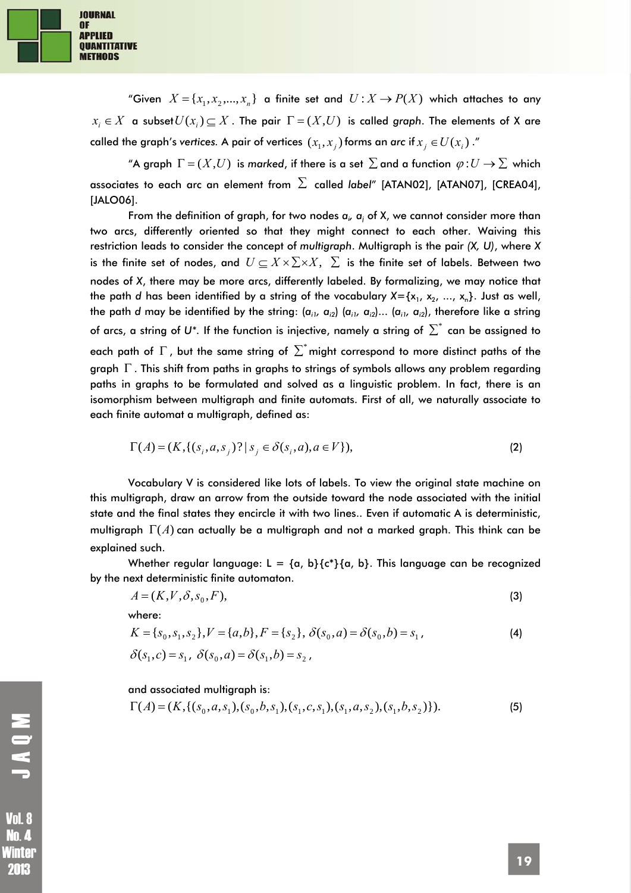"Given $X = \{x_1, x_2, ..., x_n\}$ a finite set and $U : X \to P(X)$ which attaches to any $x_i \in X$ a subset $U(x_i) \subseteq X$. The pair $\Gamma = (X, U)$ is called *graph*. The elements of X are called the graph's *vertices*. A pair of vertices $(x_1, x_j)$ forms an *arc* if $x_j \in U(x_i)$."

"A graph $\Gamma = (X, U)$ is *marked*, if there is a set $\Sigma$ and a function $\varphi : U \to \Sigma$ which associates to each arc an element from $\Sigma$ called *label*" [ATAN02], [ATAN07], [CREA04], [JALO06].

From the definition of graph, for two nodes $a_i$, $a_j$ of X, we cannot consider more than two arcs, differently oriented so that they might connect to each other. Waiving this restriction leads to consider the concept of *multigraph*. Multigraph is the pair *(X, U)*, where *X* is the finite set of nodes, and $U \subseteq X \times \Sigma \times X$, $\Sigma$ is the finite set of labels. Between two nodes of X, there may be more arcs, differently labeled. By formalizing, we may notice that the path *d* has been identified by a string of the vocabulary $X=\{x_1, x_2, ..., x_n\}$. Just as well, the path *d* may be identified by the string: $(a_{i1}, a_{i2})$ $(a_{i1}, a_{i2})$... $(a_{i1}, a_{i2})$, therefore like a string of arcs, a string of $U^*$. If the function is injective, namely a string of $\Sigma^*$ can be assigned to each path of $\Gamma$, but the same string of $\Sigma^*$ might correspond to more distinct paths of the graph $\Gamma$. This shift from paths in graphs to strings of symbols allows any problem regarding paths in graphs to be formulated and solved as a linguistic problem. In fact, there is an isomorphism between multigraph and finite automats. First of all, we naturally associate to each finite automat a multigraph, defined as:

$$\Gamma(A) = (K, \{(s_i, a, s_j)? \mid s_j \in \delta(s_i, a), a \in V\}), \tag{2}$$

Vocabulary V is considered like lots of labels. To view the original state machine on this multigraph, draw an arrow from the outside toward the node associated with the initial state and the final states they encircle it with two lines.. Even if automatic A is deterministic, multigraph $\Gamma(A)$ can actually be a multigraph and not a marked graph. This think can be explained such.

Whether regular language: L = {a, b}{c*}{a, b}. This language can be recognized by the next deterministic finite automaton.

$$A = (K, V, \delta, s_0, F), \tag{3}$$

where:

$$K = \{s_0, s_1, s_2\}, V = \{a, b\}, F = \{s_2\},\ \delta(s_0, a) = \delta(s_0, b) = s_1, \tag{4}$$

$$\delta(s_1, c) = s_1,\ \delta(s_0, a) = \delta(s_1, b) = s_2,$$

and associated multigraph is:

$$\Gamma(A) = (K, \{(s_0, a, s_1), (s_0, b, s_1), (s_1, c, s_1), (s_1, a, s_2), (s_1, b, s_2)\}). \tag{5}$$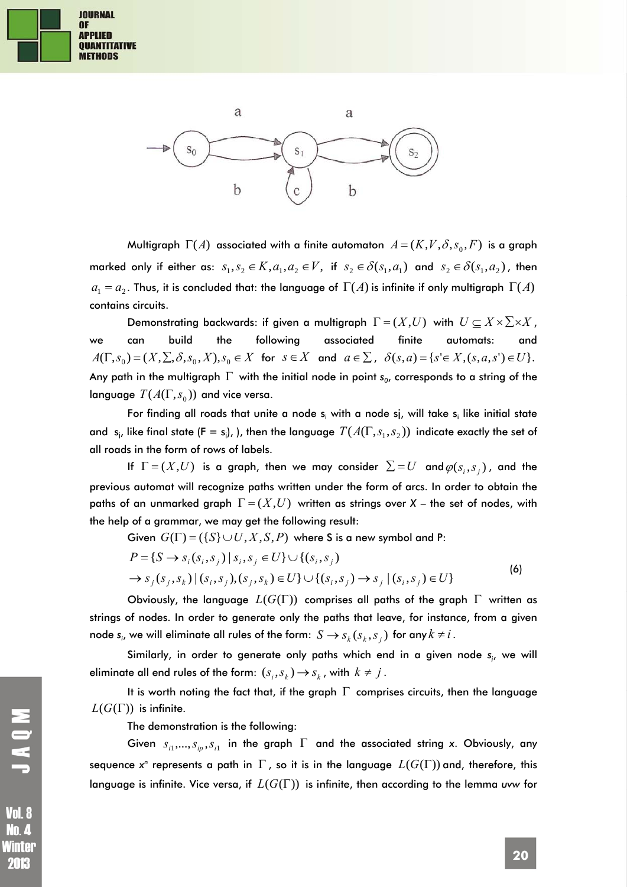Multigraph $\Gamma(A)$ associated with a finite automaton $A = (K, V, \delta, s_0, F)$ is a graph marked only if either as: $s_1, s_2 \in K, a_1, a_2 \in V$, if $s_2 \in \delta(s_1, a_1)$ and $s_2 \in \delta(s_1, a_2)$, then $a_1 = a_2$. Thus, it is concluded that: the language of $\Gamma(A)$ is infinite if only multigraph $\Gamma(A)$ contains circuits.

Demonstrating backwards: if given a multigraph $\Gamma = (X, U)$ with $U \subseteq X \times \sum \times X$, we can build the following associated finite automats: and $A(\Gamma, s_0) = (X, \sum, \delta, s_0, X), s_0 \in X$ for $s \in X$ and $a \in \sum$, $\delta(s, a) = \{s' \in X, (s, a, s') \in U\}$. Any path in the multigraph $\Gamma$ with the initial node in point $s_0$, corresponds to a string of the language $T(A(\Gamma, s_0))$ and vice versa.

For finding all roads that unite a node $s_i$ with a node sj, will take $s_i$ like initial state and $s_j$, like final state ($F = s_j$), ), then the language $T(A(\Gamma, s_1, s_2))$ indicate exactly the set of all roads in the form of rows of labels.

If $\Gamma = (X, U)$ is a graph, then we may consider $\sum = U$ and $\varphi(s_i, s_j)$, and the previous automat will recognize paths written under the form of arcs. In order to obtain the paths of an unmarked graph $\Gamma = (X, U)$ written as strings over X – the set of nodes, with the help of a grammar, we may get the following result:

Given $G(\Gamma) = (\{S\} \cup U, X, S, P)$ where S is a new symbol and P:

$$P = \{S \rightarrow s_i(s_i, s_j) \mid s_i, s_j \in U\} \cup \{(s_i, s_j)$$
$$\rightarrow s_j(s_j, s_k) \mid (s_i, s_j), (s_j, s_k) \in U\} \cup \{(s_i, s_j) \rightarrow s_j \mid (s_i, s_j) \in U\} \tag{6}$$

Obviously, the language $L(G(\Gamma))$ comprises all paths of the graph $\Gamma$ written as strings of nodes. In order to generate only the paths that leave, for instance, from a given node $s_i$, we will eliminate all rules of the form: $S \rightarrow s_k(s_k, s_j)$ for any $k \neq i$.

Similarly, in order to generate only paths which end in a given node $s_j$, we will eliminate all end rules of the form: $(s_i, s_k) \rightarrow s_k$, with $k \neq j$.

It is worth noting the fact that, if the graph $\Gamma$ comprises circuits, then the language $L(G(\Gamma))$ is infinite.

The demonstration is the following:

Given $s_{i1}, \ldots, s_{ip}, s_{i1}$ in the graph $\Gamma$ and the associated string x. Obviously, any sequence $x^n$ represents a path in $\Gamma$, so it is in the language $L(G(\Gamma))$ and, therefore, this language is infinite. Vice versa, if $L(G(\Gamma))$ is infinite, then according to the lemma *uvw* for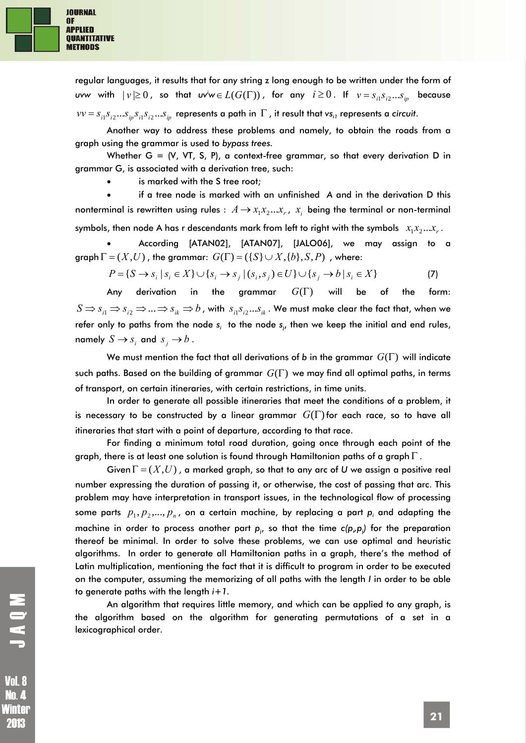regular languages, it results that for any string z long enough to be written under the form of *uvw* with $|v| \geq 0$, so that $uv^iw \in L(G(\Gamma))$, for any $i \geq 0$. If $v = s_{i1}s_{i2}...s_{ip}$ because $vv = s_{i1}s_{i2}...s_{ip}s_{i1}s_{i2}...s_{ip}$ represents a path in $\Gamma$, it result that $vs_{i1}$ represents a *circuit*.

Another way to address these problems and namely, to obtain the roads from a graph using the grammar is used to *bypass trees*.

Whether G = (V, VT, S, P), a context-free grammar, so that every derivation D in grammar G, is associated with a derivation tree, such:

- is marked with the S tree root;
- if a tree node is marked with an unfinished A and in the derivation D this nonterminal is rewritten using rules : $A \to x_1x_2...x_r$, $x_i$ being the terminal or non-terminal symbols, then node A has r descendants mark from left to right with the symbols $x_1x_2...x_r$.
- According [ATAN02], [ATAN07], [JALO06], we may assign to a graph $\Gamma = (X, U)$, the grammar: $G(\Gamma) = (\{S\} \cup X, \{b\}, S, P)$, where:

$$P = \{S \to s_i \mid s_i \in X\} \cup \{s_i \to s_j \mid (s_i, s_j) \in U\} \cup \{s_j \to b \mid s_i \in X\} \qquad (7)$$

Any derivation in the grammar $G(\Gamma)$ will be of the form: $S \Rightarrow s_{i1} \Rightarrow s_{i2} \Rightarrow ... \Rightarrow s_{ik} \Rightarrow b$, with $s_{i1}s_{i2}...s_{ik}$. We must make clear the fact that, when we refer only to paths from the node $s_i$ to the node $s_j$, then we keep the initial and end rules, namely $S \to s_i$ and $s_j \to b$.

We must mention the fact that all derivations of *b* in the grammar $G(\Gamma)$ will indicate such paths. Based on the building of grammar $G(\Gamma)$ we may find all optimal paths, in terms of transport, on certain itineraries, with certain restrictions, in time units.

In order to generate all possible itineraries that meet the conditions of a problem, it is necessary to be constructed by a linear grammar $G(\Gamma)$ for each race, so to have all itineraries that start with a point of departure, according to that race.

For finding a minimum total road duration, going once through each point of the graph, there is at least one solution is found through Hamiltonian paths of a graph $\Gamma$.

Given $\Gamma = (X, U)$, a marked graph, so that to any arc of *U* we assign a positive real number expressing the duration of passing it, or otherwise, the cost of passing that arc. This problem may have interpretation in transport issues, in the technological flow of processing some parts $p_1, p_2, ..., p_n$, on a certain machine, by replacing a part $p_i$ and adapting the machine in order to process another part $p_j$, so that the time $c(p_i, p_j)$ for the preparation thereof be minimal. In order to solve these problems, we can use optimal and heuristic algorithms. In order to generate all Hamiltonian paths in a graph, there's the method of Latin multiplication, mentioning the fact that it is difficult to program in order to be executed on the computer, assuming the memorizing of all paths with the length *l* in order to be able to generate paths with the length *i+1*.

An algorithm that requires little memory, and which can be applied to any graph, is the algorithm based on the algorithm for generating permutations of a set in a lexicographical order.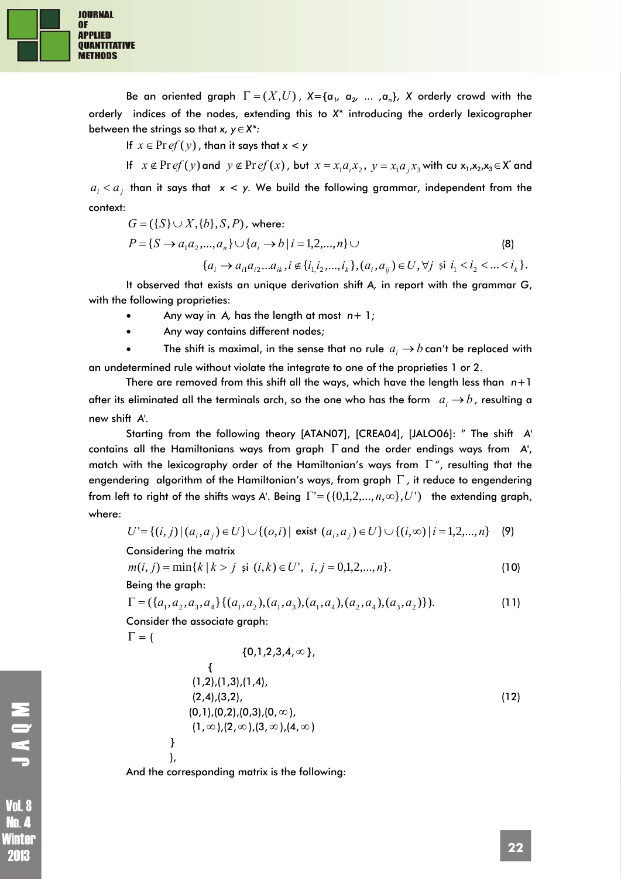Be an oriented graph $\Gamma = (X, U)$, X={$a_1$, $a_2$, ... ,$a_n$}, X orderly crowd with the orderly indices of the nodes, extending this to X* introducing the orderly lexicographer between the strings so that *x, y*∈X*:

If $x \in Pref(y)$, than it says that *x < y*

If $x \notin Pref(y)$ and $y \notin Pref(x)$, but $x = x_1 a_i x_2$, $y = x_1 a_j x_3$ with cu $x_1$,$x_2$,$x_3$∈$X^*$ and $a_i < a_j$ than it says that *x < y*. We build the following grammar, independent from the context:

$G = (\{S\} \cup X, \{b\}, S, P)$, where:

$$P = \{S \to a_1 a_2, ..., a_n\} \cup \{a_i \to b \mid i = 1,2,...,n\} \cup \tag{8}$$

$$\{a_i \to a_{i1} a_{i2} ... a_{ik}, i \notin \{i_1, i_2, ..., i_k\}, (a_i, a_{ij}) \in U, \forall j \text{ și } i_1 < i_2 < ... < i_k\}.$$

It observed that exists an unique derivation shift *A*, in report with the grammar *G*, with the following proprieties:

- Any way in *A*, has the length at most *n*+ 1;
- Any way contains different nodes;
- The shift is maximal, in the sense that no rule $a_i \to b$ can't be replaced with an undetermined rule without violate the integrate to one of the proprieties 1 or 2.

There are removed from this shift all the ways, which have the length less than *n*+1 after its eliminated all the terminals arch, so the one who has the form $a_i \to b$, resulting a new shift *A'*.

Starting from the following theory [ATAN07], [CREA04], [JALO06]: " The shift *A'* contains all the Hamiltonians ways from graph $\Gamma$ and the order endings ways from *A'*, match with the lexicography order of the Hamiltonian's ways from $\Gamma$", resulting that the engendering algorithm of the Hamiltonian's ways, from graph $\Gamma$, it reduce to engendering from left to right of the shifts ways *A'*. Being $\Gamma' = (\{0,1,2,...,n,\infty\}, U')$ the extending graph, where:

$$U' = \{(i,j) \mid (a_i, a_j) \in U\} \cup \{(o,i) \mid \text{ exist } (a_i, a_j) \in U\} \cup \{(i,\infty) \mid i = 1,2,...,n\} \tag{9}$$

Considering the matrix

$$m(i,j) = \min\{k \mid k > j \text{ și } (i,k) \in U', \ i,j = 0,1,2,...,n\}. \tag{10}$$

Being the graph:

$$\Gamma = (\{a_1, a_2, a_3, a_4\}\{(a_1,a_2),(a_1,a_3),(a_1,a_4),(a_2,a_4),(a_3,a_2)\}). \tag{11}$$

Consider the associate graph:

$$\Gamma = ( \{0,1,2,3,4,\infty\}, \{ (1,2),(1,3),(1,4), (2,4),(3,2), (0,1),(0,2),(0,3),(0,\infty), (1,\infty),(2,\infty),(3,\infty),(4,\infty) \} ), \tag{12}$$

And the corresponding matrix is the following: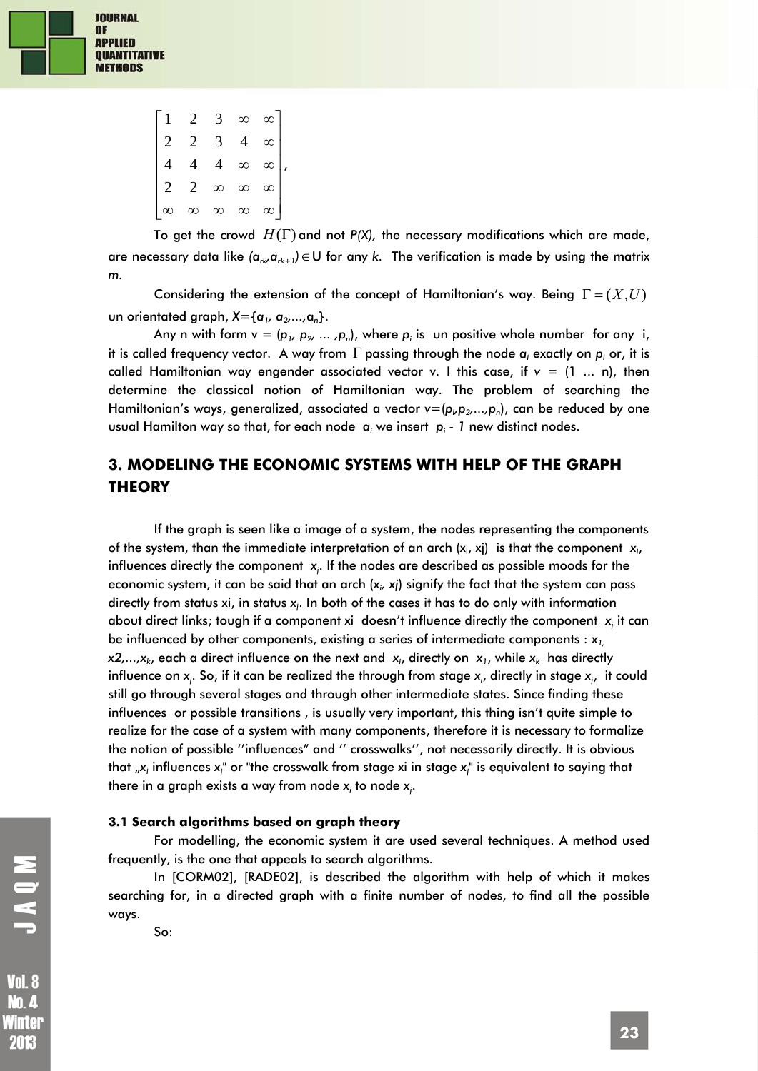$$
\begin{bmatrix}
1 & 2 & 3 & \infty & \infty \\
2 & 2 & 3 & 4 & \infty \\
4 & 4 & 4 & \infty & \infty \\
2 & 2 & \infty & \infty & \infty \\
\infty & \infty & \infty & \infty & \infty
\end{bmatrix},
$$

To get the crowd $H(\Gamma)$ and not *P(X),* the necessary modifications which are made, are necessary data like $(a_{rk}, a_{rk+1}) \in U$ for any *k*. The verification is made by using the matrix *m*.

Considering the extension of the concept of Hamiltonian's way. Being $\Gamma = (X,U)$ un orientated graph, $X=\{a_1, a_2,...,a_n\}$.

Any n with form $v = (p_1, p_2, ... ,p_n)$, where $p_i$ is un positive whole number for any i, it is called frequency vector. A way from $\Gamma$ passing through the node $a_i$ exactly on $p_i$ or, it is called Hamiltonian way engender associated vector v. I this case, if $v = (1 \ ... \ n)$, then determine the classical notion of Hamiltonian way. The problem of searching the Hamiltonian's ways, generalized, associated a vector $v=(p_1,p_2,...,p_n)$, can be reduced by one usual Hamilton way so that, for each node $a_i$ we insert $p_i - 1$ new distinct nodes.

## 3. MODELING THE ECONOMIC SYSTEMS WITH HELP OF THE GRAPH THEORY

If the graph is seen like a image of a system, the nodes representing the components of the system, than the immediate interpretation of an arch ($x_i$, xj) is that the component $x_i$, influences directly the component $x_j$. If the nodes are described as possible moods for the economic system, it can be said that an arch ($x_i$, $x_j$) signify the fact that the system can pass directly from status xi, in status $x_j$. In both of the cases it has to do only with information about direct links; tough if a component xi doesn't influence directly the component $x_j$ it can be influenced by other components, existing a series of intermediate components : $x_1$, $x_2,...,x_k$, each a direct influence on the next and $x_i$, directly on $x_1$, while $x_k$ has directly influence on $x_j$. So, if it can be realized the through from stage $x_i$, directly in stage $x_j$, it could still go through several stages and through other intermediate states. Since finding these influences or possible transitions , is usually very important, this thing isn't quite simple to realize for the case of a system with many components, therefore it is necessary to formalize the notion of possible ''influences" and '' crosswalks'', not necessarily directly. It is obvious that „$x_i$ influences $x_j$" or "the crosswalk from stage xi in stage $x_j$" is equivalent to saying that there in a graph exists a way from node $x_i$ to node $x_j$.

### 3.1 Search algorithms based on graph theory

For modelling, the economic system it are used several techniques. A method used frequently, is the one that appeals to search algorithms.

In [CORM02], [RADE02], is described the algorithm with help of which it makes searching for, in a directed graph with a finite number of nodes, to find all the possible ways.

So: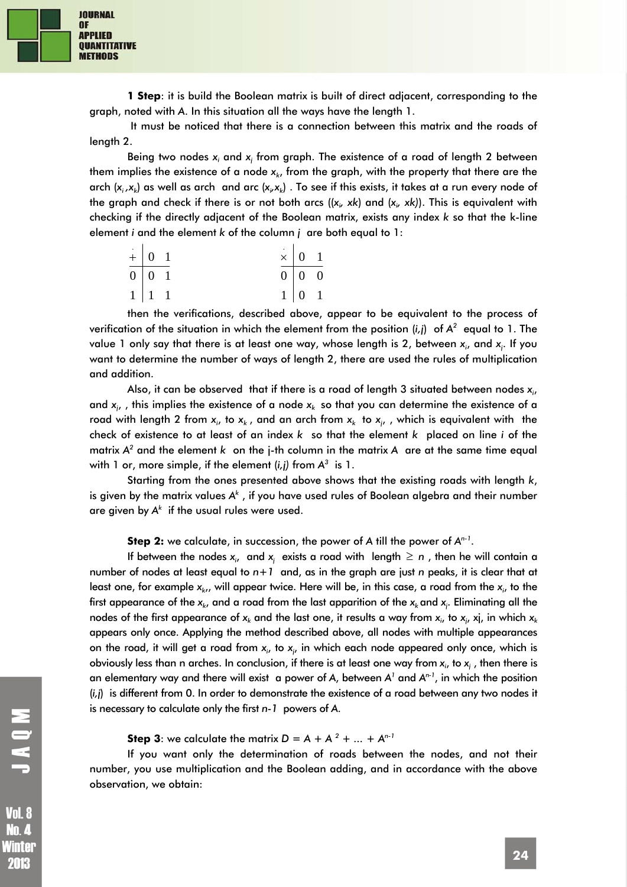**1 Step**: it is build the Boolean matrix is built of direct adjacent, corresponding to the graph, noted with $A$. In this situation all the ways have the length 1.

It must be noticed that there is a connection between this matrix and the roads of length 2.

Being two nodes $x_i$ and $x_j$ from graph. The existence of a road of length 2 between them implies the existence of a node $x_k$, from the graph, with the property that there are the arch $(x_i, x_k)$ as well as arch and arc $(x_i, x_k)$ . To see if this exists, it takes at a run every node of the graph and check if there is or not both arcs $((x_i, xk)$ and $(x_i, xk))$. This is equivalent with checking if the directly adjacent of the Boolean matrix, exists any index $k$ so that the k-line element $i$ and the element $k$ of the column $j$ are both equal to 1:

| $\dot{+}$ | 0 | 1 |
|---|---|---|
| 0 | 0 | 1 |
| 1 | 1 | 1 |

| $\dot{\times}$ | 0 | 1 |
|---|---|---|
| 0 | 0 | 0 |
| 1 | 0 | 1 |

then the verifications, described above, appear to be equivalent to the process of verification of the situation in which the element from the position $(i,j)$ of $A^2$ equal to 1. The value 1 only say that there is at least one way, whose length is 2, between $x_i$, and $x_j$. If you want to determine the number of ways of length 2, there are used the rules of multiplication and addition.

Also, it can be observed that if there is a road of length 3 situated between nodes $x_i$, and $x_j$, , this implies the existence of a node $x_k$ so that you can determine the existence of a road with length 2 from $x_i$, to $x_k$ , and an arch from $x_k$ to $x_j$, , which is equivalent with the check of existence to at least of an index $k$ so that the element $k$ placed on line $i$ of the matrix $A^2$ and the element $k$ on the j-th column in the matrix A are at the same time equal with 1 or, more simple, if the element $(i,j)$ from $A^3$ is 1.

Starting from the ones presented above shows that the existing roads with length $k$, is given by the matrix values $A^k$ , if you have used rules of Boolean algebra and their number are given by $A^k$ if the usual rules were used.

**Step 2:** we calculate, in succession, the power of A till the power of $A^{n-1}$.

If between the nodes $x_i$, and $x_j$ exists a road with length $\geq n$ , then he will contain a number of nodes at least equal to $n+1$ and, as in the graph are just $n$ peaks, it is clear that at least one, for example $x_k$,, will appear twice. Here will be, in this case, a road from the $x_i$, to the first appearance of the $x_k$, and a road from the last apparition of the $x_k$ and $x_j$. Eliminating all the nodes of the first appearance of $x_k$ and the last one, it results a way from $x_i$, to $x_j$, xj, in which $x_k$ appears only once. Applying the method described above, all nodes with multiple appearances on the road, it will get a road from $x_i$, to $x_j$, in which each node appeared only once, which is obviously less than n arches. In conclusion, if there is at least one way from $x_i$, to $x_j$ , then there is an elementary way and there will exist a power of A, between $A^1$ and $A^{n-1}$, in which the position $(i,j)$ is different from 0. In order to demonstrate the existence of a road between any two nodes it is necessary to calculate only the first $n-1$ powers of $A$.

**Step 3**: we calculate the matrix $D = A + A^2 + ... + A^{n-1}$

If you want only the determination of roads between the nodes, and not their number, you use multiplication and the Boolean adding, and in accordance with the above observation, we obtain: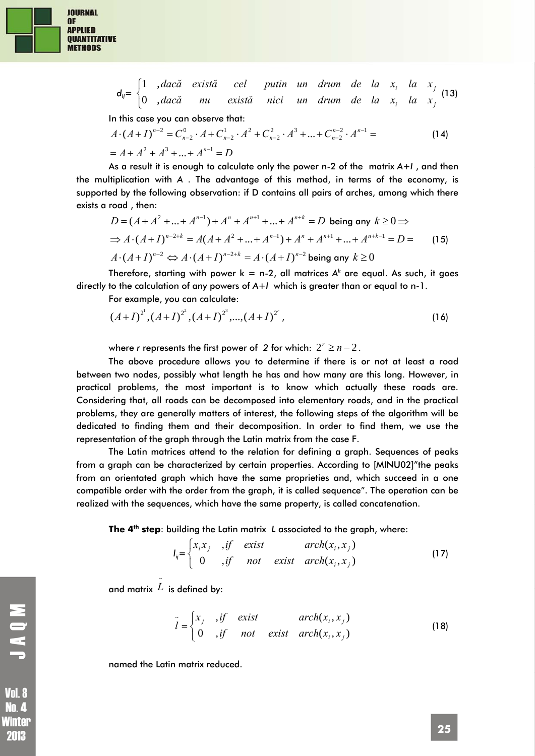$$d_{ij} = \begin{cases} 1 & ,dacă \quad există \quad cel \quad putin \quad un \quad drum \quad de \quad la \quad x_i \quad la \quad x_j \\ 0 & ,dacă \quad nu \quad există \quad nici \quad un \quad drum \quad de \quad la \quad x_i \quad la \quad x_j \end{cases} \quad (13)$$

In this case you can observe that:

$$A \cdot (A+I)^{n-2} = C_{n-2}^{0} \cdot A + C_{n-2}^{1} \cdot A^2 + C_{n-2}^{2} \cdot A^3 + ... + C_{n-2}^{n-2} \cdot A^{n-1} = \quad (14)$$

$$= A + A^2 + A^3 + ... + A^{n-1} = D$$

As a result it is enough to calculate only the power n-2 of the matrix A+*I* , and then the multiplication with A . The advantage of this method, in terms of the economy, is supported by the following observation: if D contains all pairs of arches, among which there exists a road , then:

$$D = (A + A^2 + ... + A^{n-1}) + A^n + A^{n+1} + ... + A^{n+k} = D \text{ being any } k \geq 0 \Rightarrow$$

$$\Rightarrow A \cdot (A+I)^{n-2+k} = A(A + A^2 + ... + A^{n-1}) + A^n + A^{n+1} + ... + A^{n+k-1} = D = \quad (15)$$

$$A \cdot (A+I)^{n-2} \Leftrightarrow A \cdot (A+I)^{n-2+k} = A \cdot (A+I)^{n-2} \text{ being any } k \geq 0$$

Therefore, starting with power k = n-2, all matrices $A^k$ are equal. As such, it goes directly to the calculation of any powers of A+*I* which is greater than or equal to n-1.

For example, you can calculate:

$$(A+I)^{2^1}, (A+I)^{2^2}, (A+I)^{2^3}, ..., (A+I)^{2^r}, \quad (16)$$

where *r* represents the first power of *2* for which: $2^r \geq n-2$.

The above procedure allows you to determine if there is or not at least a road between two nodes, possibly what length he has and how many are this long. However, in practical problems, the most important is to know which actually these roads are. Considering that, all roads can be decomposed into elementary roads, and in the practical problems, they are generally matters of interest, the following steps of the algorithm will be dedicated to finding them and their decomposition. In order to find them, we use the representation of the graph through the Latin matrix from the case F.

The Latin matrices attend to the relation for defining a graph. Sequences of peaks from a graph can be characterized by certain properties. According to [MINU02]"the peaks from an orientated graph which have the same proprieties and, which succeed in a one compatible order with the order from the graph, it is called sequence". The operation can be realized with the sequences, which have the same property, is called concatenation.

**The 4th step**: building the Latin matrix *L* associated to the graph, where:

$$l_{ij} = \begin{cases} x_i x_j & ,if \quad exist \quad arch(x_i, x_j) \\ 0 & ,if \quad not \quad exist \quad arch(x_i, x_j) \end{cases} \quad (17)$$

and matrix $\tilde{L}$ is defined by:

$$\tilde{l} = \begin{cases} x_j & ,if \quad exist \quad arch(x_i, x_j) \\ 0 & ,if \quad not \quad exist \quad arch(x_i, x_j) \end{cases} \quad (18)$$

named the Latin matrix reduced.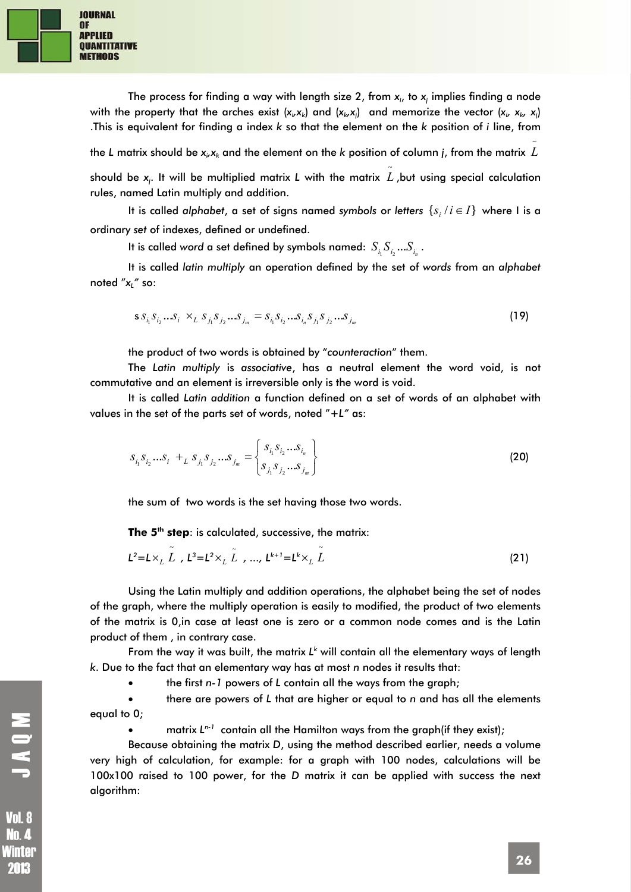The process for finding a way with length size 2, from $x_i$, to $x_j$ implies finding a node with the property that the arches exist ($x_i$,$x_k$) and ($x_k$,$x_j$) and memorize the vector ($x_i$, $x_k$, $x_j$) .This is equivalent for finding a index *k* so that the element on the *k* position of *i* line, from the *L* matrix should be $x_i$,$x_k$ and the element on the *k* position of column *j*, from the matrix $\tilde{L}$ should be $x_j$. It will be multiplied matrix *L* with the matrix $\tilde{L}$ ,but using special calculation rules, named Latin multiply and addition.

It is called *alphabet*, a set of signs named *symbols* or *letters* $\{s_i / i \in I\}$ where I is a ordinary *set* of indexes, defined or undefined.

It is called *word* a set defined by symbols named: $S_{i_1} S_{i_2} ... S_{i_n}$ .

It is called *latin multiply* an operation defined by the set of *words* from an *alphabet* noted "$x_L$" so:

$$s\, s_{i_1} s_{i_2} ... s_i \times_L s_{j_1} s_{j_2} ... s_{j_m} = s_{i_1} s_{i_2} ... s_{i_n} s_{j_1} s_{j_2} ... s_{j_m} \tag{19}$$

the product of two words is obtained by "*counteraction*" them.

The *Latin multiply* is *associative*, has a neutral element the word void, is not commutative and an element is irreversible only is the word is void.

It is called *Latin addition* a function defined on a set of words of an alphabet with values in the set of the parts set of words, noted "$+L$" as:

$$s_{i_1} s_{i_2} ... s_i +_L s_{j_1} s_{j_2} ... s_{j_m} = \begin{Bmatrix} s_{i_1} s_{i_2} ... s_{i_n} \\ s_{j_1} s_{j_2} ... s_{j_m} \end{Bmatrix} \tag{20}$$

the sum of two words is the set having those two words.

**The 5th step**: is calculated, successive, the matrix:

$$L^2 = L \times_L \tilde{L}\ ,\ L^3 = L^2 \times_L \tilde{L}\ ,\ ...,\ L^{k+1} = L^k \times_L \tilde{L} \tag{21}$$

Using the Latin multiply and addition operations, the alphabet being the set of nodes of the graph, where the multiply operation is easily to modified, the product of two elements of the matrix is 0,in case at least one is zero or a common node comes and is the Latin product of them , in contrary case.

From the way it was built, the matrix $L^k$ will contain all the elementary ways of length *k*. Due to the fact that an elementary way has at most *n* nodes it results that:

- the first *n-1* powers of *L* contain all the ways from the graph;
- there are powers of *L* that are higher or equal to *n* and has all the elements equal to 0;
- matrix $L^{n-1}$ contain all the Hamilton ways from the graph(if they exist);

Because obtaining the matrix *D*, using the method described earlier, needs a volume very high of calculation, for example: for a graph with 100 nodes, calculations will be 100x100 raised to 100 power, for the *D* matrix it can be applied with success the next algorithm: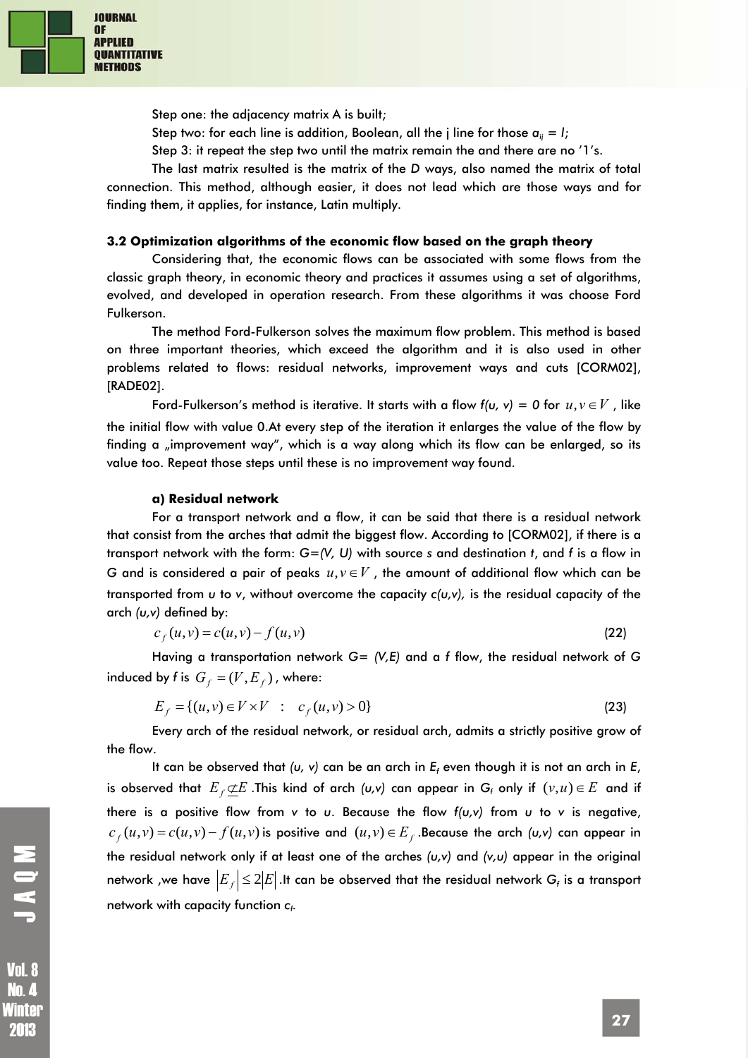Step one: the adjacency matrix A is built;

Step two: for each line is addition, Boolean, all the j line for those $a_{ij} = I$;

Step 3: it repeat the step two until the matrix remain the and there are no '1's.

The last matrix resulted is the matrix of the *D* ways, also named the matrix of total connection. This method, although easier, it does not lead which are those ways and for finding them, it applies, for instance, Latin multiply.

### 3.2 Optimization algorithms of the economic flow based on the graph theory

Considering that, the economic flows can be associated with some flows from the classic graph theory, in economic theory and practices it assumes using a set of algorithms, evolved, and developed in operation research. From these algorithms it was choose Ford Fulkerson.

The method Ford-Fulkerson solves the maximum flow problem. This method is based on three important theories, which exceed the algorithm and it is also used in other problems related to flows: residual networks, improvement ways and cuts [CORM02], [RADE02].

Ford-Fulkerson's method is iterative. It starts with a flow *f(u, v) = 0* for $u, v \in V$, like the initial flow with value 0.At every step of the iteration it enlarges the value of the flow by finding a „improvement way", which is a way along which its flow can be enlarged, so its value too. Repeat those steps until these is no improvement way found.

#### a) Residual network

For a transport network and a flow, it can be said that there is a residual network that consist from the arches that admit the biggest flow. According to [CORM02], if there is a transport network with the form: *G=(V, U)* with source *s* and destination *t*, and *f* is a flow in G and is considered a pair of peaks $u, v \in V$, the amount of additional flow which can be transported from *u* to *v*, without overcome the capacity *c(u,v)*, is the residual capacity of the arch *(u,v)* defined by:

$$c_f(u,v) = c(u,v) - f(u,v) \tag{22}$$

Having a transportation network G= *(V,E)* and a f flow, the residual network of G induced by f is $G_f = (V, E_f)$, where:

$$E_f = \{(u,v) \in V \times V \quad : \quad c_f(u,v) > 0\} \tag{23}$$

Every arch of the residual network, or residual arch, admits a strictly positive grow of the flow.

It can be observed that *(u, v)* can be an arch in $E_f$ even though it is not an arch in *E*, is observed that $E_f \not\subseteq E$ .This kind of arch *(u,v)* can appear in $G_f$ only if $(v,u) \in E$ and if there is a positive flow from *v* to *u*. Because the flow *f(u,v)* from *u* to *v* is negative, $c_f(u,v) = c(u,v) - f(u,v)$ is positive and $(u,v) \in E_f$ .Because the arch *(u,v)* can appear in the residual network only if at least one of the arches *(u,v)* and *(v,u)* appear in the original network ,we have $|E_f| \le 2|E|$ .It can be observed that the residual network $G_f$ is a transport network with capacity function $c_f$.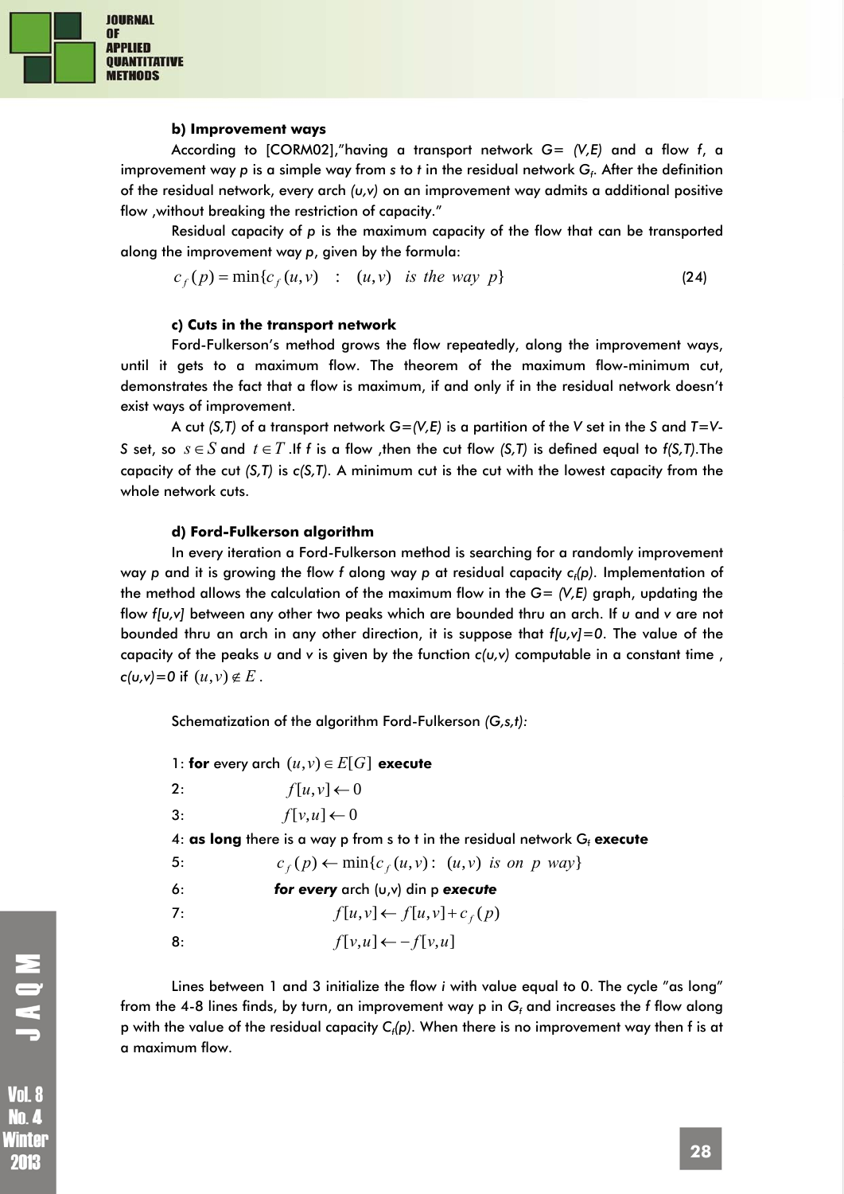**b) Improvement ways**

According to [CORM02],"having a transport network $G= (V,E)$ and a flow $f$, a improvement way $p$ is a simple way from $s$ to $t$ in the residual network $G_f$. After the definition of the residual network, every arch $(u,v)$ on an improvement way admits a additional positive flow ,without breaking the restriction of capacity."

Residual capacity of $p$ is the maximum capacity of the flow that can be transported along the improvement way $p$, given by the formula:

$$c_f(p) = \min\{c_f(u,v) \quad : \quad (u,v) \quad is \ the \ way \ \ p\} \tag{24}$$

**c) Cuts in the transport network**

Ford-Fulkerson's method grows the flow repeatedly, along the improvement ways, until it gets to a maximum flow. The theorem of the maximum flow-minimum cut, demonstrates the fact that a flow is maximum, if and only if in the residual network doesn't exist ways of improvement.

A cut $(S,T)$ of a transport network $G=(V,E)$ is a partition of the $V$ set in the $S$ and $T=V-S$ set, so $s \in S$ and $t \in T$ .If f is a flow ,then the cut flow $(S,T)$ is defined equal to $f(S,T)$.The capacity of the cut $(S,T)$ is $c(S,T)$. A minimum cut is the cut with the lowest capacity from the whole network cuts.

**d) Ford-Fulkerson algorithm**

In every iteration a Ford-Fulkerson method is searching for a randomly improvement way $p$ and it is growing the flow $f$ along way $p$ at residual capacity $c_f(p)$. Implementation of the method allows the calculation of the maximum flow in the $G= (V,E)$ graph, updating the flow $f[u,v]$ between any other two peaks which are bounded thru an arch. If $u$ and $v$ are not bounded thru an arch in any other direction, it is suppose that $f[u,v]=0$. The value of the capacity of the peaks $u$ and $v$ is given by the function $c(u,v)$ computable in a constant time , $c(u,v)=0$ if $(u,v) \notin E$ .

Schematization of the algorithm Ford-Fulkerson *(G,s,t)*:

1: **for** every arch $(u,v) \in E[G]$ **execute**

2: $\qquad f[u,v] \leftarrow 0$

3: $\qquad f[v,u] \leftarrow 0$

4: **as long** there is a way p from s to t in the residual network $G_f$ **execute**

5: $\qquad c_f(p) \leftarrow \min\{c_f(u,v): \ (u,v) \ is \ on \ p \ way\}$

6: $\qquad$ ***for every*** arch (u,v) din p ***execute***

7: $\qquad\qquad f[u,v] \leftarrow f[u,v] + c_f(p)$

8: $\qquad\qquad f[v,u] \leftarrow -f[v,u]$

Lines between 1 and 3 initialize the flow $i$ with value equal to 0. The cycle "as long" from the 4-8 lines finds, by turn, an improvement way p in $G_f$ and increases the $f$ flow along p with the value of the residual capacity $C_f(p)$. When there is no improvement way then f is at a maximum flow.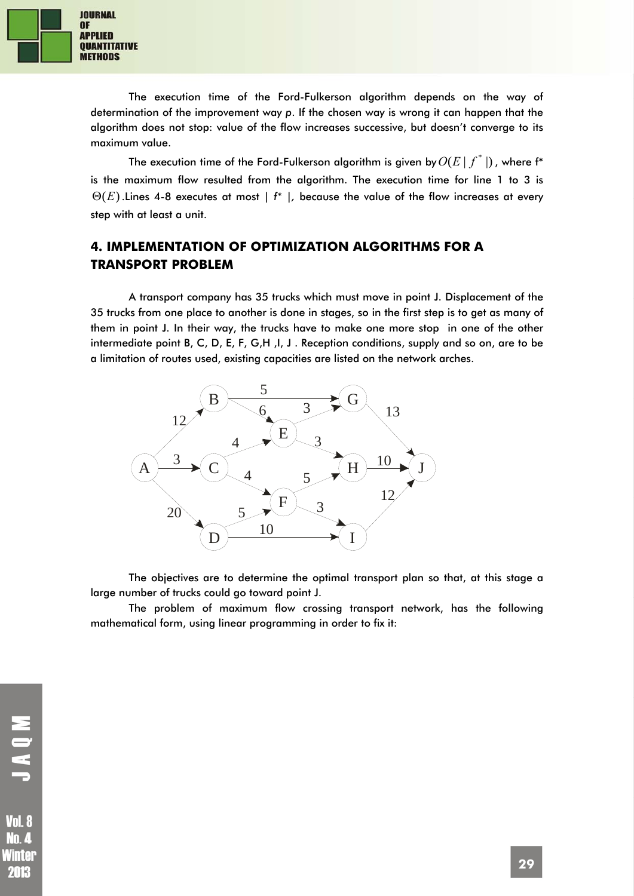The execution time of the Ford-Fulkerson algorithm depends on the way of determination of the improvement way *p*. If the chosen way is wrong it can happen that the algorithm does not stop: value of the flow increases successive, but doesn't converge to its maximum value.

The execution time of the Ford-Fulkerson algorithm is given by $O(E\,|\,f^*\,|)$, where f* is the maximum flow resulted from the algorithm. The execution time for line 1 to 3 is $\Theta(E)$.Lines 4-8 executes at most | *f** |, because the value of the flow increases at every step with at least a unit.

## 4. IMPLEMENTATION OF OPTIMIZATION ALGORITHMS FOR A TRANSPORT PROBLEM

A transport company has 35 trucks which must move in point J. Displacement of the 35 trucks from one place to another is done in stages, so in the first step is to get as many of them in point J. In their way, the trucks have to make one more stop in one of the other intermediate point B, C, D, E, F, G,H ,I, J . Reception conditions, supply and so on, are to be a limitation of routes used, existing capacities are listed on the network arches.

The objectives are to determine the optimal transport plan so that, at this stage a large number of trucks could go toward point J.

The problem of maximum flow crossing transport network, has the following mathematical form, using linear programming in order to fix it: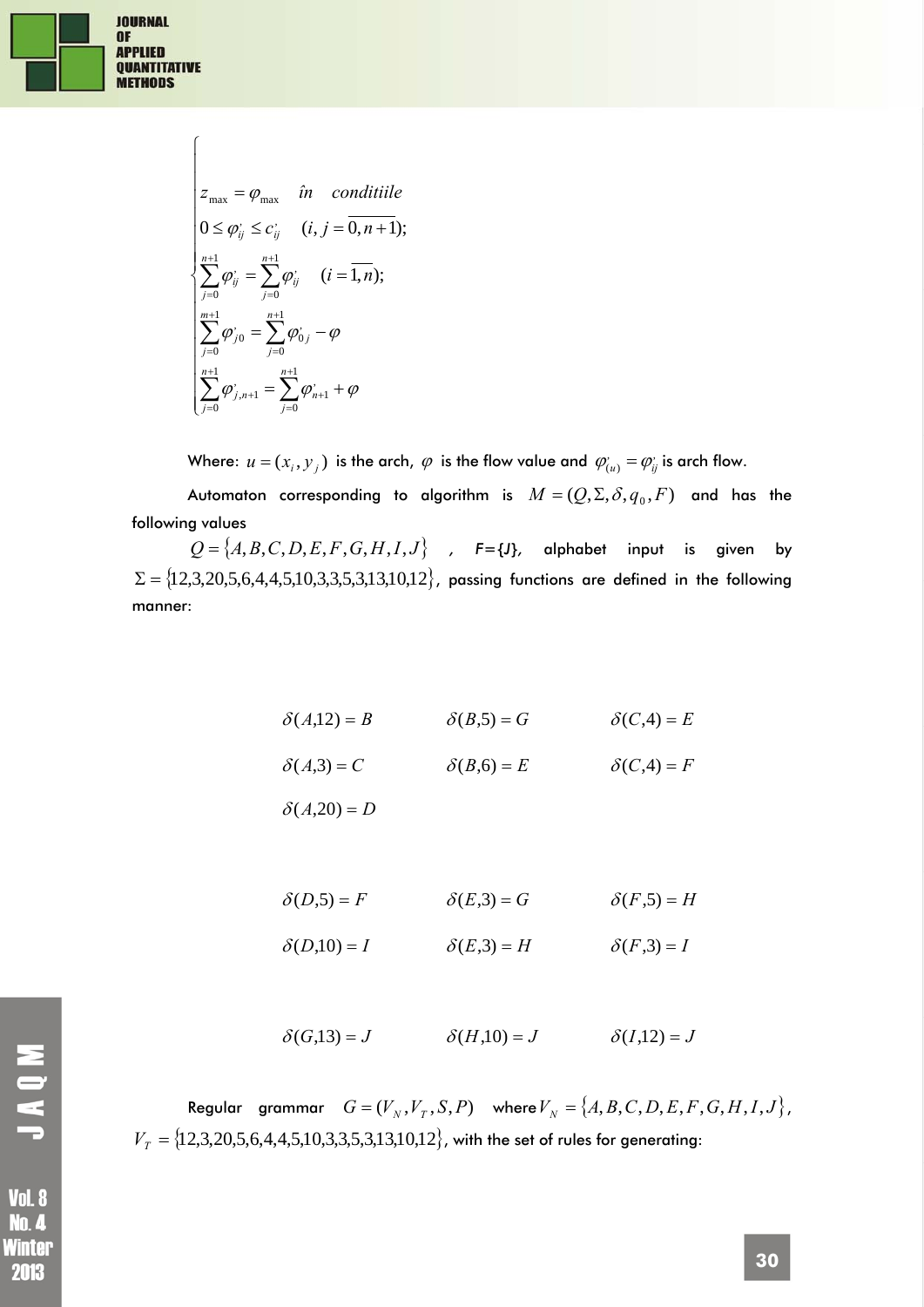$$
\begin{cases}
z_{\max} = \varphi_{\max} \quad \hat{i}n \quad conditiile \\
0 \leq \varphi_{ij}^{'} \leq c_{ij}^{'} \quad (i, j = \overline{0, n+1}); \\
\sum_{j=0}^{n+1} \varphi_{ij}^{'} = \sum_{j=0}^{n+1} \varphi_{ij}^{'} \quad (i = \overline{1, n}); \\
\sum_{j=0}^{m+1} \varphi_{j0}^{'} = \sum_{j=0}^{n+1} \varphi_{0j}^{'} - \varphi \\
\sum_{j=0}^{n+1} \varphi_{j,n+1}^{'} = \sum_{j=0}^{n+1} \varphi_{n+1}^{'} + \varphi
\end{cases}
$$

Where: $u = (x_i, y_j)$ is the arch, $\varphi$ is the flow value and $\varphi_{(u)}^{'} = \varphi_{ij}^{'}$ is arch flow.

Automaton corresponding to algorithm is $M = (Q, \Sigma, \delta, q_0, F)$ and has the following values

$Q = \{A, B, C, D, E, F, G, H, I, J\}$ , F={J}, alphabet input is given by $\Sigma = \{12, 3, 20, 5, 6, 4, 4, 5, 10, 3, 3, 5, 3, 13, 10, 12\}$, passing functions are defined in the following manner:

$\delta(A,12) = B$ $\quad$ $\delta(B,5) = G$ $\quad$ $\delta(C,4) = E$

$\delta(A,3) = C$ $\quad$ $\delta(B,6) = E$ $\quad$ $\delta(C,4) = F$

$\delta(A,20) = D$

$\delta(D,5) = F$ $\quad$ $\delta(E,3) = G$ $\quad$ $\delta(F,5) = H$

$\delta(D,10) = I$ $\quad$ $\delta(E,3) = H$ $\quad$ $\delta(F,3) = I$

$\delta(G,13) = J$ $\quad$ $\delta(H,10) = J$ $\quad$ $\delta(I,12) = J$

Regular grammar $G = (V_N, V_T, S, P)$ where $V_N = \{A, B, C, D, E, F, G, H, I, J\}$, $V_T = \{12, 3, 20, 5, 6, 4, 4, 5, 10, 3, 3, 5, 3, 13, 10, 12\}$, with the set of rules for generating: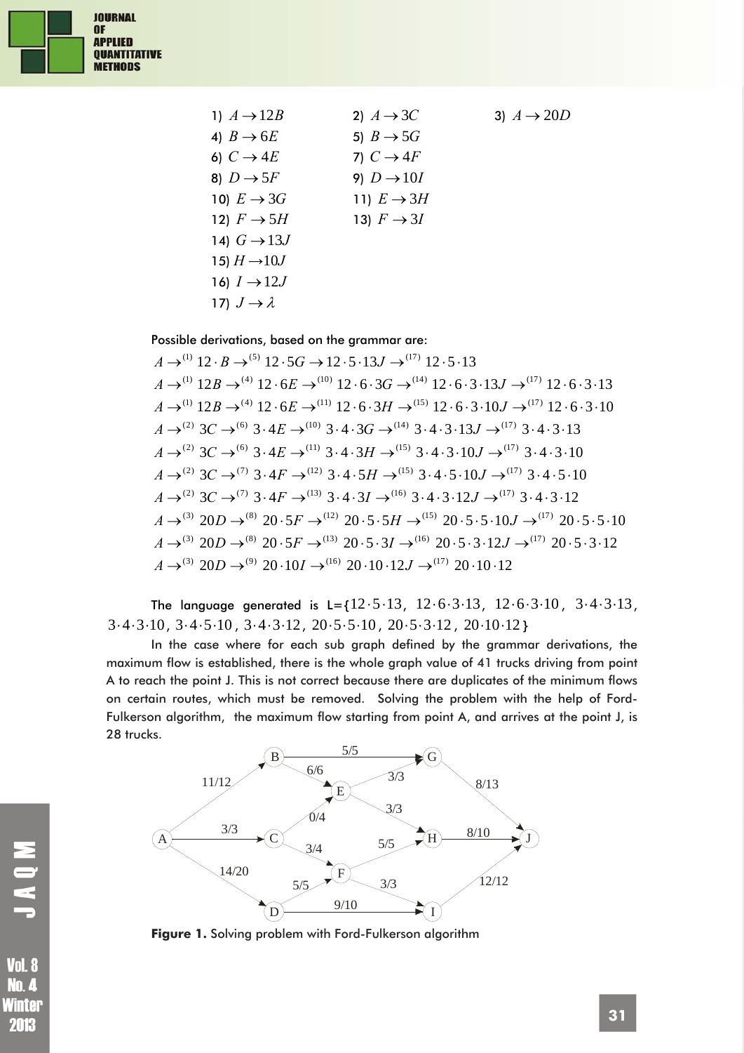1) $A \rightarrow 12B$

2) $A \rightarrow 3C$

3) $A \rightarrow 20D$

4) $B \rightarrow 6E$

5) $B \rightarrow 5G$

6) $C \rightarrow 4E$

7) $C \rightarrow 4F$

8) $D \rightarrow 5F$

9) $D \rightarrow 10I$

10) $E \rightarrow 3G$

11) $E \rightarrow 3H$

12) $F \rightarrow 5H$

13) $F \rightarrow 3I$

14) $G \rightarrow 13J$

15) $H \rightarrow 10J$

16) $I \rightarrow 12J$

17) $J \rightarrow \lambda$

Possible derivations, based on the grammar are:

$$A \rightarrow^{(1)} 12 \cdot B \rightarrow^{(5)} 12 \cdot 5G \rightarrow 12 \cdot 5 \cdot 13J \rightarrow^{(17)} 12 \cdot 5 \cdot 13$$

$$A \rightarrow^{(1)} 12B \rightarrow^{(4)} 12 \cdot 6E \rightarrow^{(10)} 12 \cdot 6 \cdot 3G \rightarrow^{(14)} 12 \cdot 6 \cdot 3 \cdot 13J \rightarrow^{(17)} 12 \cdot 6 \cdot 3 \cdot 13$$

$$A \rightarrow^{(1)} 12B \rightarrow^{(4)} 12 \cdot 6E \rightarrow^{(11)} 12 \cdot 6 \cdot 3H \rightarrow^{(15)} 12 \cdot 6 \cdot 3 \cdot 10J \rightarrow^{(17)} 12 \cdot 6 \cdot 3 \cdot 10$$

$$A \rightarrow^{(2)} 3C \rightarrow^{(6)} 3 \cdot 4E \rightarrow^{(10)} 3 \cdot 4 \cdot 3G \rightarrow^{(14)} 3 \cdot 4 \cdot 3 \cdot 13J \rightarrow^{(17)} 3 \cdot 4 \cdot 3 \cdot 13$$

$$A \rightarrow^{(2)} 3C \rightarrow^{(6)} 3 \cdot 4E \rightarrow^{(11)} 3 \cdot 4 \cdot 3H \rightarrow^{(15)} 3 \cdot 4 \cdot 3 \cdot 10J \rightarrow^{(17)} 3 \cdot 4 \cdot 3 \cdot 10$$

$$A \rightarrow^{(2)} 3C \rightarrow^{(7)} 3 \cdot 4F \rightarrow^{(12)} 3 \cdot 4 \cdot 5H \rightarrow^{(15)} 3 \cdot 4 \cdot 5 \cdot 10J \rightarrow^{(17)} 3 \cdot 4 \cdot 5 \cdot 10$$

$$A \rightarrow^{(2)} 3C \rightarrow^{(7)} 3 \cdot 4F \rightarrow^{(13)} 3 \cdot 4 \cdot 3I \rightarrow^{(16)} 3 \cdot 4 \cdot 3 \cdot 12J \rightarrow^{(17)} 3 \cdot 4 \cdot 3 \cdot 12$$

$$A \rightarrow^{(3)} 20D \rightarrow^{(8)} 20 \cdot 5F \rightarrow^{(12)} 20 \cdot 5 \cdot 5H \rightarrow^{(15)} 20 \cdot 5 \cdot 5 \cdot 10J \rightarrow^{(17)} 20 \cdot 5 \cdot 5 \cdot 10$$

$$A \rightarrow^{(3)} 20D \rightarrow^{(8)} 20 \cdot 5F \rightarrow^{(13)} 20 \cdot 5 \cdot 3I \rightarrow^{(16)} 20 \cdot 5 \cdot 3 \cdot 12J \rightarrow^{(17)} 20 \cdot 5 \cdot 3 \cdot 12$$

$$A \rightarrow^{(3)} 20D \rightarrow^{(9)} 20 \cdot 10I \rightarrow^{(16)} 20 \cdot 10 \cdot 12J \rightarrow^{(17)} 20 \cdot 10 \cdot 12$$

The language generated is L={$12 \cdot 5 \cdot 13$, $12 \cdot 6 \cdot 3 \cdot 13$, $12 \cdot 6 \cdot 3 \cdot 10$, $3 \cdot 4 \cdot 3 \cdot 13$, $3 \cdot 4 \cdot 3 \cdot 10$, $3 \cdot 4 \cdot 5 \cdot 10$, $3 \cdot 4 \cdot 3 \cdot 12$, $20 \cdot 5 \cdot 5 \cdot 10$, $20 \cdot 5 \cdot 3 \cdot 12$, $20 \cdot 10 \cdot 12$}

In the case where for each sub graph defined by the grammar derivations, the maximum flow is established, there is the whole graph value of 41 trucks driving from point A to reach the point J. This is not correct because there are duplicates of the minimum flows on certain routes, which must be removed. Solving the problem with the help of Ford-Fulkerson algorithm, the maximum flow starting from point A, and arrives at the point J, is 28 trucks.

**Figure 1.** Solving problem with Ford-Fulkerson algorithm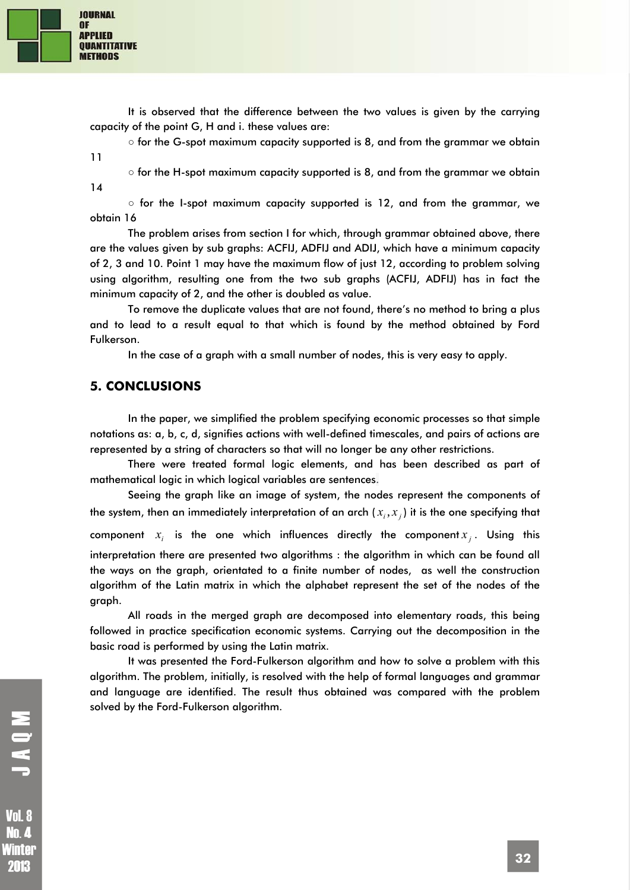It is observed that the difference between the two values is given by the carrying capacity of the point G, H and i. these values are:

○ for the G-spot maximum capacity supported is 8, and from the grammar we obtain 11

○ for the H-spot maximum capacity supported is 8, and from the grammar we obtain 14

○ for the I-spot maximum capacity supported is 12, and from the grammar, we obtain 16

The problem arises from section I for which, through grammar obtained above, there are the values given by sub graphs: ACFIJ, ADFIJ and ADIJ, which have a minimum capacity of 2, 3 and 10. Point 1 may have the maximum flow of just 12, according to problem solving using algorithm, resulting one from the two sub graphs (ACFIJ, ADFIJ) has in fact the minimum capacity of 2, and the other is doubled as value.

To remove the duplicate values that are not found, there's no method to bring a plus and to lead to a result equal to that which is found by the method obtained by Ford Fulkerson.

In the case of a graph with a small number of nodes, this is very easy to apply.

## 5. CONCLUSIONS

In the paper, we simplified the problem specifying economic processes so that simple notations as: a, b, c, d, signifies actions with well-defined timescales, and pairs of actions are represented by a string of characters so that will no longer be any other restrictions.

There were treated formal logic elements, and has been described as part of mathematical logic in which logical variables are sentences.

Seeing the graph like an image of system, the nodes represent the components of the system, then an immediately interpretation of an arch $(x_i, x_j)$ it is the one specifying that component $x_i$ is the one which influences directly the component $x_j$. Using this interpretation there are presented two algorithms : the algorithm in which can be found all the ways on the graph, orientated to a finite number of nodes, as well the construction algorithm of the Latin matrix in which the alphabet represent the set of the nodes of the graph.

All roads in the merged graph are decomposed into elementary roads, this being followed in practice specification economic systems. Carrying out the decomposition in the basic road is performed by using the Latin matrix.

It was presented the Ford-Fulkerson algorithm and how to solve a problem with this algorithm. The problem, initially, is resolved with the help of formal languages and grammar and language are identified. The result thus obtained was compared with the problem solved by the Ford-Fulkerson algorithm.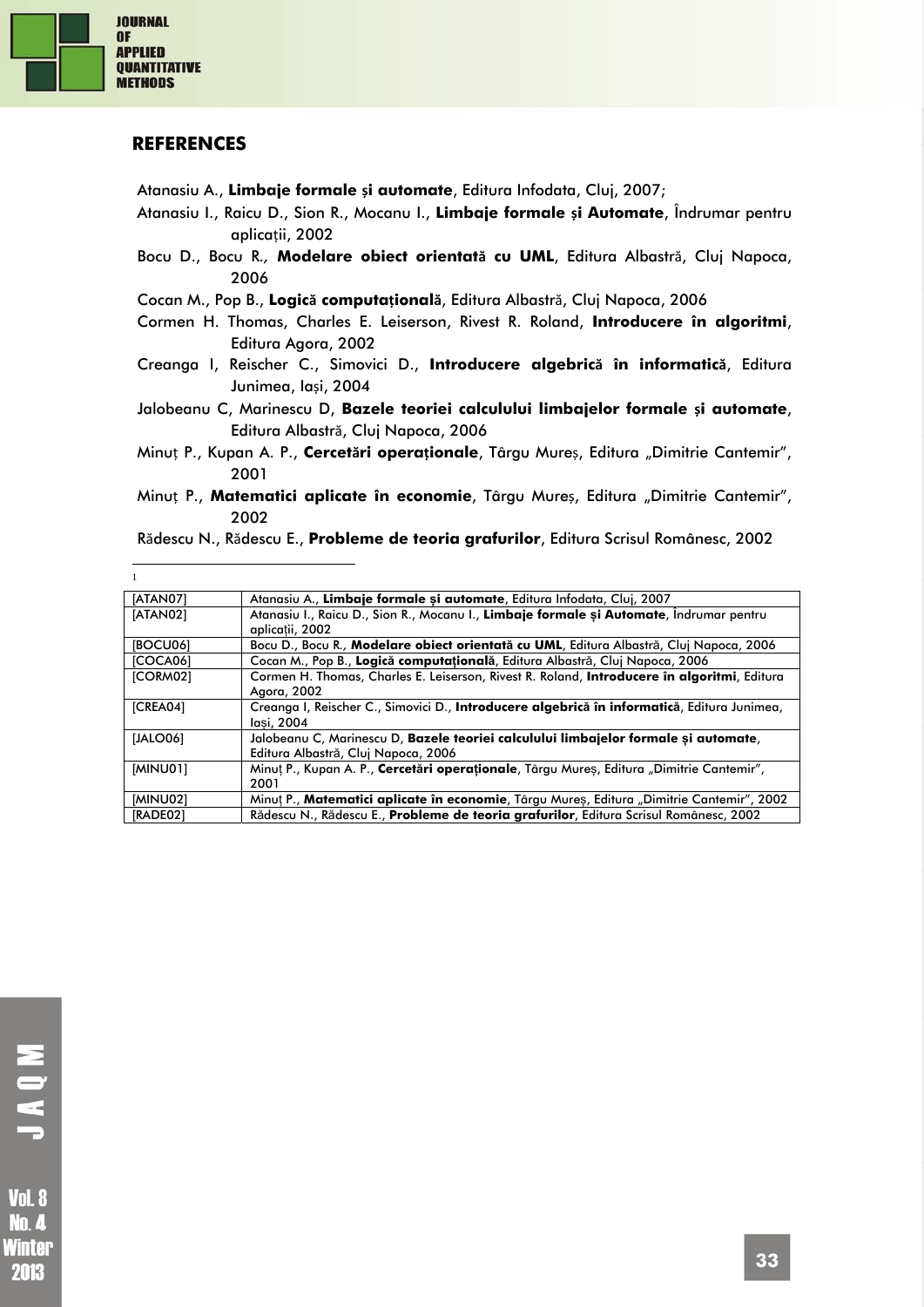## REFERENCES

Atanasiu A., **Limbaje formale și automate**, Editura Infodata, Cluj, 2007;

Atanasiu I., Raicu D., Sion R., Mocanu I., **Limbaje formale și Automate**, Îndrumar pentru aplicații, 2002

Bocu D., Bocu R., **Modelare obiect orientată cu UML**, Editura Albastră, Cluj Napoca, 2006

Cocan M., Pop B., **Logică computațională**, Editura Albastră, Cluj Napoca, 2006

Cormen H. Thomas, Charles E. Leiserson, Rivest R. Roland, **Introducere în algoritmi**, Editura Agora, 2002

Creanga I, Reischer C., Simovici D., **Introducere algebrică în informatică**, Editura Junimea, Iași, 2004

Jalobeanu C, Marinescu D, **Bazele teoriei calculului limbajelor formale și automate**, Editura Albastră, Cluj Napoca, 2006

Minuț P., Kupan A. P., **Cercetări operaționale**, Târgu Mureș, Editura „Dimitrie Cantemir", 2001

Minuț P., **Matematici aplicate în economie**, Târgu Mureș, Editura „Dimitrie Cantemir", 2002

Rădescu N., Rădescu E., **Probleme de teoria grafurilor**, Editura Scrisul Românesc, 2002

---

[1]

| | |
|---|---|
| [ATAN07] | Atanasiu A., **Limbaje formale și automate**, Editura Infodata, Cluj, 2007 |
| [ATAN02] | Atanasiu I., Raicu D., Sion R., Mocanu I., **Limbaje formale și Automate**, Îndrumar pentru aplicații, 2002 |
| [BOCU06] | Bocu D., Bocu R., **Modelare obiect orientată cu UML**, Editura Albastră, Cluj Napoca, 2006 |
| [COCA06] | Cocan M., Pop B., **Logică computațională**, Editura Albastră, Cluj Napoca, 2006 |
| [CORM02] | Cormen H. Thomas, Charles E. Leiserson, Rivest R. Roland, **Introducere în algoritmi**, Editura Agora, 2002 |
| [CREA04] | Creanga I, Reischer C., Simovici D., **Introducere algebrică în informatică**, Editura Junimea, Iași, 2004 |
| [JALO06] | Jalobeanu C, Marinescu D, **Bazele teoriei calculului limbajelor formale și automate**, Editura Albastră, Cluj Napoca, 2006 |
| [MINU01] | Minuț P., Kupan A. P., **Cercetări operaționale**, Târgu Mureș, Editura „Dimitrie Cantemir", 2001 |
| [MINU02] | Minuț P., **Matematici aplicate în economie**, Târgu Mureș, Editura „Dimitrie Cantemir", 2002 |
| [RADE02] | Rădescu N., Rădescu E., **Probleme de teoria grafurilor**, Editura Scrisul Românesc, 2002 |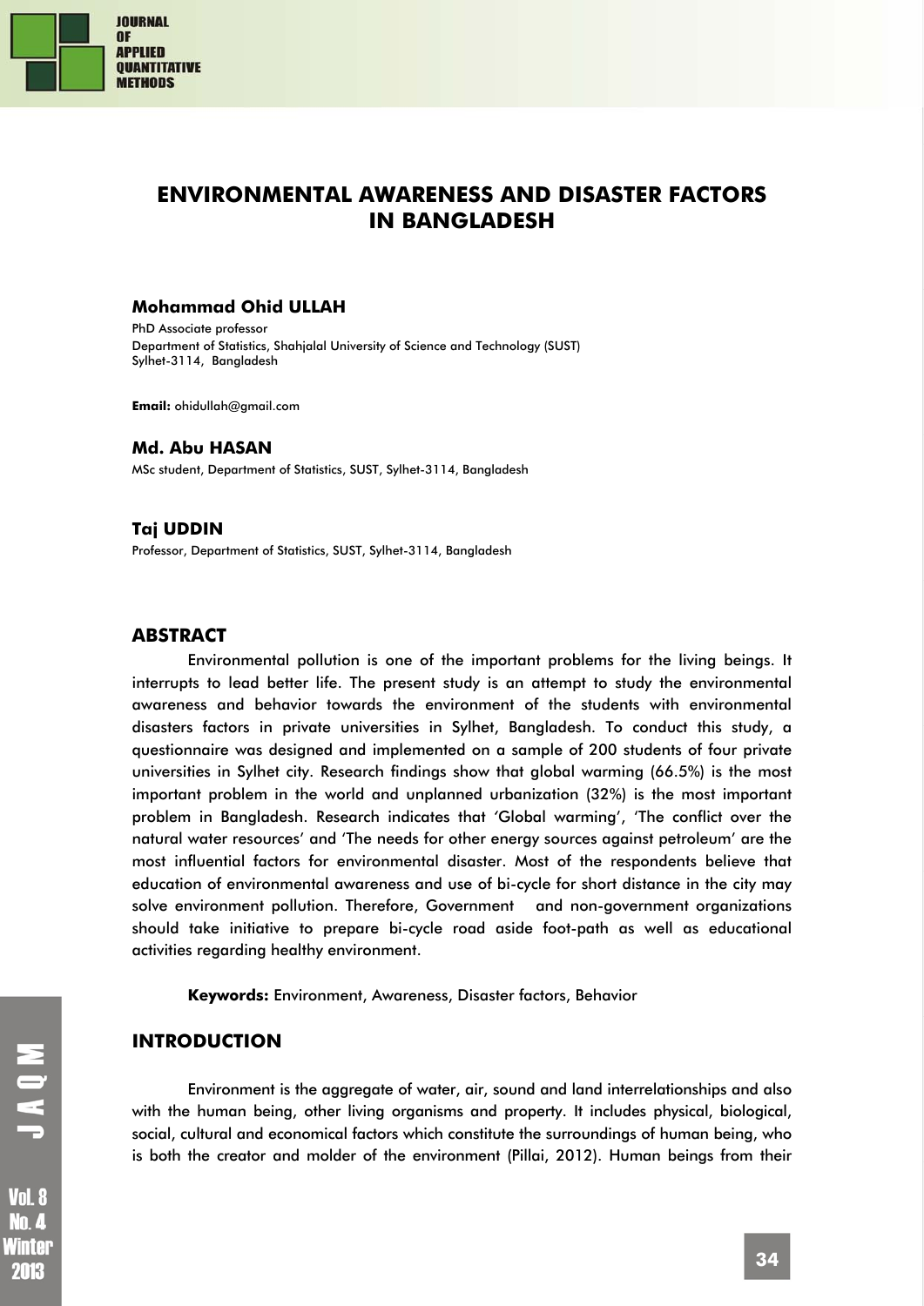# ENVIRONMENTAL AWARENESS AND DISASTER FACTORS IN BANGLADESH

**Mohammad Ohid ULLAH**

PhD Associate professor
Department of Statistics, Shahjalal University of Science and Technology (SUST)
Sylhet-3114, Bangladesh

**Email:** ohidullah@gmail.com

**Md. Abu HASAN**

MSc student, Department of Statistics, SUST, Sylhet-3114, Bangladesh

**Taj UDDIN**

Professor, Department of Statistics, SUST, Sylhet-3114, Bangladesh

## ABSTRACT

Environmental pollution is one of the important problems for the living beings. It interrupts to lead better life. The present study is an attempt to study the environmental awareness and behavior towards the environment of the students with environmental disasters factors in private universities in Sylhet, Bangladesh. To conduct this study, a questionnaire was designed and implemented on a sample of 200 students of four private universities in Sylhet city. Research findings show that global warming (66.5%) is the most important problem in the world and unplanned urbanization (32%) is the most important problem in Bangladesh. Research indicates that 'Global warming', 'The conflict over the natural water resources' and 'The needs for other energy sources against petroleum' are the most influential factors for environmental disaster. Most of the respondents believe that education of environmental awareness and use of bi-cycle for short distance in the city may solve environment pollution. Therefore, Government and non-government organizations should take initiative to prepare bi-cycle road aside foot-path as well as educational activities regarding healthy environment.

**Keywords:** Environment, Awareness, Disaster factors, Behavior

## INTRODUCTION

Environment is the aggregate of water, air, sound and land interrelationships and also with the human being, other living organisms and property. It includes physical, biological, social, cultural and economical factors which constitute the surroundings of human being, who is both the creator and molder of the environment (Pillai, 2012). Human beings from their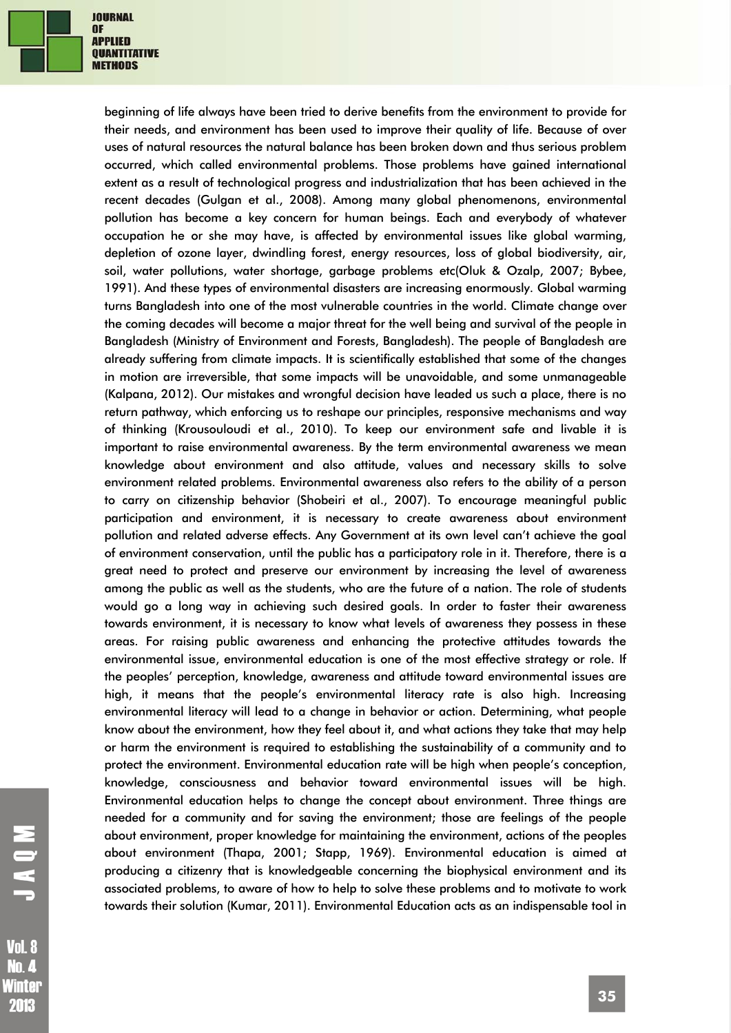beginning of life always have been tried to derive benefits from the environment to provide for their needs, and environment has been used to improve their quality of life. Because of over uses of natural resources the natural balance has been broken down and thus serious problem occurred, which called environmental problems. Those problems have gained international extent as a result of technological progress and industrialization that has been achieved in the recent decades (Gulgan et al., 2008). Among many global phenomenons, environmental pollution has become a key concern for human beings. Each and everybody of whatever occupation he or she may have, is affected by environmental issues like global warming, depletion of ozone layer, dwindling forest, energy resources, loss of global biodiversity, air, soil, water pollutions, water shortage, garbage problems etc(Oluk & Ozalp, 2007; Bybee, 1991). And these types of environmental disasters are increasing enormously. Global warming turns Bangladesh into one of the most vulnerable countries in the world. Climate change over the coming decades will become a major threat for the well being and survival of the people in Bangladesh (Ministry of Environment and Forests, Bangladesh). The people of Bangladesh are already suffering from climate impacts. It is scientifically established that some of the changes in motion are irreversible, that some impacts will be unavoidable, and some unmanageable (Kalpana, 2012). Our mistakes and wrongful decision have leaded us such a place, there is no return pathway, which enforcing us to reshape our principles, responsive mechanisms and way of thinking (Krousouloudi et al., 2010). To keep our environment safe and livable it is important to raise environmental awareness. By the term environmental awareness we mean knowledge about environment and also attitude, values and necessary skills to solve environment related problems. Environmental awareness also refers to the ability of a person to carry on citizenship behavior (Shobeiri et al., 2007). To encourage meaningful public participation and environment, it is necessary to create awareness about environment pollution and related adverse effects. Any Government at its own level can't achieve the goal of environment conservation, until the public has a participatory role in it. Therefore, there is a great need to protect and preserve our environment by increasing the level of awareness among the public as well as the students, who are the future of a nation. The role of students would go a long way in achieving such desired goals. In order to faster their awareness towards environment, it is necessary to know what levels of awareness they possess in these areas. For raising public awareness and enhancing the protective attitudes towards the environmental issue, environmental education is one of the most effective strategy or role. If the peoples' perception, knowledge, awareness and attitude toward environmental issues are high, it means that the people's environmental literacy rate is also high. Increasing environmental literacy will lead to a change in behavior or action. Determining, what people know about the environment, how they feel about it, and what actions they take that may help or harm the environment is required to establishing the sustainability of a community and to protect the environment. Environmental education rate will be high when people's conception, knowledge, consciousness and behavior toward environmental issues will be high. Environmental education helps to change the concept about environment. Three things are needed for a community and for saving the environment; those are feelings of the people about environment, proper knowledge for maintaining the environment, actions of the peoples about environment (Thapa, 2001; Stapp, 1969). Environmental education is aimed at producing a citizenry that is knowledgeable concerning the biophysical environment and its associated problems, to aware of how to help to solve these problems and to motivate to work towards their solution (Kumar, 2011). Environmental Education acts as an indispensable tool in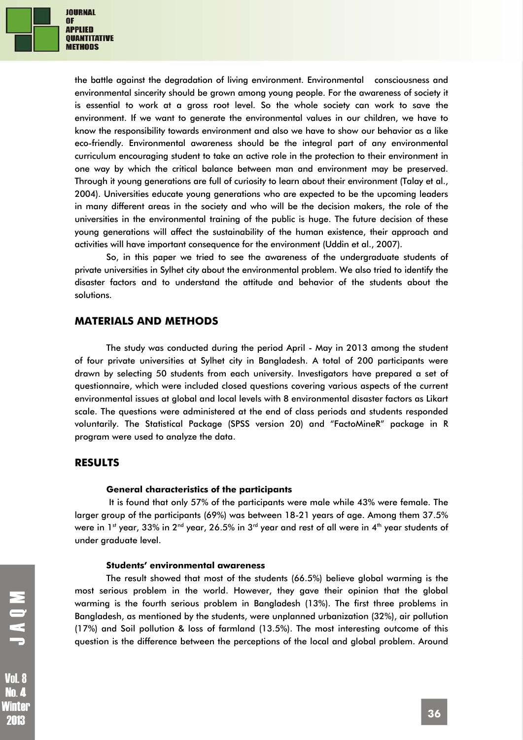the battle against the degradation of living environment. Environmental consciousness and environmental sincerity should be grown among young people. For the awareness of society it is essential to work at a gross root level. So the whole society can work to save the environment. If we want to generate the environmental values in our children, we have to know the responsibility towards environment and also we have to show our behavior as a like eco-friendly. Environmental awareness should be the integral part of any environmental curriculum encouraging student to take an active role in the protection to their environment in one way by which the critical balance between man and environment may be preserved. Through it young generations are full of curiosity to learn about their environment (Talay et al., 2004). Universities educate young generations who are expected to be the upcoming leaders in many different areas in the society and who will be the decision makers, the role of the universities in the environmental training of the public is huge. The future decision of these young generations will affect the sustainability of the human existence, their approach and activities will have important consequence for the environment (Uddin et al., 2007).

So, in this paper we tried to see the awareness of the undergraduate students of private universities in Sylhet city about the environmental problem. We also tried to identify the disaster factors and to understand the attitude and behavior of the students about the solutions.

## MATERIALS AND METHODS

The study was conducted during the period April - May in 2013 among the student of four private universities at Sylhet city in Bangladesh. A total of 200 participants were drawn by selecting 50 students from each university. Investigators have prepared a set of questionnaire, which were included closed questions covering various aspects of the current environmental issues at global and local levels with 8 environmental disaster factors as Likart scale. The questions were administered at the end of class periods and students responded voluntarily. The Statistical Package (SPSS version 20) and "FactoMineR" package in R program were used to analyze the data.

## RESULTS

### General characteristics of the participants

It is found that only 57% of the participants were male while 43% were female. The larger group of the participants (69%) was between 18-21 years of age. Among them 37.5% were in 1st year, 33% in 2nd year, 26.5% in 3rd year and rest of all were in 4th year students of under graduate level.

### Students' environmental awareness

The result showed that most of the students (66.5%) believe global warming is the most serious problem in the world. However, they gave their opinion that the global warming is the fourth serious problem in Bangladesh (13%). The first three problems in Bangladesh, as mentioned by the students, were unplanned urbanization (32%), air pollution (17%) and Soil pollution & loss of farmland (13.5%). The most interesting outcome of this question is the difference between the perceptions of the local and global problem. Around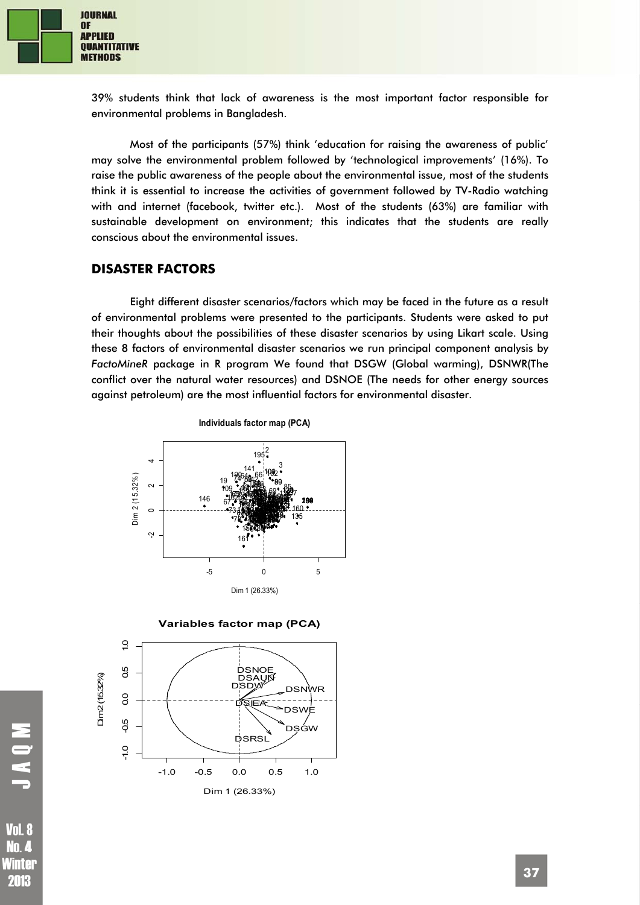39% students think that lack of awareness is the most important factor responsible for environmental problems in Bangladesh.

Most of the participants (57%) think 'education for raising the awareness of public' may solve the environmental problem followed by 'technological improvements' (16%). To raise the public awareness of the people about the environmental issue, most of the students think it is essential to increase the activities of government followed by TV-Radio watching with and internet (facebook, twitter etc.). Most of the students (63%) are familiar with sustainable development on environment; this indicates that the students are really conscious about the environmental issues.

## DISASTER FACTORS

Eight different disaster scenarios/factors which may be faced in the future as a result of environmental problems were presented to the participants. Students were asked to put their thoughts about the possibilities of these disaster scenarios by using Likart scale. Using these 8 factors of environmental disaster scenarios we run principal component analysis by *FactoMineR* package in R program We found that DSGW (Global warming), DSNWR(The conflict over the natural water resources) and DSNOE (The needs for other energy sources against petroleum) are the most influential factors for environmental disaster.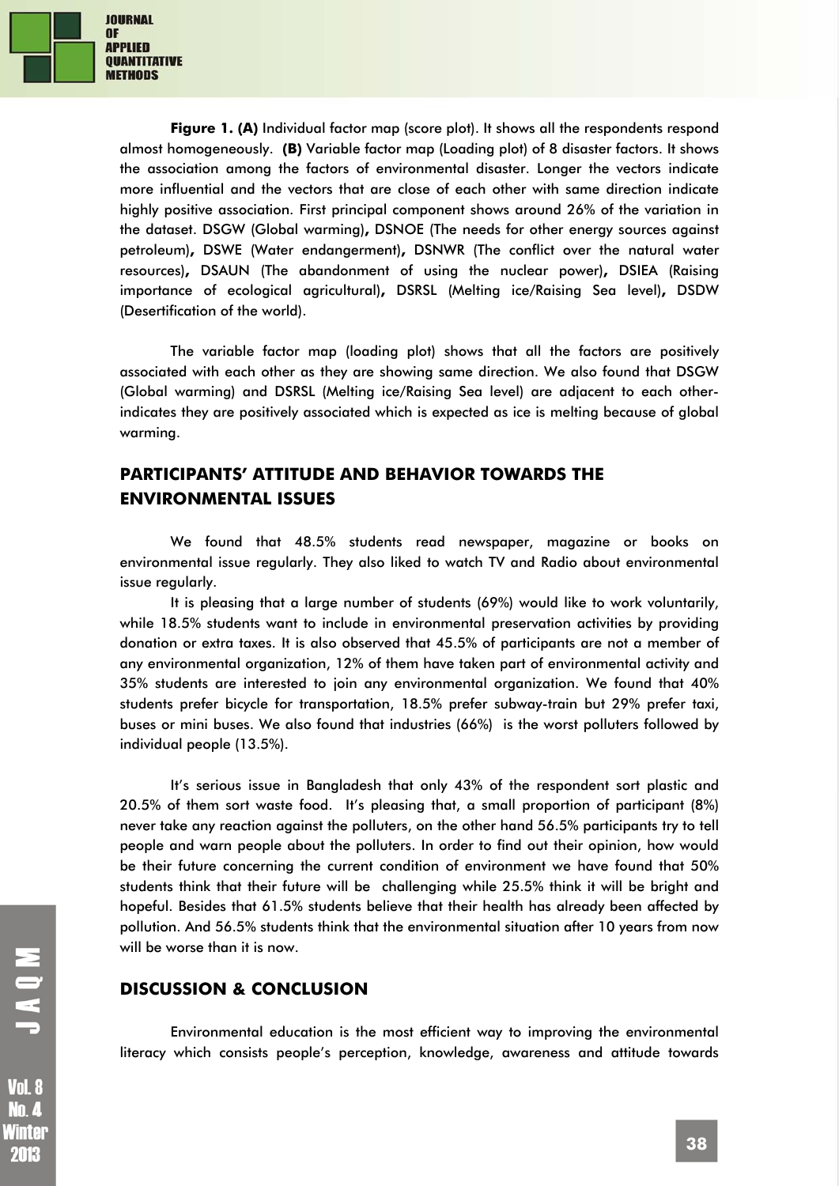**Figure 1. (A)** Individual factor map (score plot). It shows all the respondents respond almost homogeneously. **(B)** Variable factor map (Loading plot) of 8 disaster factors. It shows the association among the factors of environmental disaster. Longer the vectors indicate more influential and the vectors that are close of each other with same direction indicate highly positive association. First principal component shows around 26% of the variation in the dataset. DSGW (Global warming)**,** DSNOE (The needs for other energy sources against petroleum)**,** DSWE (Water endangerment)**,** DSNWR (The conflict over the natural water resources)**,** DSAUN (The abandonment of using the nuclear power)**,** DSIEA (Raising importance of ecological agricultural)**,** DSRSL (Melting ice/Raising Sea level)**,** DSDW (Desertification of the world).

The variable factor map (loading plot) shows that all the factors are positively associated with each other as they are showing same direction. We also found that DSGW (Global warming) and DSRSL (Melting ice/Raising Sea level) are adjacent to each other-indicates they are positively associated which is expected as ice is melting because of global warming.

## PARTICIPANTS' ATTITUDE AND BEHAVIOR TOWARDS THE ENVIRONMENTAL ISSUES

We found that 48.5% students read newspaper, magazine or books on environmental issue regularly. They also liked to watch TV and Radio about environmental issue regularly.

It is pleasing that a large number of students (69%) would like to work voluntarily, while 18.5% students want to include in environmental preservation activities by providing donation or extra taxes. It is also observed that 45.5% of participants are not a member of any environmental organization, 12% of them have taken part of environmental activity and 35% students are interested to join any environmental organization. We found that 40% students prefer bicycle for transportation, 18.5% prefer subway-train but 29% prefer taxi, buses or mini buses. We also found that industries (66%) is the worst polluters followed by individual people (13.5%).

It's serious issue in Bangladesh that only 43% of the respondent sort plastic and 20.5% of them sort waste food. It's pleasing that, a small proportion of participant (8%) never take any reaction against the polluters, on the other hand 56.5% participants try to tell people and warn people about the polluters. In order to find out their opinion, how would be their future concerning the current condition of environment we have found that 50% students think that their future will be challenging while 25.5% think it will be bright and hopeful. Besides that 61.5% students believe that their health has already been affected by pollution. And 56.5% students think that the environmental situation after 10 years from now will be worse than it is now.

## DISCUSSION & CONCLUSION

Environmental education is the most efficient way to improving the environmental literacy which consists people's perception, knowledge, awareness and attitude towards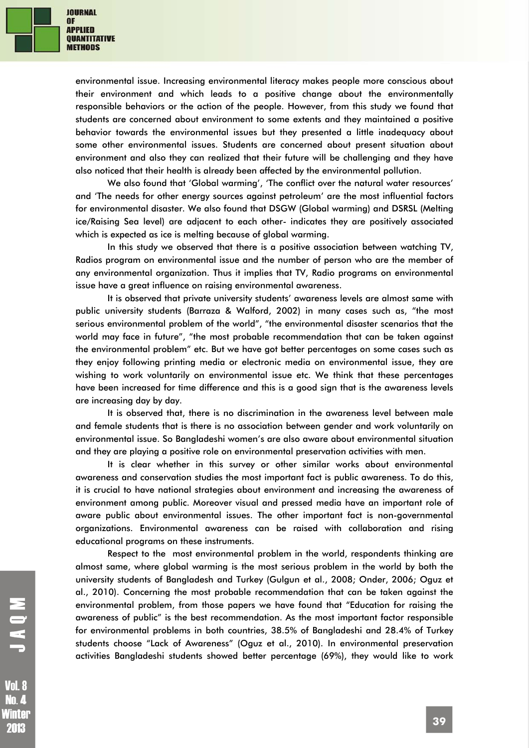environmental issue. Increasing environmental literacy makes people more conscious about their environment and which leads to a positive change about the environmentally responsible behaviors or the action of the people. However, from this study we found that students are concerned about environment to some extents and they maintained a positive behavior towards the environmental issues but they presented a little inadequacy about some other environmental issues. Students are concerned about present situation about environment and also they can realized that their future will be challenging and they have also noticed that their health is already been affected by the environmental pollution.

We also found that 'Global warming', 'The conflict over the natural water resources' and 'The needs for other energy sources against petroleum' are the most influential factors for environmental disaster. We also found that DSGW (Global warming) and DSRSL (Melting ice/Raising Sea level) are adjacent to each other- indicates they are positively associated which is expected as ice is melting because of global warming.

In this study we observed that there is a positive association between watching TV, Radios program on environmental issue and the number of person who are the member of any environmental organization. Thus it implies that TV, Radio programs on environmental issue have a great influence on raising environmental awareness.

It is observed that private university students' awareness levels are almost same with public university students (Barraza & Walford, 2002) in many cases such as, "the most serious environmental problem of the world", "the environmental disaster scenarios that the world may face in future", "the most probable recommendation that can be taken against the environmental problem" etc. But we have got better percentages on some cases such as they enjoy following printing media or electronic media on environmental issue, they are wishing to work voluntarily on environmental issue etc. We think that these percentages have been increased for time difference and this is a good sign that is the awareness levels are increasing day by day.

It is observed that, there is no discrimination in the awareness level between male and female students that is there is no association between gender and work voluntarily on environmental issue. So Bangladeshi women's are also aware about environmental situation and they are playing a positive role on environmental preservation activities with men.

It is clear whether in this survey or other similar works about environmental awareness and conservation studies the most important fact is public awareness. To do this, it is crucial to have national strategies about environment and increasing the awareness of environment among public. Moreover visual and pressed media have an important role of aware public about environmental issues. The other important fact is non-governmental organizations. Environmental awareness can be raised with collaboration and rising educational programs on these instruments.

Respect to the most environmental problem in the world, respondents thinking are almost same, where global warming is the most serious problem in the world by both the university students of Bangladesh and Turkey (Gulgun et al., 2008; Onder, 2006; Oguz et al., 2010). Concerning the most probable recommendation that can be taken against the environmental problem, from those papers we have found that "Education for raising the awareness of public" is the best recommendation. As the most important factor responsible for environmental problems in both countries, 38.5% of Bangladeshi and 28.4% of Turkey students choose "Lack of Awareness" (Oguz et al., 2010). In environmental preservation activities Bangladeshi students showed better percentage (69%), they would like to work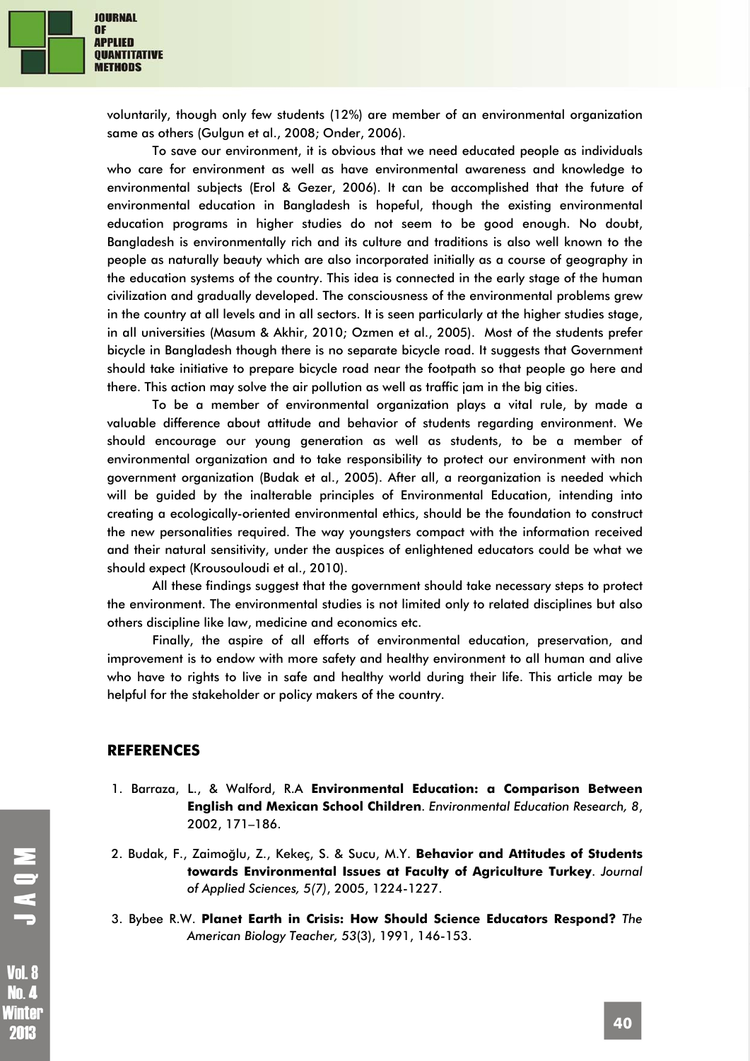voluntarily, though only few students (12%) are member of an environmental organization same as others (Gulgun et al., 2008; Onder, 2006).

To save our environment, it is obvious that we need educated people as individuals who care for environment as well as have environmental awareness and knowledge to environmental subjects (Erol & Gezer, 2006). It can be accomplished that the future of environmental education in Bangladesh is hopeful, though the existing environmental education programs in higher studies do not seem to be good enough. No doubt, Bangladesh is environmentally rich and its culture and traditions is also well known to the people as naturally beauty which are also incorporated initially as a course of geography in the education systems of the country. This idea is connected in the early stage of the human civilization and gradually developed. The consciousness of the environmental problems grew in the country at all levels and in all sectors. It is seen particularly at the higher studies stage, in all universities (Masum & Akhir, 2010; Ozmen et al., 2005). Most of the students prefer bicycle in Bangladesh though there is no separate bicycle road. It suggests that Government should take initiative to prepare bicycle road near the footpath so that people go here and there. This action may solve the air pollution as well as traffic jam in the big cities.

To be a member of environmental organization plays a vital rule, by made a valuable difference about attitude and behavior of students regarding environment. We should encourage our young generation as well as students, to be a member of environmental organization and to take responsibility to protect our environment with non government organization (Budak et al., 2005). After all, a reorganization is needed which will be guided by the inalterable principles of Environmental Education, intending into creating a ecologically-oriented environmental ethics, should be the foundation to construct the new personalities required. The way youngsters compact with the information received and their natural sensitivity, under the auspices of enlightened educators could be what we should expect (Krousouloudi et al., 2010).

All these findings suggest that the government should take necessary steps to protect the environment. The environmental studies is not limited only to related disciplines but also others discipline like law, medicine and economics etc.

Finally, the aspire of all efforts of environmental education, preservation, and improvement is to endow with more safety and healthy environment to all human and alive who have to rights to live in safe and healthy world during their life. This article may be helpful for the stakeholder or policy makers of the country.

## REFERENCES

1. Barraza, L., & Walford, R.A **Environmental Education: a Comparison Between English and Mexican School Children**. *Environmental Education Research, 8*, 2002, 171–186.
2. Budak, F., Zaimoğlu, Z., Kekeç, S. & Sucu, M.Y. **Behavior and Attitudes of Students towards Environmental Issues at Faculty of Agriculture Turkey**. *Journal of Applied Sciences, 5(7)*, 2005, 1224-1227.
3. Bybee R.W. **Planet Earth in Crisis: How Should Science Educators Respond?** *The American Biology Teacher, 53*(3), 1991, 146-153.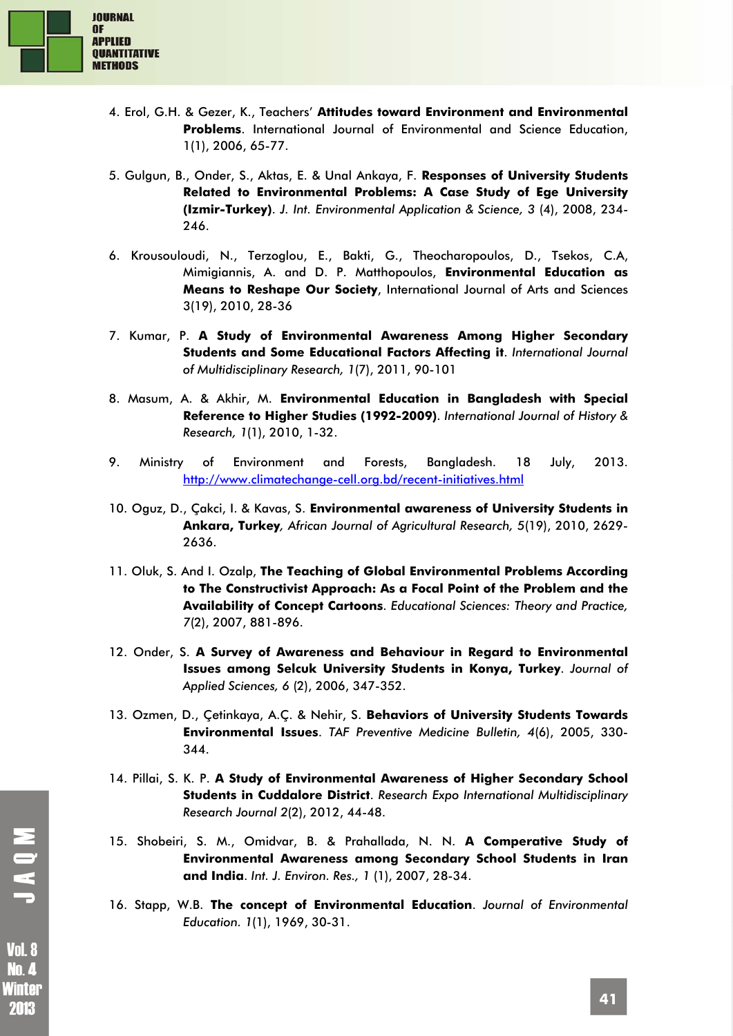4. Erol, G.H. & Gezer, K., Teachers' **Attitudes toward Environment and Environmental Problems**. International Journal of Environmental and Science Education, 1(1), 2006, 65-77.

5. Gulgun, B., Onder, S., Aktas, E. & Unal Ankaya, F. **Responses of University Students Related to Environmental Problems: A Case Study of Ege University (Izmir-Turkey)**. *J. Int. Environmental Application & Science, 3* (4), 2008, 234-246.

6. Krousouloudi, N., Terzoglou, E., Bakti, G., Theocharopoulos, D., Tsekos, C.A, Mimigiannis, A. and D. P. Matthopoulos, **Environmental Education as Means to Reshape Our Society**, International Journal of Arts and Sciences 3(19), 2010, 28-36

7. Kumar, P. **A Study of Environmental Awareness Among Higher Secondary Students and Some Educational Factors Affecting it**. *International Journal of Multidisciplinary Research, 1*(7), 2011, 90-101

8. Masum, A. & Akhir, M. **Environmental Education in Bangladesh with Special Reference to Higher Studies (1992-2009)**. *International Journal of History & Research, 1*(1), 2010, 1-32.

9. Ministry of Environment and Forests, Bangladesh. 18 July, 2013. http://www.climatechange-cell.org.bd/recent-initiatives.html

10. Oguz, D., Çakci, I. & Kavas, S. **Environmental awareness of University Students in Ankara, Turkey**, *African Journal of Agricultural Research, 5*(19), 2010, 2629-2636.

11. Oluk, S. And I. Ozalp, **The Teaching of Global Environmental Problems According to The Constructivist Approach: As a Focal Point of the Problem and the Availability of Concept Cartoons**. *Educational Sciences: Theory and Practice, 7*(2), 2007, 881-896.

12. Onder, S. **A Survey of Awareness and Behaviour in Regard to Environmental Issues among Selcuk University Students in Konya, Turkey**. *Journal of Applied Sciences, 6* (2), 2006, 347-352.

13. Ozmen, D., Çetinkaya, A.Ç. & Nehir, S. **Behaviors of University Students Towards Environmental Issues**. *TAF Preventive Medicine Bulletin, 4*(6), 2005, 330-344.

14. Pillai, S. K. P. **A Study of Environmental Awareness of Higher Secondary School Students in Cuddalore District**. *Research Expo International Multidisciplinary Research Journal* 2(2), 2012, 44-48.

15. Shobeiri, S. M., Omidvar, B. & Prahallada, N. N. **A Comperative Study of Environmental Awareness among Secondary School Students in Iran and India**. *Int. J. Environ. Res., 1* (1), 2007, 28-34.

16. Stapp, W.B. **The concept of Environmental Education**. *Journal of Environmental Education. 1*(1), 1969, 30-31.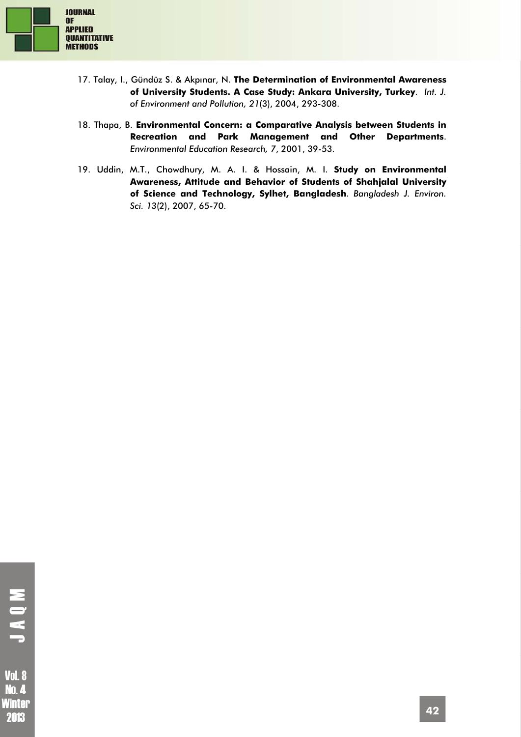17. Talay, I., Gündüz S. & Akpınar, N. **The Determination of Environmental Awareness of University Students. A Case Study: Ankara University, Turkey**. *Int. J. of Environment and Pollution, 21*(3), 2004, 293-308.

18. Thapa, B. **Environmental Concern: a Comparative Analysis between Students in Recreation and Park Management and Other Departments**. *Environmental Education Research, 7*, 2001, 39-53.

19. Uddin, M.T., Chowdhury, M. A. I. & Hossain, M. I. **Study on Environmental Awareness, Attitude and Behavior of Students of Shahjalal University of Science and Technology, Sylhet, Bangladesh**. *Bangladesh J. Environ. Sci. 13*(2), 2007, 65-70.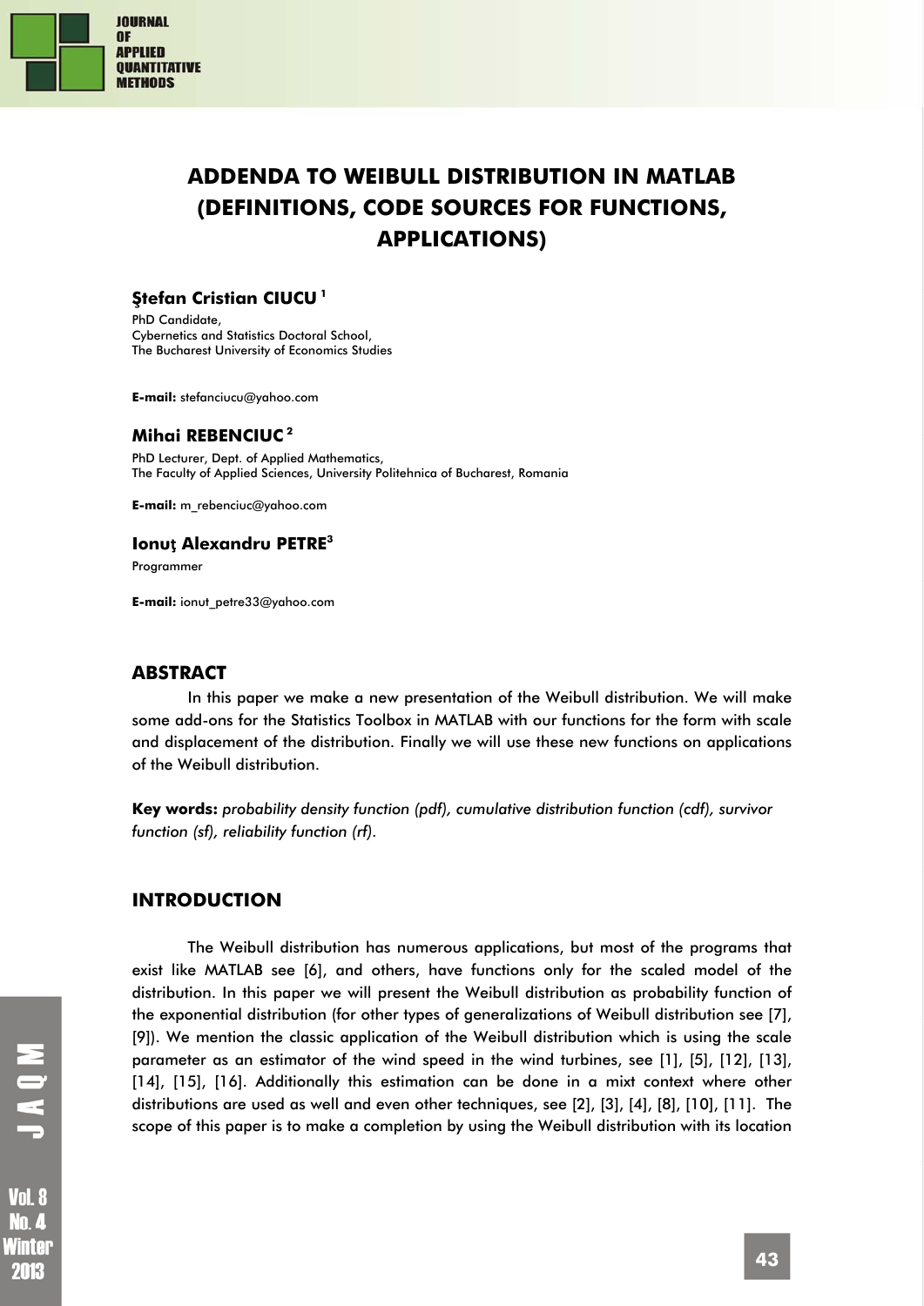# ADDENDA TO WEIBULL DISTRIBUTION IN MATLAB (DEFINITIONS, CODE SOURCES FOR FUNCTIONS, APPLICATIONS)

**Ştefan Cristian CIUCU** [1]

PhD Candidate,
Cybernetics and Statistics Doctoral School,
The Bucharest University of Economics Studies

**E-mail:** stefanciucu@yahoo.com

**Mihai REBENCIUC** [2]

PhD Lecturer, Dept. of Applied Mathematics,
The Faculty of Applied Sciences, University Politehnica of Bucharest, Romania

**E-mail:** m_rebenciuc@yahoo.com

**Ionuţ Alexandru PETRE** [3]

Programmer

**E-mail:** ionut_petre33@yahoo.com

## ABSTRACT

In this paper we make a new presentation of the Weibull distribution. We will make some add-ons for the Statistics Toolbox in MATLAB with our functions for the form with scale and displacement of the distribution. Finally we will use these new functions on applications of the Weibull distribution.

**Key words:** *probability density function (pdf), cumulative distribution function (cdf), survivor function (sf), reliability function (rf).*

## INTRODUCTION

The Weibull distribution has numerous applications, but most of the programs that exist like MATLAB see [6], and others, have functions only for the scaled model of the distribution. In this paper we will present the Weibull distribution as probability function of the exponential distribution (for other types of generalizations of Weibull distribution see [7], [9]). We mention the classic application of the Weibull distribution which is using the scale parameter as an estimator of the wind speed in the wind turbines, see [1], [5], [12], [13], [14], [15], [16]. Additionally this estimation can be done in a mixt context where other distributions are used as well and even other techniques, see [2], [3], [4], [8], [10], [11]. The scope of this paper is to make a completion by using the Weibull distribution with its location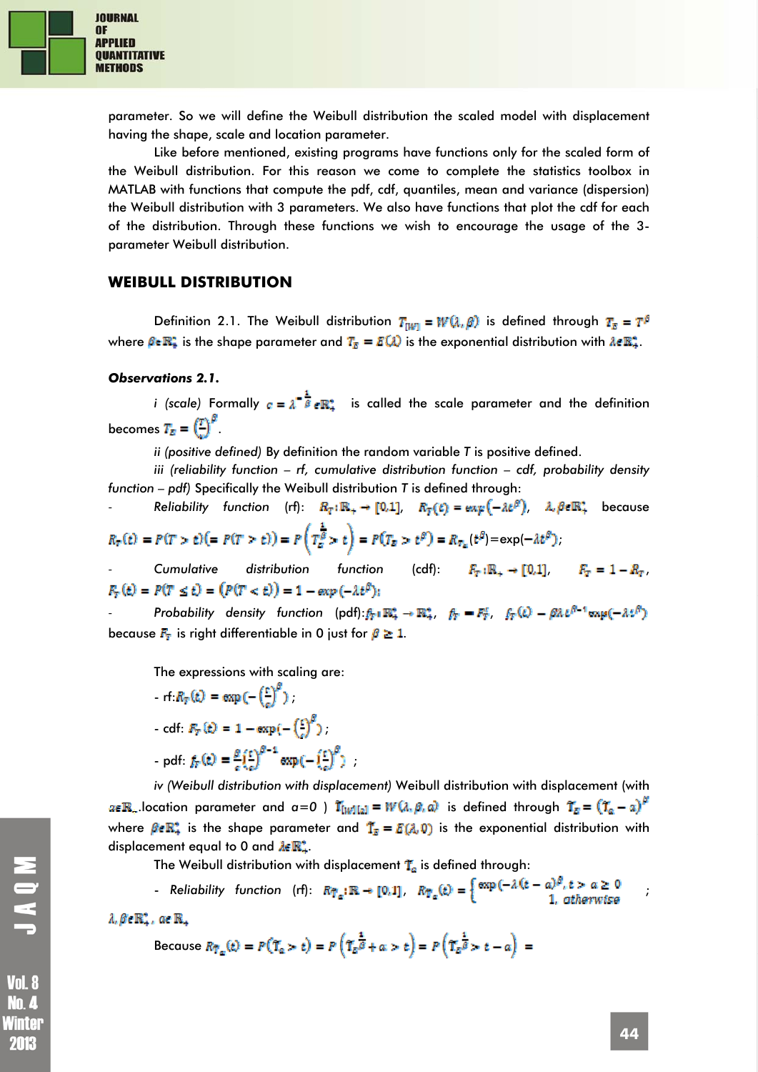parameter. So we will define the Weibull distribution the scaled model with displacement having the shape, scale and location parameter.

Like before mentioned, existing programs have functions only for the scaled form of the Weibull distribution. For this reason we come to complete the statistics toolbox in MATLAB with functions that compute the pdf, cdf, quantiles, mean and variance (dispersion) the Weibull distribution with 3 parameters. We also have functions that plot the cdf for each of the distribution. Through these functions we wish to encourage the usage of the 3-parameter Weibull distribution.

## WEIBULL DISTRIBUTION

Definition 2.1. The Weibull distribution $T_{[W]} = W(\lambda, \beta)$ is defined through $T_E = T^{\beta}$ where $\beta \in \mathbb{R}_+^*$ is the shape parameter and $T_E = E(\lambda)$ is the exponential distribution with $\lambda \in \mathbb{R}_+^*$.

***Observations 2.1.***

*i (scale)* Formally $c = \lambda^{-\frac{1}{\beta}} \in \mathbb{R}_+^*$ is called the scale parameter and the definition becomes $T_E = \left(\frac{T}{c}\right)^{\beta}$.

*ii (positive defined)* By definition the random variable T is positive defined.

*iii (reliability function – rf, cumulative distribution function – cdf, probability density function – pdf)* Specifically the Weibull distribution T is defined through:

- *Reliability function* (rf): $R_T : \mathbb{R}_+ \to [0,1]$, $R_T(t) = \exp(-\lambda t^{\beta})$, $\lambda, \beta \in \mathbb{R}_+^*$ because $R_T(t) = P(T > t)(= P(T \geq t)) = P\left(T_E^{\frac{1}{\beta}} > t\right) = P(T_E > t^{\beta}) = R_{T_E}(t^{\beta}) = \exp(-\lambda t^{\beta})$;
- *Cumulative distribution function* (cdf): $F_T : \mathbb{R}_+ \to [0,1]$, $F_T = 1 - R_T$, $F_T(t) = P(T \leq t) = (P(T < t)) = 1 - \exp(-\lambda t^{\beta})$;
- *Probability density function* (pdf): $f_T : \mathbb{R}_+^* \to \mathbb{R}_+^*$, $f_T = F_T'$, $f_T(t) = \beta\lambda t^{\beta-1}\exp(-\lambda t^{\beta})$ because $F_T$ is right differentiable in 0 just for $\beta \geq 1$.

The expressions with scaling are:

- rf: $R_T(t) = \exp\left(-\left(\frac{t}{c}\right)^{\beta}\right)$;
- cdf: $F_T(t) = 1 - \exp\left(-\left(\frac{t}{c}\right)^{\beta}\right)$;
- pdf: $f_T(t) = \frac{\beta}{c}\left(\frac{t}{c}\right)^{\beta-1}\exp\left(-\left(\frac{t}{c}\right)^{\beta}\right)$;

*iv (Weibull distribution with displacement)* Weibull distribution with displacement (with $a \in \mathbb{R}_+$ location parameter and $a=0$ ) $T_{[W(a)]} = W(\lambda, \beta, a)$ is defined through $T_E = (T_a - a)^{\beta}$ where $\beta \in \mathbb{R}_+^*$ is the shape parameter and $T_E = E(\lambda, 0)$ is the exponential distribution with displacement equal to 0 and $\lambda \in \mathbb{R}_+^*$.

The Weibull distribution with displacement $T_a$ is defined through:

- *Reliability function* (rf): $R_{T_a} : \mathbb{R} \to [0,1]$, $R_{T_a}(t) = \begin{cases} \exp(-\lambda(t-a)^{\beta}), & t > a \geq 0 \\ 1, & otherwise \end{cases}$; $\lambda, \beta \in \mathbb{R}_+^*$, $a \in \mathbb{R}_+$

Because $R_{T_a}(t) = P(T_a > t) = P\left(T_E^{\frac{1}{\beta}} + a > t\right) = P\left(T_E^{\frac{1}{\beta}} > t - a\right) =$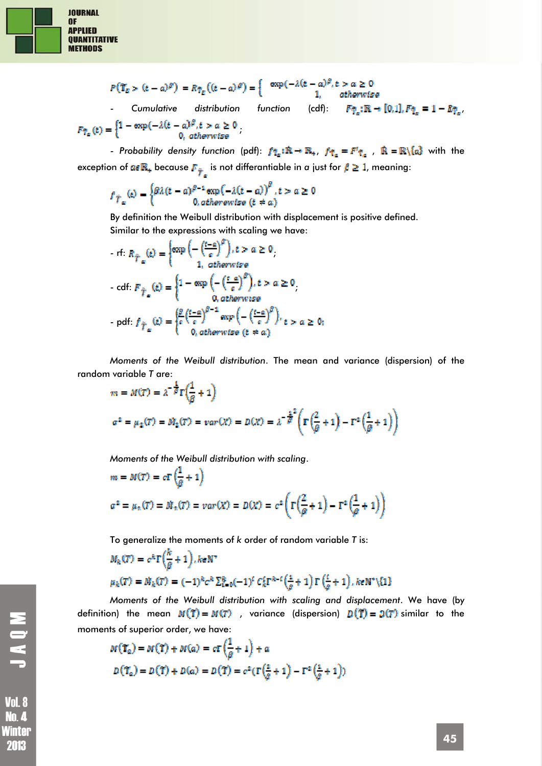$$P(\tilde{T}_a > (t-a)^\beta) = R_{\tilde{T}_a}((t-a)^\beta) = \begin{cases} \exp(-\lambda(t-a)^\beta, t > a \geq 0 \\ 1, \quad otherwise \end{cases}$$

- *Cumulative distribution function* (cdf): $F_{\tilde{T}_a}: \mathbb{R} \to [0,1], F_{\tilde{T}_a} = 1 - R_{\tilde{T}_a}$,

$$F_{\tilde{T}_a}(t) = \begin{cases} 1 - \exp(-\lambda(t-a)^\beta, t > a \geq 0 \\ 0, \ otherwise \end{cases};$$

- *Probability density function* (pdf): $f_{\tilde{T}_a}: \tilde{\mathbb{R}} \to \mathbb{R}_+$, $f_{\tilde{T}_a} = F'_{\tilde{T}_a}$ , $\tilde{\mathbb{R}} = \mathbb{R} \setminus \{a\}$ with the exception of $a \in \mathbb{R}_+$ because $F_{\tilde{T}_a}$ is not differantiable in $a$ just for $\beta \geq 1$, meaning:

$$f_{\tilde{T}_a}(t) = \begin{cases} \beta\lambda(t-a)^{\beta-1}\exp(-\lambda(t-a))^\beta, t > a \geq 0 \\ 0, otherwise \ (t \neq a) \end{cases}$$

By definition the Weibull distribution with displacement is positive defined.

Similar to the expressions with scaling we have:

- rf: $R_{\tilde{T}_a}(t) = \begin{cases} \exp\left(-\left(\frac{t-a}{c}\right)^\beta\right), t > a \geq 0 \\ 1, \ otherwise \end{cases};$

- cdf: $F_{\tilde{T}_a}(t) = \begin{cases} 1 - \exp\left(-\left(\frac{t-a}{c}\right)^\beta\right), t > a \geq 0 \\ 0, otherwise \end{cases};$

- pdf: $f_{\tilde{T}_a}(t) = \begin{cases} \frac{\beta}{c}\left(\frac{t-a}{c}\right)^{\beta-1}\exp\left(-\left(\frac{t-a}{c}\right)^\beta\right), t > a \geq 0; \\ 0, otherwise \ (t \neq a) \end{cases}$

*Moments of the Weibull distribution*. The mean and variance (dispersion) of the random variable $T$ are:

$$m = M(T) = \lambda^{-\frac{1}{\beta}}\Gamma\left(\frac{1}{\beta}+1\right)$$

$$\sigma^2 = \mu_2(T) = \tilde{M}_2(T) = var(X) = D(X) = \lambda^{-\frac{2}{\beta}}\left(\Gamma\left(\frac{2}{\beta}+1\right) - \Gamma^2\left(\frac{1}{\beta}+1\right)\right)$$

*Moments of the Weibull distribution with scaling*.

$$m = M(T) = c\Gamma\left(\frac{1}{\beta}+1\right)$$

$$\sigma^2 = \mu_2(T) = \tilde{M}_2(T) = var(X) = D(X) = c^2\left(\Gamma\left(\frac{2}{\beta}+1\right) - \Gamma^2\left(\frac{1}{\beta}+1\right)\right)$$

To generalize the moments of $k$ order of random variable $T$ is:

$$M_k(T) = c^k\Gamma\left(\frac{k}{\beta}+1\right), k \in \mathbb{N}^*$$

$$\mu_k(T) = \tilde{M}_k(T) = (-1)^k c^k \sum_{i=0}^{k}(-1)^i C_k^i \Gamma^{k-i}\left(\frac{1}{\beta}+1\right)\Gamma\left(\frac{i}{\beta}+1\right), k \in \mathbb{N}^* \setminus \{1\}$$

*Moments of the Weibull distribution with scaling and displacement*. We have (by definition) the mean $M(\tilde{T}) = M(T)$ , variance (dispersion) $D(\tilde{T}) = D(T)$ similar to the moments of superior order, we have:

$$M(\tilde{T}_a) = M(\tilde{T}) + M(a) = c\Gamma\left(\frac{1}{\beta}+1\right) + a$$

$$D(\tilde{T}_a) = D(\tilde{T}) + D(a) = D(\tilde{T}) = c^2\left(\Gamma\left(\frac{2}{\beta}+1\right) - \Gamma^2\left(\frac{1}{\beta}+1\right)\right)$$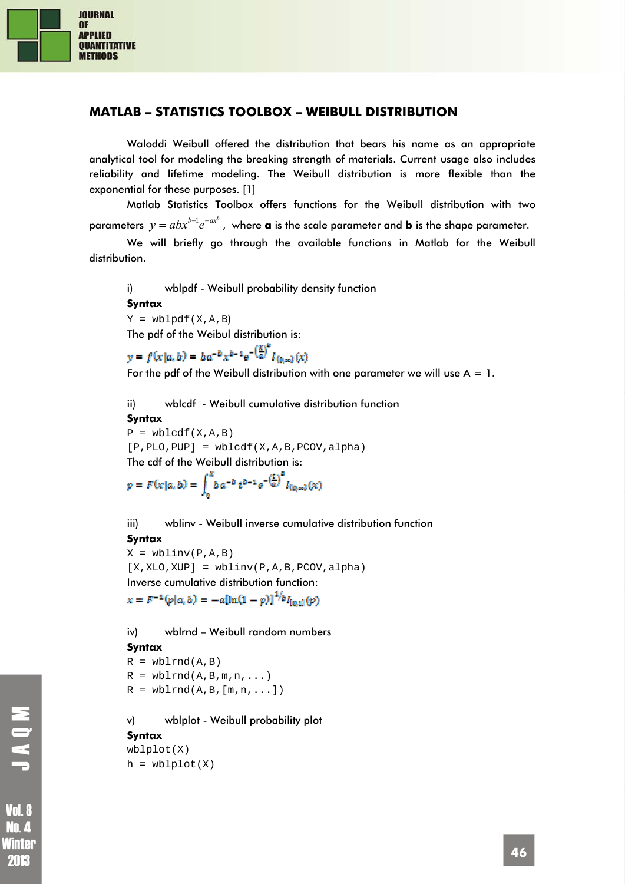## MATLAB – STATISTICS TOOLBOX – WEIBULL DISTRIBUTION

Waloddi Weibull offered the distribution that bears his name as an appropriate analytical tool for modeling the breaking strength of materials. Current usage also includes reliability and lifetime modeling. The Weibull distribution is more flexible than the exponential for these purposes. [1]

Matlab Statistics Toolbox offers functions for the Weibull distribution with two parameters $y = abx^{b-1}e^{-ax^b}$, where **a** is the scale parameter and **b** is the shape parameter.

We will briefly go through the available functions in Matlab for the Weibull distribution.

i) wblpdf - Weibull probability density function

**Syntax**

```
Y = wblpdf(X,A,B)
```

The pdf of the Weibul distribution is:

$$y = f(x|a,b) = ba^{-b}x^{b-1}e^{-\left(\frac{x}{a}\right)^b} I_{(0,\infty)}(x)$$

For the pdf of the Weibull distribution with one parameter we will use A = 1.

ii) wblcdf - Weibull cumulative distribution function

**Syntax**

```
P = wblcdf(X,A,B)
[P,PLO,PUP] = wblcdf(X,A,B,PCOV,alpha)
```

The cdf of the Weibull distribution is:

$$p = F(x|a,b) = \int_0^x b\,a^{-b}\,t^{b-1}e^{-\left(\frac{t}{a}\right)^b} I_{(0,\infty)}(x)$$

iii) wblinv - Weibull inverse cumulative distribution function

**Syntax**

```
X = wblinv(P,A,B)
[X,XLO,XUP] = wblinv(P,A,B,PCOV,alpha)
```

Inverse cumulative distribution function:

$$x = F^{-1}(p|a,b) = -a[\ln(1-p)]^{1/b} I_{[0,1]}(p)$$

iv) wblrnd – Weibull random numbers

**Syntax**

```
R = wblrnd(A,B)
R = wblrnd(A,B,m,n,...)
R = wblrnd(A,B,[m,n,...])
```

v) wblplot - Weibull probability plot

**Syntax**

```
wblplot(X)
h = wblplot(X)
```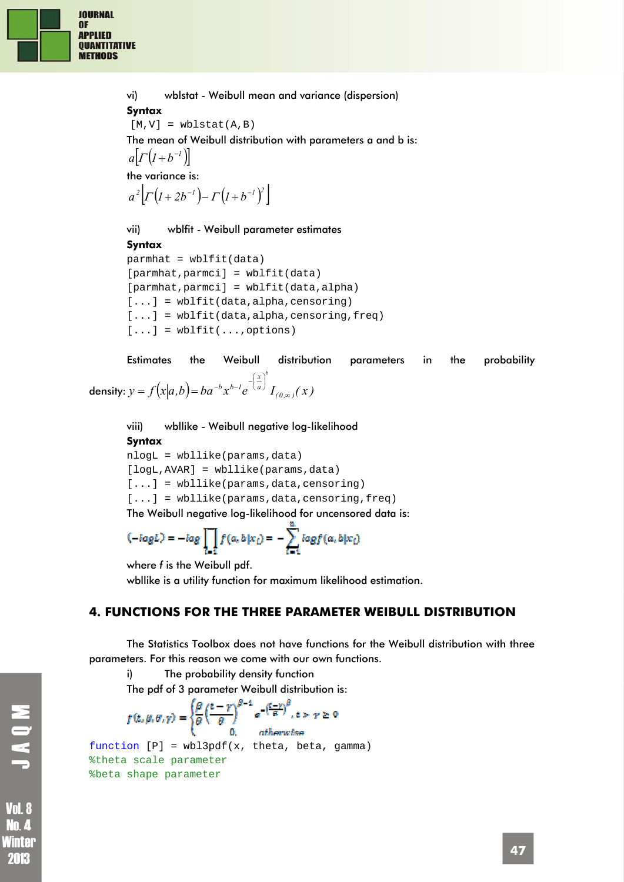vi) wblstat - Weibull mean and variance (dispersion)

**Syntax**

```
[M,V] = wblstat(A,B)
```

The mean of Weibull distribution with parameters a and b is:

$$a\left[\Gamma\left(1+b^{-1}\right)\right]$$

the variance is:

$$a^2\left[\Gamma\left(1+2b^{-1}\right)-\Gamma\left(1+b^{-1}\right)^2\right]$$

vii) wblfit - Weibull parameter estimates

**Syntax**

```
parmhat = wblfit(data)
[parmhat,parmci] = wblfit(data)
[parmhat,parmci] = wblfit(data,alpha)
[...] = wblfit(data,alpha,censoring)
[...] = wblfit(data,alpha,censoring,freq)
[...] = wblfit(...,options)
```

Estimates the Weibull distribution parameters in the probability density: $y = f(x|a,b) = ba^{-b}x^{b-1}e^{-\left(\frac{x}{a}\right)^b} I_{(0,\infty)}(x)$

viii) wbllike - Weibull negative log-likelihood

**Syntax**

```
nlogL = wbllike(params,data)
[logL,AVAR] = wbllike(params,data)
[...] = wbllike(params,data,censoring)
[...] = wbllike(params,data,censoring,freq)
```

The Weibull negative log-likelihood for uncensored data is:

$$(-\log L) = -\log \prod_{i=1}^{n} f(a,b|x_i) = -\sum_{i=1}^{n} \log f(a,b|x_i)$$

where f is the Weibull pdf.

wbllike is a utility function for maximum likelihood estimation.

## 4. FUNCTIONS FOR THE THREE PARAMETER WEIBULL DISTRIBUTION

The Statistics Toolbox does not have functions for the Weibull distribution with three parameters. For this reason we come with our own functions.

i) The probability density function

The pdf of 3 parameter Weibull distribution is:

$$f(t,\beta,\theta,\gamma) = \begin{cases} \frac{\beta}{\theta}\left(\frac{t-\gamma}{\theta}\right)^{\beta-1} e^{-\left(\frac{t-\gamma}{\theta}\right)^{\beta}}, & t > \gamma \geq 0 \\ 0, & otherwise \end{cases}$$

```
function [P] = wbl3pdf(x, theta, beta, gamma)
%theta scale parameter
%beta shape parameter
```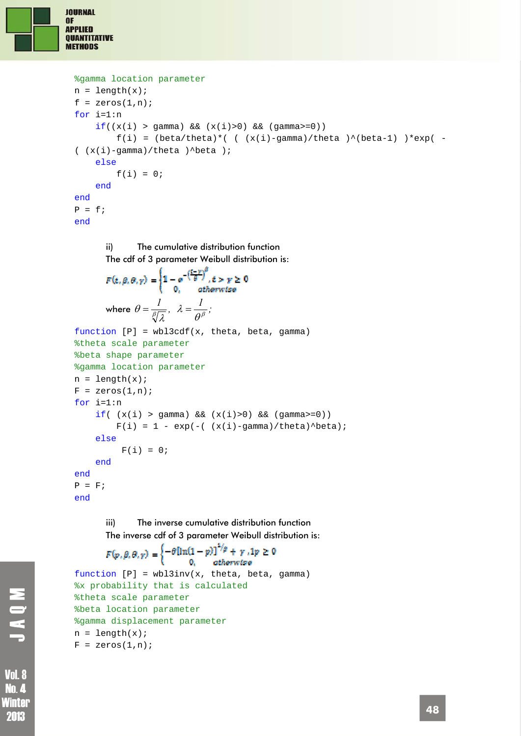```
%gamma location parameter
n = length(x);
f = zeros(1,n);
for i=1:n
    if((x(i) > gamma) && (x(i)>0) && (gamma>=0))
        f(i) = (beta/theta)*( ( (x(i)-gamma)/theta )^(beta-1) )*exp( -
( (x(i)-gamma)/theta )^beta );
    else
        f(i) = 0;
    end
end
P = f;
end
```

ii) The cumulative distribution function

The cdf of 3 parameter Weibull distribution is:

$$F(t,\beta,\theta,\gamma) = \begin{cases} 1 - e^{-\left(\frac{t-\gamma}{\theta}\right)^{\beta}}, t > \gamma \geq 0 \\ 0, \quad otherwise \end{cases}$$

where $\theta = \dfrac{1}{\sqrt[\beta]{\lambda}}, \quad \lambda = \dfrac{1}{\theta^{\beta}};$

```
function [P] = wbl3cdf(x, theta, beta, gamma)
%theta scale parameter
%beta shape parameter
%gamma location parameter
n = length(x);
F = zeros(1,n);
for i=1:n
    if( (x(i) > gamma) && (x(i)>0) && (gamma>=0))
        F(i) = 1 - exp(-( (x(i)-gamma)/theta)^beta);
    else
         F(i) = 0;
    end
end
P = F;
end
```

iii) The inverse cumulative distribution function

The inverse cdf of 3 parameter Weibull distribution is:

$$F(p,\beta,\theta,\gamma) = \begin{cases} -\theta[\ln(1-p)]^{1/\beta} + \gamma, 1p \geq 0 \\ 0, \quad otherwise \end{cases}$$

```
function [P] = wbl3inv(x, theta, beta, gamma)
%x probability that is calculated
%theta scale parameter
%beta location parameter
%gamma displacement parameter
n = length(x);
F = zeros(1,n);
```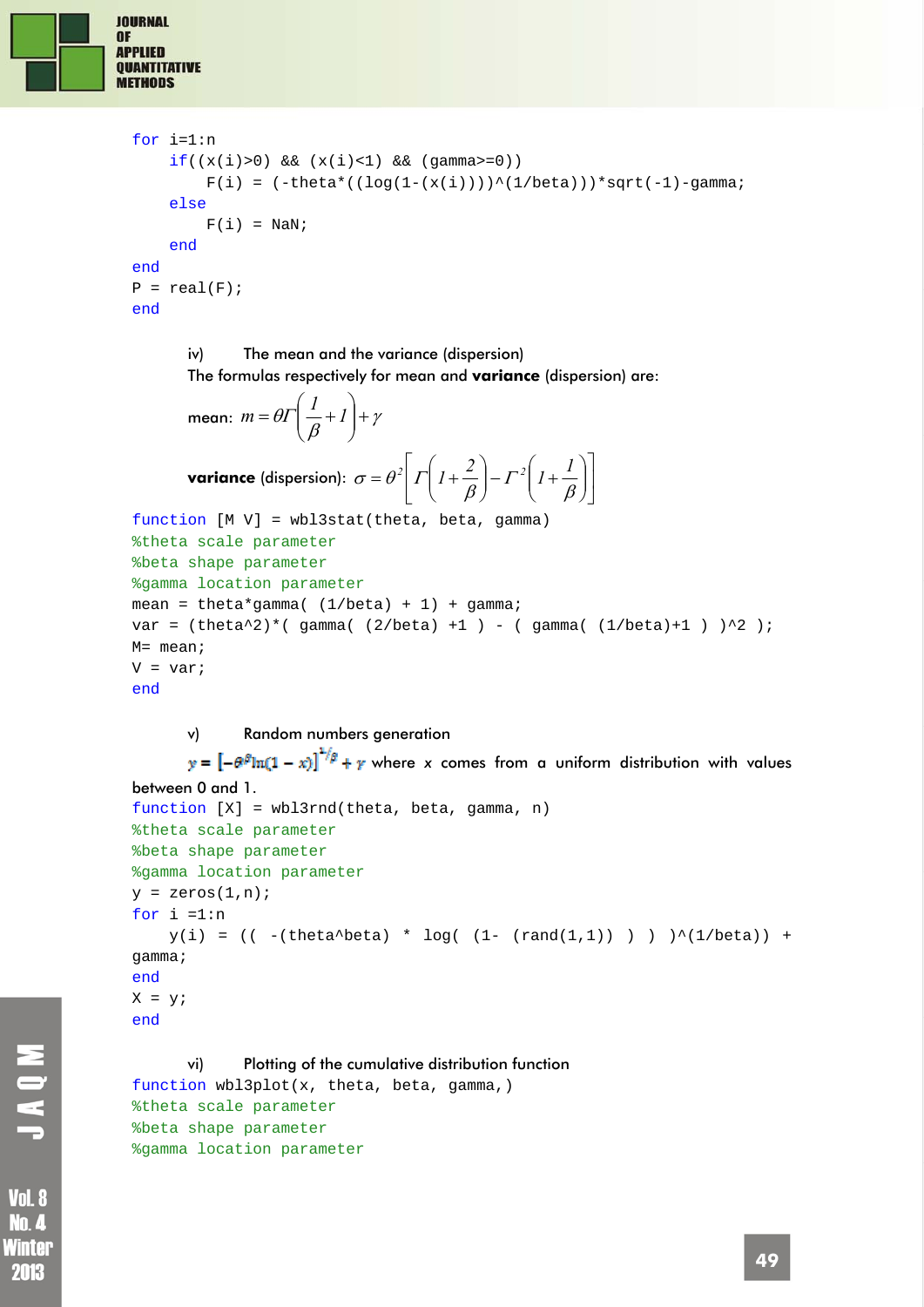```
for i=1:n
    if((x(i)>0) && (x(i)<1) && (gamma>=0))
        F(i) = (-theta*((log(1-(x(i))))^(1/beta)))*sqrt(-1)-gamma;
    else
        F(i) = NaN;
    end
end
P = real(F);
end
```

iv) The mean and the variance (dispersion)

The formulas respectively for mean and **variance** (dispersion) are:

mean: $m = \theta\Gamma\left(\frac{1}{\beta}+1\right)+\gamma$

**variance** (dispersion): $\sigma = \theta^2\left[\Gamma\left(1+\frac{2}{\beta}\right)-\Gamma^2\left(1+\frac{1}{\beta}\right)\right]$

```
function [M V] = wbl3stat(theta, beta, gamma)
%theta scale parameter
%beta shape parameter
%gamma location parameter
mean = theta*gamma( (1/beta) + 1) + gamma;
var = (theta^2)*( gamma( (2/beta) +1 ) - ( gamma( (1/beta)+1 ) )^2 );
M= mean;
V = var;
end
```

v) Random numbers generation

$y = \left[-\theta^{\beta}\ln(1-x)\right]^{1/\beta} + \gamma$ where $x$ comes from a uniform distribution with values between 0 and 1.

```
function [X] = wbl3rnd(theta, beta, gamma, n)
%theta scale parameter
%beta shape parameter
%gamma location parameter
y = zeros(1,n);
for i =1:n
    y(i) = (( -(theta^beta) * log( (1- (rand(1,1)) ) ) )^(1/beta)) +
gamma;
end
X = y;
end
```

vi) Plotting of the cumulative distribution function

```
function wbl3plot(x, theta, beta, gamma,)
%theta scale parameter
%beta shape parameter
%gamma location parameter
```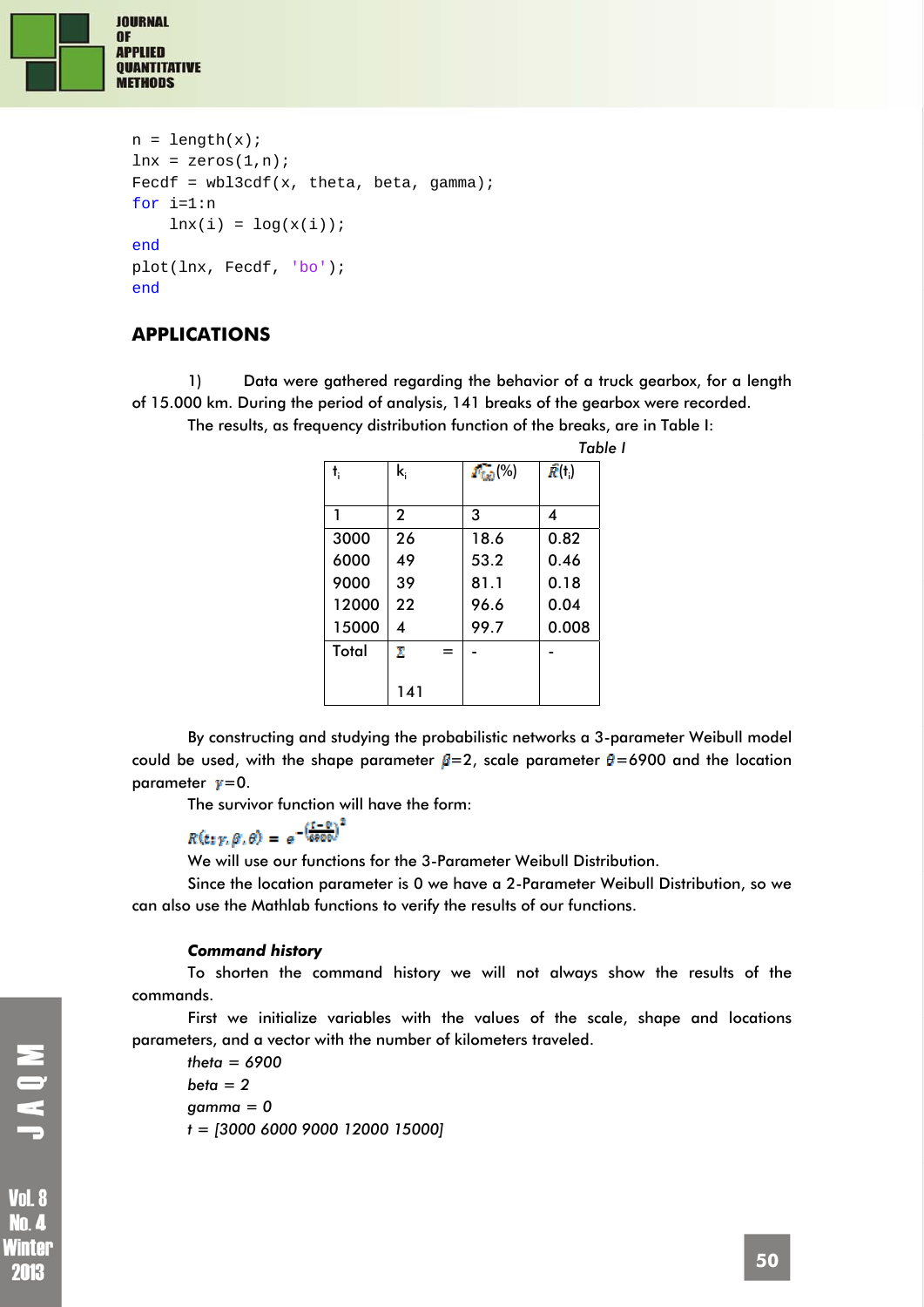```
n = length(x);
lnx = zeros(1,n);
Fecdf = wbl3cdf(x, theta, beta, gamma);
for i=1:n
    lnx(i) = log(x(i));
end
plot(lnx, Fecdf, 'bo');
end
```

## APPLICATIONS

1) Data were gathered regarding the behavior of a truck gearbox, for a length of 15.000 km. During the period of analysis, 141 breaks of the gearbox were recorded.

The results, as frequency distribution function of the breaks, are in Table I:

*Table I*

| $t_i$ | $k_i$ | $\hat{F}(t_i)$(%) | $\hat{R}(t_i)$ |
|---|---|---|---|
| 1 | 2 | 3 | 4 |
| 3000 | 26 | 18.6 | 0.82 |
| 6000 | 49 | 53.2 | 0.46 |
| 9000 | 39 | 81.1 | 0.18 |
| 12000 | 22 | 96.6 | 0.04 |
| 15000 | 4 | 99.7 | 0.008 |
| Total | $\Sigma$ = 141 | - | - |

By constructing and studying the probabilistic networks a 3-parameter Weibull model could be used, with the shape parameter $\beta$=2, scale parameter $\theta$=6900 and the location parameter $\gamma$=0.

The survivor function will have the form:

$$R(t;\gamma,\beta,\theta) = e^{-\left(\frac{t-0}{6900}\right)^2}$$

We will use our functions for the 3-Parameter Weibull Distribution.

Since the location parameter is 0 we have a 2-Parameter Weibull Distribution, so we can also use the Mathlab functions to verify the results of our functions.

***Command history***

To shorten the command history we will not always show the results of the commands.

First we initialize variables with the values of the scale, shape and locations parameters, and a vector with the number of kilometers traveled.

*theta = 6900*

*beta = 2*

*gamma = 0*

*t = [3000 6000 9000 12000 15000]*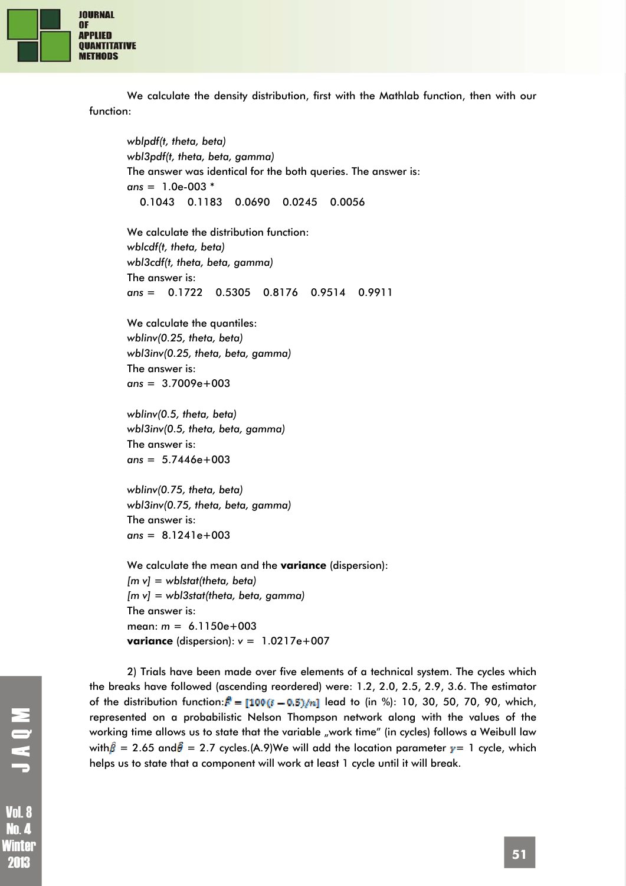We calculate the density distribution, first with the Mathlab function, then with our function:

*wblpdf(t, theta, beta)*
*wbl3pdf(t, theta, beta, gamma)*
The answer was identical for the both queries. The answer is:
*ans* = 1.0e-003 *
0.1043 0.1183 0.0690 0.0245 0.0056

We calculate the distribution function:
*wblcdf(t, theta, beta)*
*wbl3cdf(t, theta, beta, gamma)*
The answer is:
*ans* = 0.1722 0.5305 0.8176 0.9514 0.9911

We calculate the quantiles:
*wblinv(0.25, theta, beta)*
*wbl3inv(0.25, theta, beta, gamma)*
The answer is:
*ans* = 3.7009e+003

*wblinv(0.5, theta, beta)*
*wbl3inv(0.5, theta, beta, gamma)*
The answer is:
*ans* = 5.7446e+003

*wblinv(0.75, theta, beta)*
*wbl3inv(0.75, theta, beta, gamma)*
The answer is:
*ans* = 8.1241e+003

We calculate the mean and the **variance** (dispersion):
*[m v] = wblstat(theta, beta)*
*[m v] = wbl3stat(theta, beta, gamma)*
The answer is:
mean: *m* = 6.1150e+003
**variance** (dispersion): *v* = 1.0217e+007

2) Trials have been made over five elements of a technical system. The cycles which the breaks have followed (ascending reordered) were: 1.2, 2.0, 2.5, 2.9, 3.6. The estimator of the distribution function: $\hat{F} = [100(i - 0.5)/n]$ lead to (in %): 10, 30, 50, 70, 90, which, represented on a probabilistic Nelson Thompson network along with the values of the working time allows us to state that the variable „work time" (in cycles) follows a Weibull law with $\hat{\beta}$ = 2.65 and $\hat{\theta}$ = 2.7 cycles.(A.9)We will add the location parameter $\gamma$ = 1 cycle, which helps us to state that a component will work at least 1 cycle until it will break.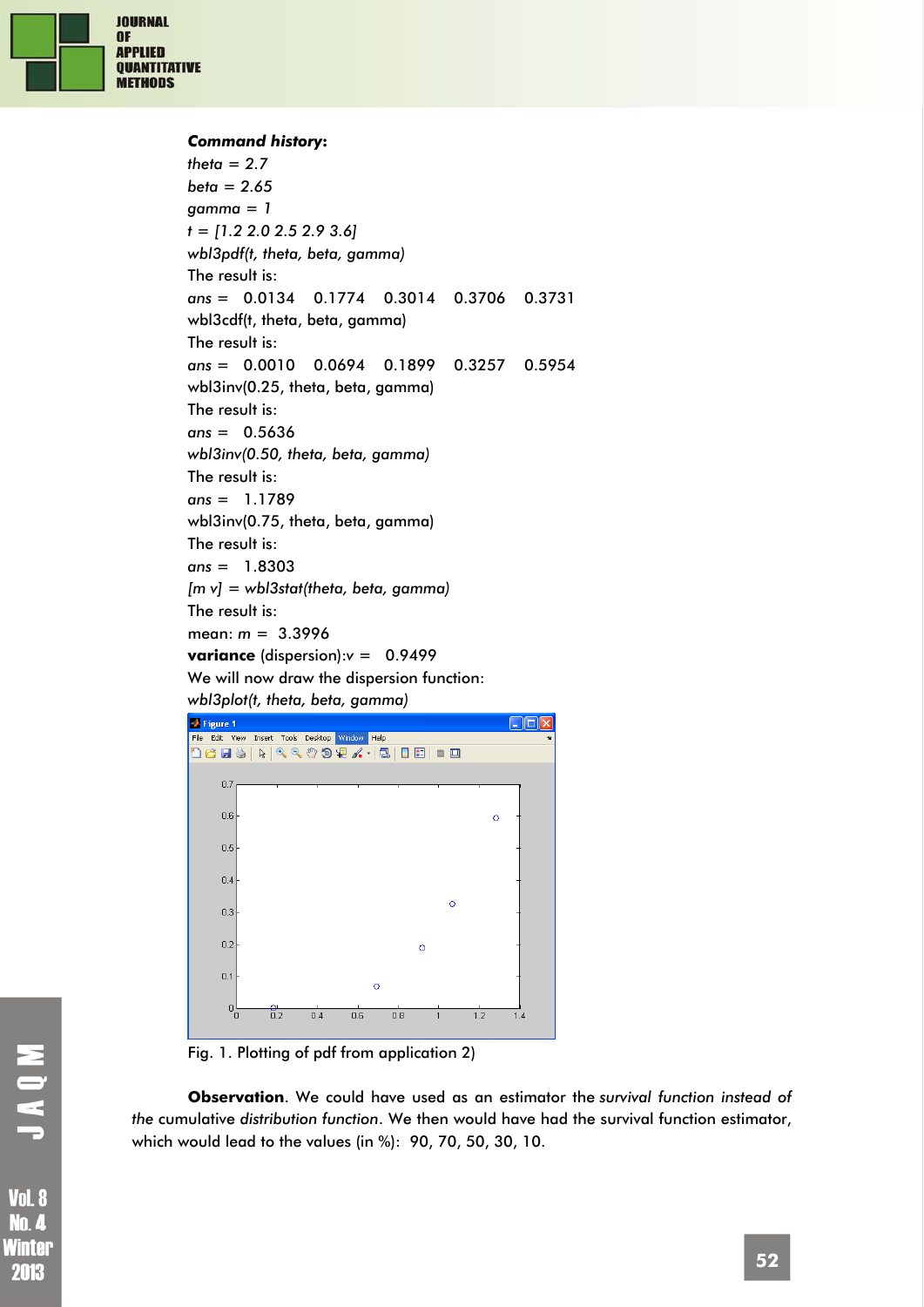***Command history*:**

*theta = 2.7*

*beta = 2.65*

*gamma = 1*

*t = [1.2 2.0 2.5 2.9 3.6]*

*wbl3pdf(t, theta, beta, gamma)*

The result is:

*ans =* 0.0134 0.1774 0.3014 0.3706 0.3731

wbl3cdf(t, theta, beta, gamma)

The result is:

*ans =* 0.0010 0.0694 0.1899 0.3257 0.5954

wbl3inv(0.25, theta, beta, gamma)

The result is:

*ans =* 0.5636

*wbl3inv(0.50, theta, beta, gamma)*

The result is:

*ans =* 1.1789

wbl3inv(0.75, theta, beta, gamma)

The result is:

*ans =* 1.8303

*[m v] = wbl3stat(theta, beta, gamma)*

The result is:

mean: *m =* 3.3996

**variance** (dispersion):*v =* 0.9499

We will now draw the dispersion function:

*wbl3plot(t, theta, beta, gamma)*

Fig. 1. Plotting of pdf from application 2)

**Observation**. We could have used as an estimator the *survival function instead of the* cumulative *distribution function*. We then would have had the survival function estimator, which would lead to the values (in %): 90, 70, 50, 30, 10.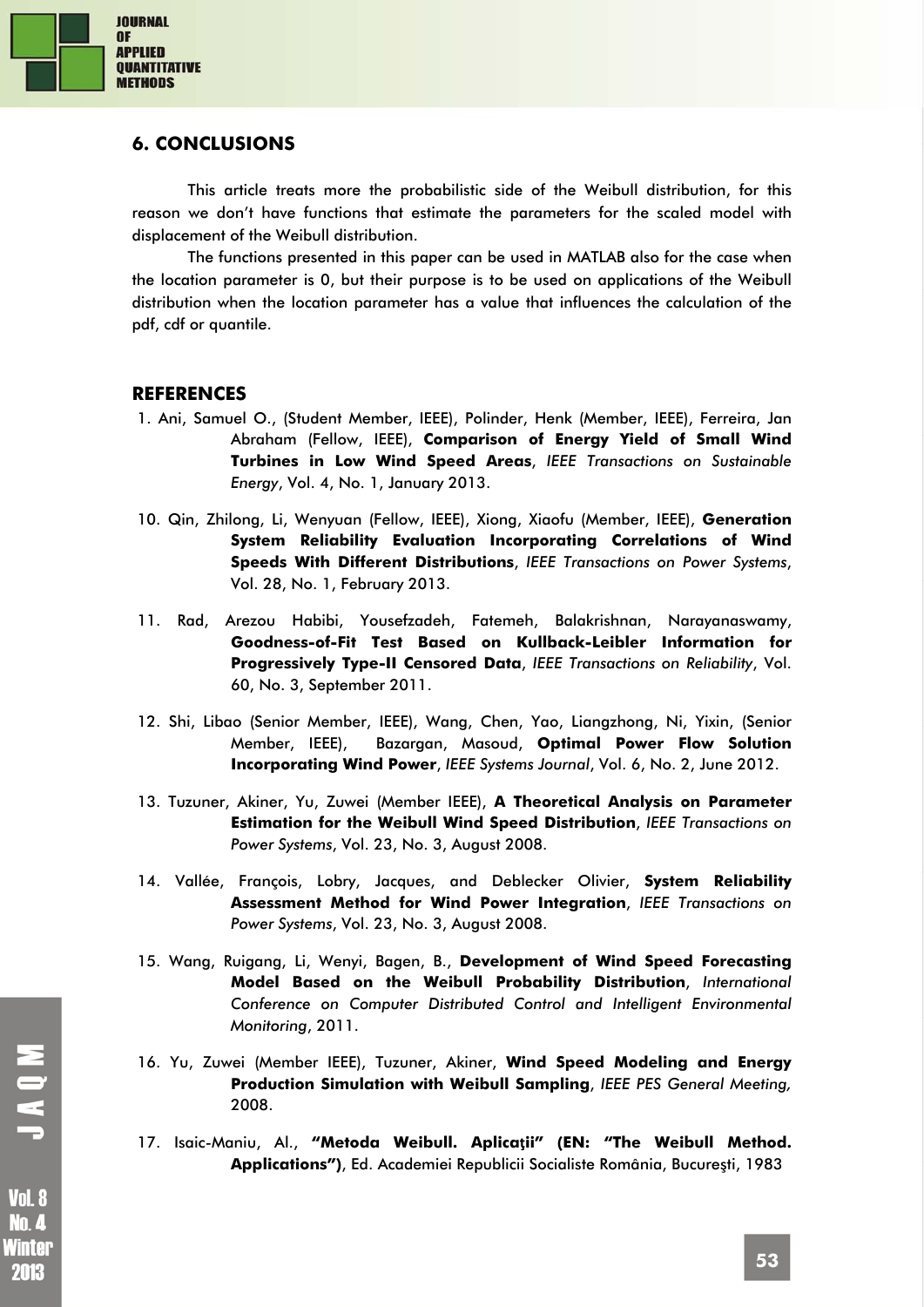## 6. CONCLUSIONS

This article treats more the probabilistic side of the Weibull distribution, for this reason we don't have functions that estimate the parameters for the scaled model with displacement of the Weibull distribution.

The functions presented in this paper can be used in MATLAB also for the case when the location parameter is 0, but their purpose is to be used on applications of the Weibull distribution when the location parameter has a value that influences the calculation of the pdf, cdf or quantile.

## REFERENCES

1. Ani, Samuel O., (Student Member, IEEE), Polinder, Henk (Member, IEEE), Ferreira, Jan Abraham (Fellow, IEEE), **Comparison of Energy Yield of Small Wind Turbines in Low Wind Speed Areas**, *IEEE Transactions on Sustainable Energy*, Vol. 4, No. 1, January 2013.

10. Qin, Zhilong, Li, Wenyuan (Fellow, IEEE), Xiong, Xiaofu (Member, IEEE), **Generation System Reliability Evaluation Incorporating Correlations of Wind Speeds With Different Distributions**, *IEEE Transactions on Power Systems*, Vol. 28, No. 1, February 2013.

11. Rad, Arezou Habibi, Yousefzadeh, Fatemeh, Balakrishnan, Narayanaswamy, **Goodness-of-Fit Test Based on Kullback-Leibler Information for Progressively Type-II Censored Data**, *IEEE Transactions on Reliability*, Vol. 60, No. 3, September 2011.

12. Shi, Libao (Senior Member, IEEE), Wang, Chen, Yao, Liangzhong, Ni, Yixin, (Senior Member, IEEE), Bazargan, Masoud, **Optimal Power Flow Solution Incorporating Wind Power**, *IEEE Systems Journal*, Vol. 6, No. 2, June 2012.

13. Tuzuner, Akiner, Yu, Zuwei (Member IEEE), **A Theoretical Analysis on Parameter Estimation for the Weibull Wind Speed Distribution**, *IEEE Transactions on Power Systems*, Vol. 23, No. 3, August 2008.

14. Vallée, François, Lobry, Jacques, and Deblecker Olivier, **System Reliability Assessment Method for Wind Power Integration**, *IEEE Transactions on Power Systems*, Vol. 23, No. 3, August 2008.

15. Wang, Ruigang, Li, Wenyi, Bagen, B., **Development of Wind Speed Forecasting Model Based on the Weibull Probability Distribution**, *International Conference on Computer Distributed Control and Intelligent Environmental Monitoring*, 2011.

16. Yu, Zuwei (Member IEEE), Tuzuner, Akiner, **Wind Speed Modeling and Energy Production Simulation with Weibull Sampling**, *IEEE PES General Meeting,* 2008.

17. Isaic-Maniu, Al., **"Metoda Weibull. Aplicaţii" (EN: "The Weibull Method. Applications")**, Ed. Academiei Republicii Socialiste România, Bucureşti, 1983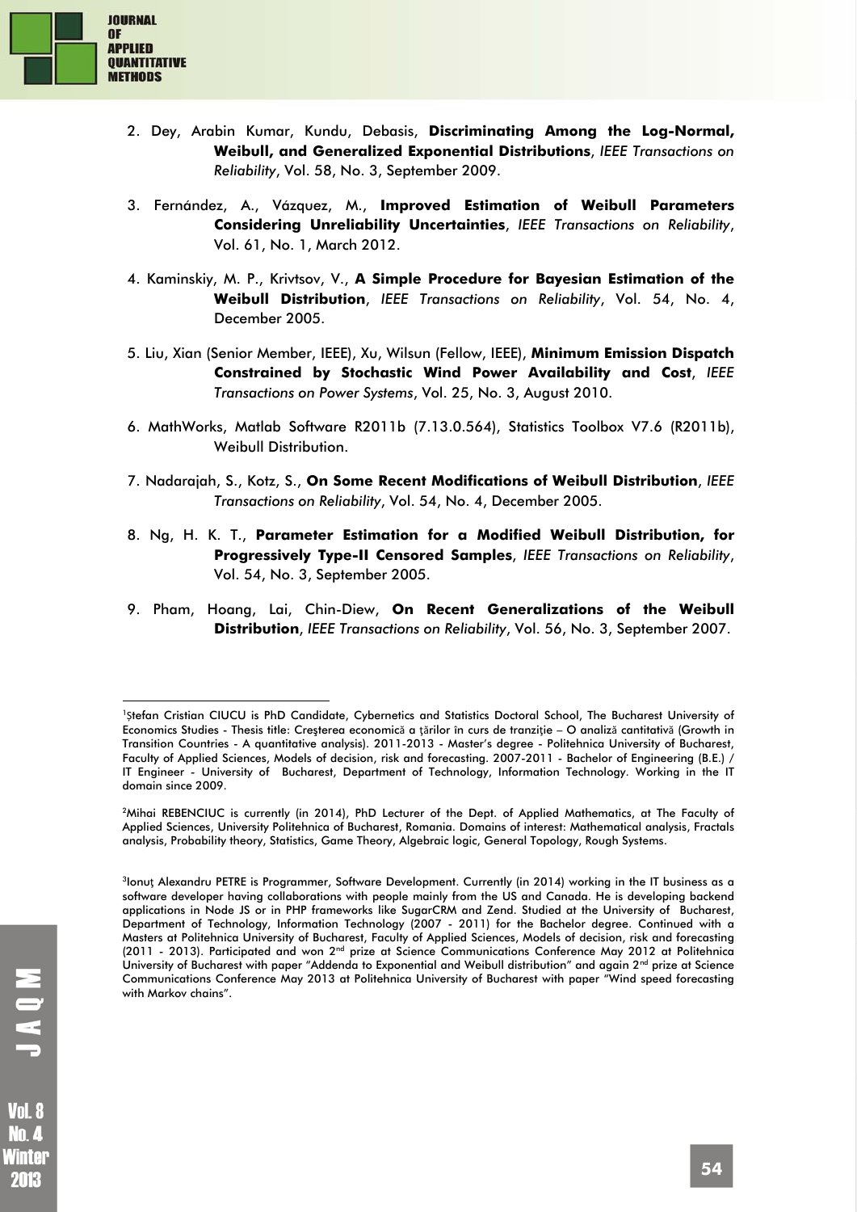2. Dey, Arabin Kumar, Kundu, Debasis, **Discriminating Among the Log-Normal, Weibull, and Generalized Exponential Distributions**, *IEEE Transactions on Reliability*, Vol. 58, No. 3, September 2009.

3. Fernández, A., Vázquez, M., **Improved Estimation of Weibull Parameters Considering Unreliability Uncertainties**, *IEEE Transactions on Reliability*, Vol. 61, No. 1, March 2012.

4. Kaminskiy, M. P., Krivtsov, V., **A Simple Procedure for Bayesian Estimation of the Weibull Distribution**, *IEEE Transactions on Reliability*, Vol. 54, No. 4, December 2005.

5. Liu, Xian (Senior Member, IEEE), Xu, Wilsun (Fellow, IEEE), **Minimum Emission Dispatch Constrained by Stochastic Wind Power Availability and Cost**, *IEEE Transactions on Power Systems*, Vol. 25, No. 3, August 2010.

6. MathWorks, Matlab Software R2011b (7.13.0.564), Statistics Toolbox V7.6 (R2011b), Weibull Distribution.

7. Nadarajah, S., Kotz, S., **On Some Recent Modifications of Weibull Distribution**, *IEEE Transactions on Reliability*, Vol. 54, No. 4, December 2005.

8. Ng, H. K. T., **Parameter Estimation for a Modified Weibull Distribution, for Progressively Type-II Censored Samples**, *IEEE Transactions on Reliability*, Vol. 54, No. 3, September 2005.

9. Pham, Hoang, Lai, Chin-Diew, **On Recent Generalizations of the Weibull Distribution**, *IEEE Transactions on Reliability*, Vol. 56, No. 3, September 2007.

---

[1]Ştefan Cristian CIUCU is PhD Candidate, Cybernetics and Statistics Doctoral School, The Bucharest University of Economics Studies - Thesis title: Creşterea economică a ţărilor în curs de tranziţie – O analiză cantitativă (Growth in Transition Countries - A quantitative analysis). 2011-2013 - Master's degree - Politehnica University of Bucharest, Faculty of Applied Sciences, Models of decision, risk and forecasting. 2007-2011 - Bachelor of Engineering (B.E.) / IT Engineer - University of Bucharest, Department of Technology, Information Technology. Working in the IT domain since 2009.

[2]Mihai REBENCIUC is currently (in 2014), PhD Lecturer of the Dept. of Applied Mathematics, at The Faculty of Applied Sciences, University Politehnica of Bucharest, Romania. Domains of interest: Mathematical analysis, Fractals analysis, Probability theory, Statistics, Game Theory, Algebraic logic, General Topology, Rough Systems.

[3]Ionuţ Alexandru PETRE is Programmer, Software Development. Currently (in 2014) working in the IT business as a software developer having collaborations with people mainly from the US and Canada. He is developing backend applications in Node JS or in PHP frameworks like SugarCRM and Zend. Studied at the University of Bucharest, Department of Technology, Information Technology (2007 - 2011) for the Bachelor degree. Continued with a Masters at Politehnica University of Bucharest, Faculty of Applied Sciences, Models of decision, risk and forecasting (2011 - 2013). Participated and won 2nd prize at Science Communications Conference May 2012 at Politehnica University of Bucharest with paper "Addenda to Exponential and Weibull distribution" and again 2nd prize at Science Communications Conference May 2013 at Politehnica University of Bucharest with paper "Wind speed forecasting with Markov chains".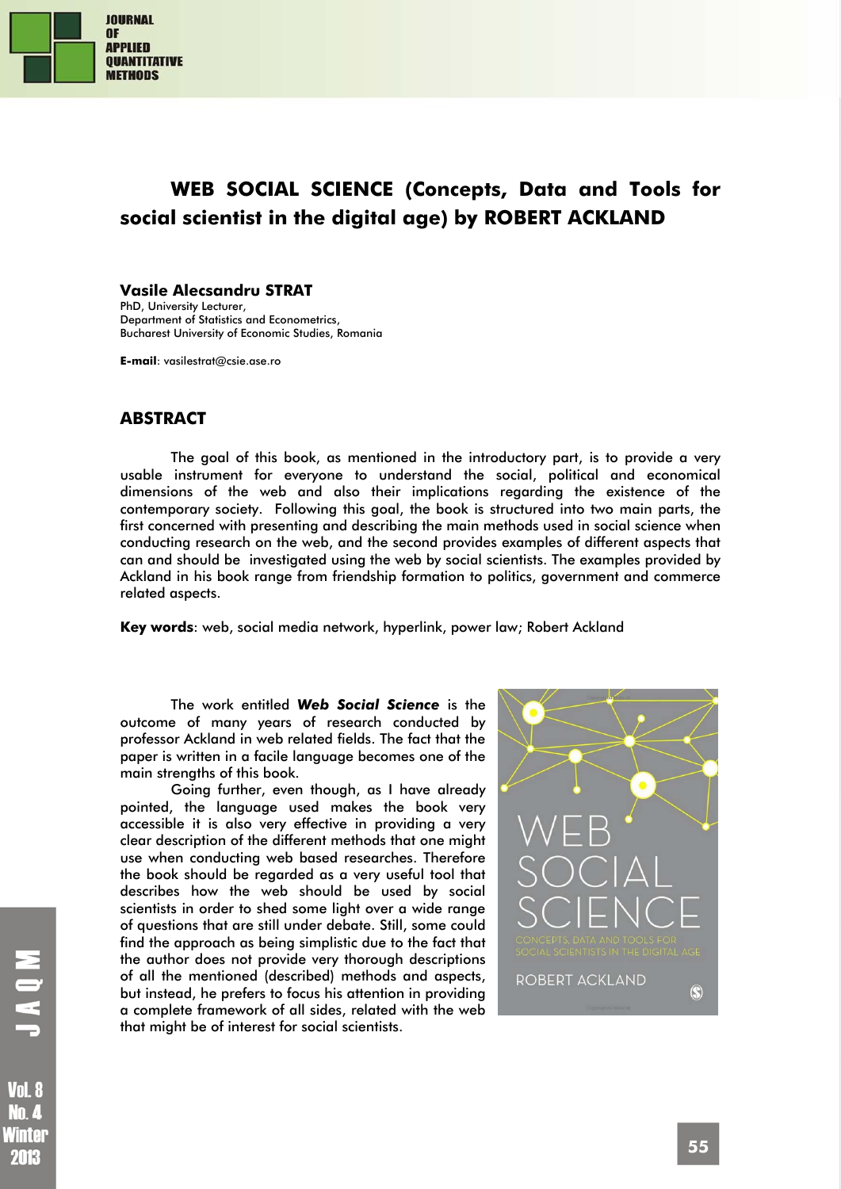# WEB SOCIAL SCIENCE (Concepts, Data and Tools for social scientist in the digital age) by ROBERT ACKLAND

**Vasile Alecsandru STRAT**

PhD, University Lecturer,
Department of Statistics and Econometrics,
Bucharest University of Economic Studies, Romania

**E-mail**: vasilestrat@csie.ase.ro

## ABSTRACT

The goal of this book, as mentioned in the introductory part, is to provide a very usable instrument for everyone to understand the social, political and economical dimensions of the web and also their implications regarding the existence of the contemporary society. Following this goal, the book is structured into two main parts, the first concerned with presenting and describing the main methods used in social science when conducting research on the web, and the second provides examples of different aspects that can and should be investigated using the web by social scientists. The examples provided by Ackland in his book range from friendship formation to politics, government and commerce related aspects.

**Key words**: web, social media network, hyperlink, power law; Robert Ackland

The work entitled ***Web Social Science*** is the outcome of many years of research conducted by professor Ackland in web related fields. The fact that the paper is written in a facile language becomes one of the main strengths of this book.

Going further, even though, as I have already pointed, the language used makes the book very accessible it is also very effective in providing a very clear description of the different methods that one might use when conducting web based researches. Therefore the book should be regarded as a very useful tool that describes how the web should be used by social scientists in order to shed some light over a wide range of questions that are still under debate. Still, some could find the approach as being simplistic due to the fact that the author does not provide very thorough descriptions of all the mentioned (described) methods and aspects, but instead, he prefers to focus his attention in providing a complete framework of all sides, related with the web that might be of interest for social scientists.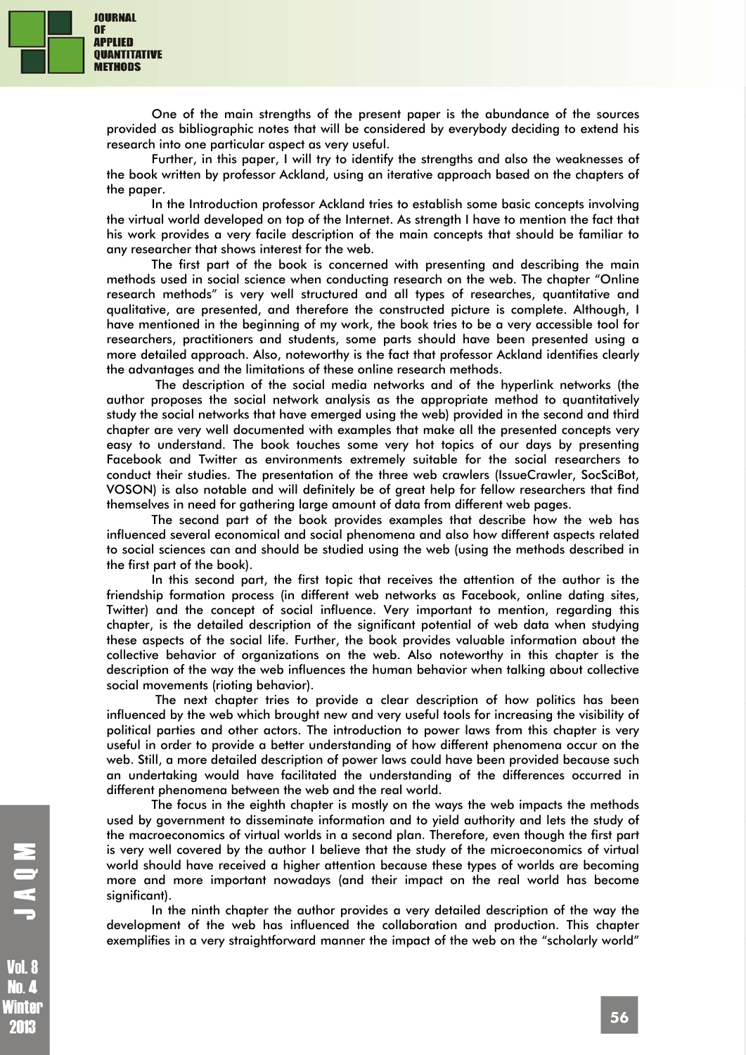One of the main strengths of the present paper is the abundance of the sources provided as bibliographic notes that will be considered by everybody deciding to extend his research into one particular aspect as very useful.

Further, in this paper, I will try to identify the strengths and also the weaknesses of the book written by professor Ackland, using an iterative approach based on the chapters of the paper.

In the Introduction professor Ackland tries to establish some basic concepts involving the virtual world developed on top of the Internet. As strength I have to mention the fact that his work provides a very facile description of the main concepts that should be familiar to any researcher that shows interest for the web.

The first part of the book is concerned with presenting and describing the main methods used in social science when conducting research on the web. The chapter "Online research methods" is very well structured and all types of researches, quantitative and qualitative, are presented, and therefore the constructed picture is complete. Although, I have mentioned in the beginning of my work, the book tries to be a very accessible tool for researchers, practitioners and students, some parts should have been presented using a more detailed approach. Also, noteworthy is the fact that professor Ackland identifies clearly the advantages and the limitations of these online research methods.

The description of the social media networks and of the hyperlink networks (the author proposes the social network analysis as the appropriate method to quantitatively study the social networks that have emerged using the web) provided in the second and third chapter are very well documented with examples that make all the presented concepts very easy to understand. The book touches some very hot topics of our days by presenting Facebook and Twitter as environments extremely suitable for the social researchers to conduct their studies. The presentation of the three web crawlers (IssueCrawler, SocSciBot, VOSON) is also notable and will definitely be of great help for fellow researchers that find themselves in need for gathering large amount of data from different web pages.

The second part of the book provides examples that describe how the web has influenced several economical and social phenomena and also how different aspects related to social sciences can and should be studied using the web (using the methods described in the first part of the book).

In this second part, the first topic that receives the attention of the author is the friendship formation process (in different web networks as Facebook, online dating sites, Twitter) and the concept of social influence. Very important to mention, regarding this chapter, is the detailed description of the significant potential of web data when studying these aspects of the social life. Further, the book provides valuable information about the collective behavior of organizations on the web. Also noteworthy in this chapter is the description of the way the web influences the human behavior when talking about collective social movements (rioting behavior).

The next chapter tries to provide a clear description of how politics has been influenced by the web which brought new and very useful tools for increasing the visibility of political parties and other actors. The introduction to power laws from this chapter is very useful in order to provide a better understanding of how different phenomena occur on the web. Still, a more detailed description of power laws could have been provided because such an undertaking would have facilitated the understanding of the differences occurred in different phenomena between the web and the real world.

The focus in the eighth chapter is mostly on the ways the web impacts the methods used by government to disseminate information and to yield authority and lets the study of the macroeconomics of virtual worlds in a second plan. Therefore, even though the first part is very well covered by the author I believe that the study of the microeconomics of virtual world should have received a higher attention because these types of worlds are becoming more and more important nowadays (and their impact on the real world has become significant).

In the ninth chapter the author provides a very detailed description of the way the development of the web has influenced the collaboration and production. This chapter exemplifies in a very straightforward manner the impact of the web on the "scholarly world"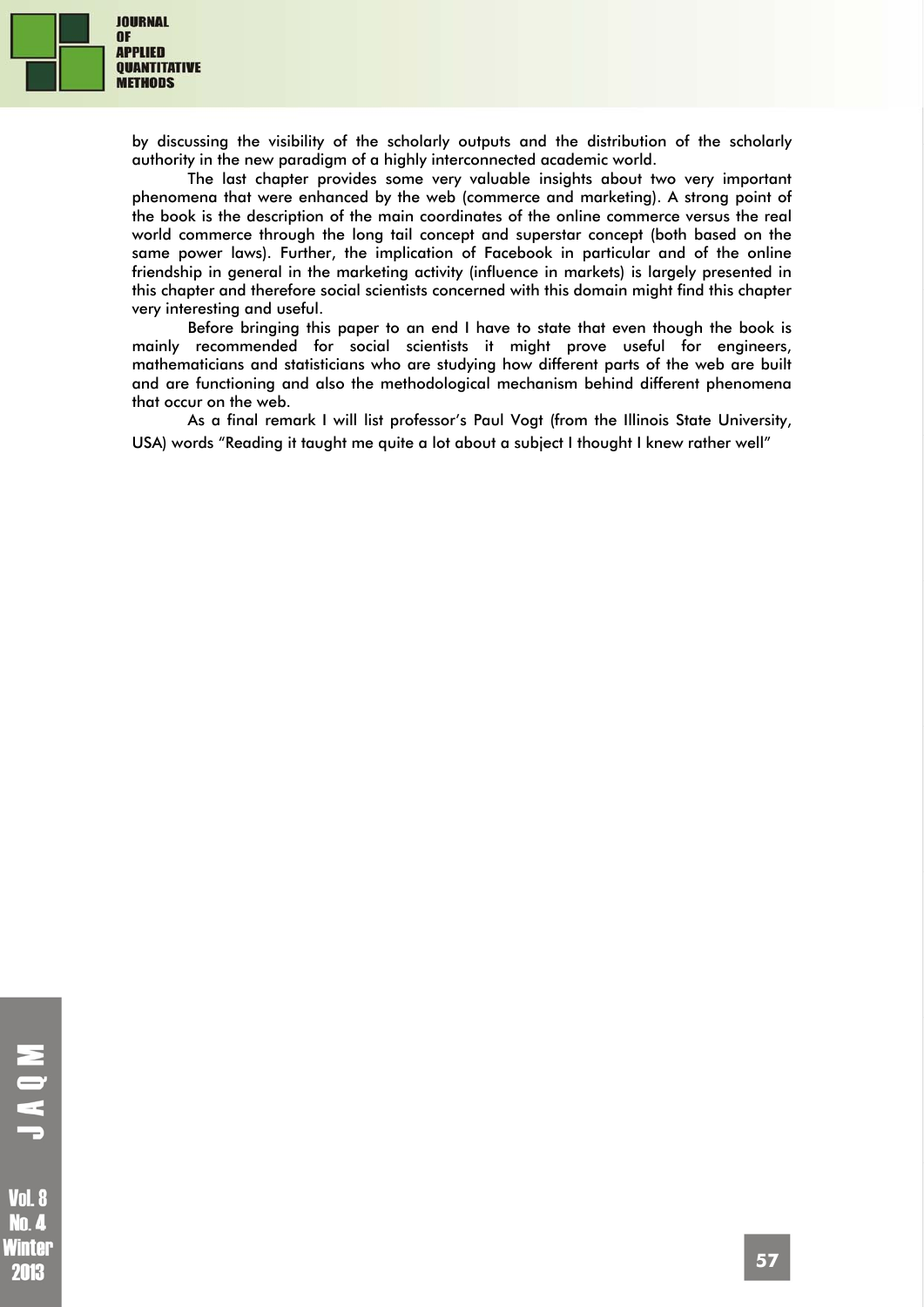by discussing the visibility of the scholarly outputs and the distribution of the scholarly authority in the new paradigm of a highly interconnected academic world.

The last chapter provides some very valuable insights about two very important phenomena that were enhanced by the web (commerce and marketing). A strong point of the book is the description of the main coordinates of the online commerce versus the real world commerce through the long tail concept and superstar concept (both based on the same power laws). Further, the implication of Facebook in particular and of the online friendship in general in the marketing activity (influence in markets) is largely presented in this chapter and therefore social scientists concerned with this domain might find this chapter very interesting and useful.

Before bringing this paper to an end I have to state that even though the book is mainly recommended for social scientists it might prove useful for engineers, mathematicians and statisticians who are studying how different parts of the web are built and are functioning and also the methodological mechanism behind different phenomena that occur on the web.

As a final remark I will list professor's Paul Vogt (from the Illinois State University, USA) words "Reading it taught me quite a lot about a subject I thought I knew rather well"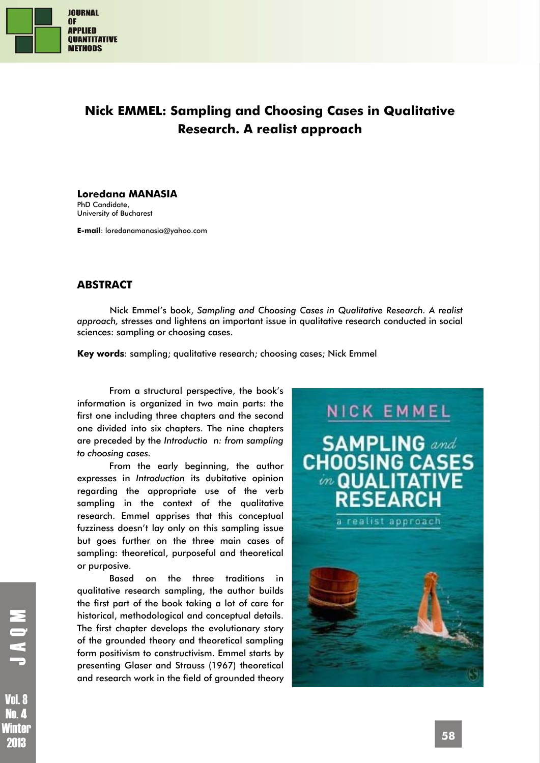# Nick EMMEL: Sampling and Choosing Cases in Qualitative Research. A realist approach

**Loredana MANASIA**
PhD Candidate,
University of Bucharest

**E-mail**: loredanamanasia@yahoo.com

## ABSTRACT

Nick Emmel's book, *Sampling and Choosing Cases in Qualitative Research. A realist approach,* stresses and lightens an important issue in qualitative research conducted in social sciences: sampling or choosing cases.

**Key words**: sampling; qualitative research; choosing cases; Nick Emmel

From a structural perspective, the book's information is organized in two main parts: the first one including three chapters and the second one divided into six chapters. The nine chapters are preceded by the *Introductio n: from sampling to choosing cases.*

From the early beginning, the author expresses in *Introduction* its dubitative opinion regarding the appropriate use of the verb sampling in the context of the qualitative research. Emmel apprises that this conceptual fuzziness doesn't lay only on this sampling issue but goes further on the three main cases of sampling: theoretical, purposeful and theoretical or purposive.

Based on the three traditions in qualitative research sampling, the author builds the first part of the book taking a lot of care for historical, methodological and conceptual details. The first chapter develops the evolutionary story of the grounded theory and theoretical sampling form positivism to constructivism. Emmel starts by presenting Glaser and Strauss (1967) theoretical and research work in the field of grounded theory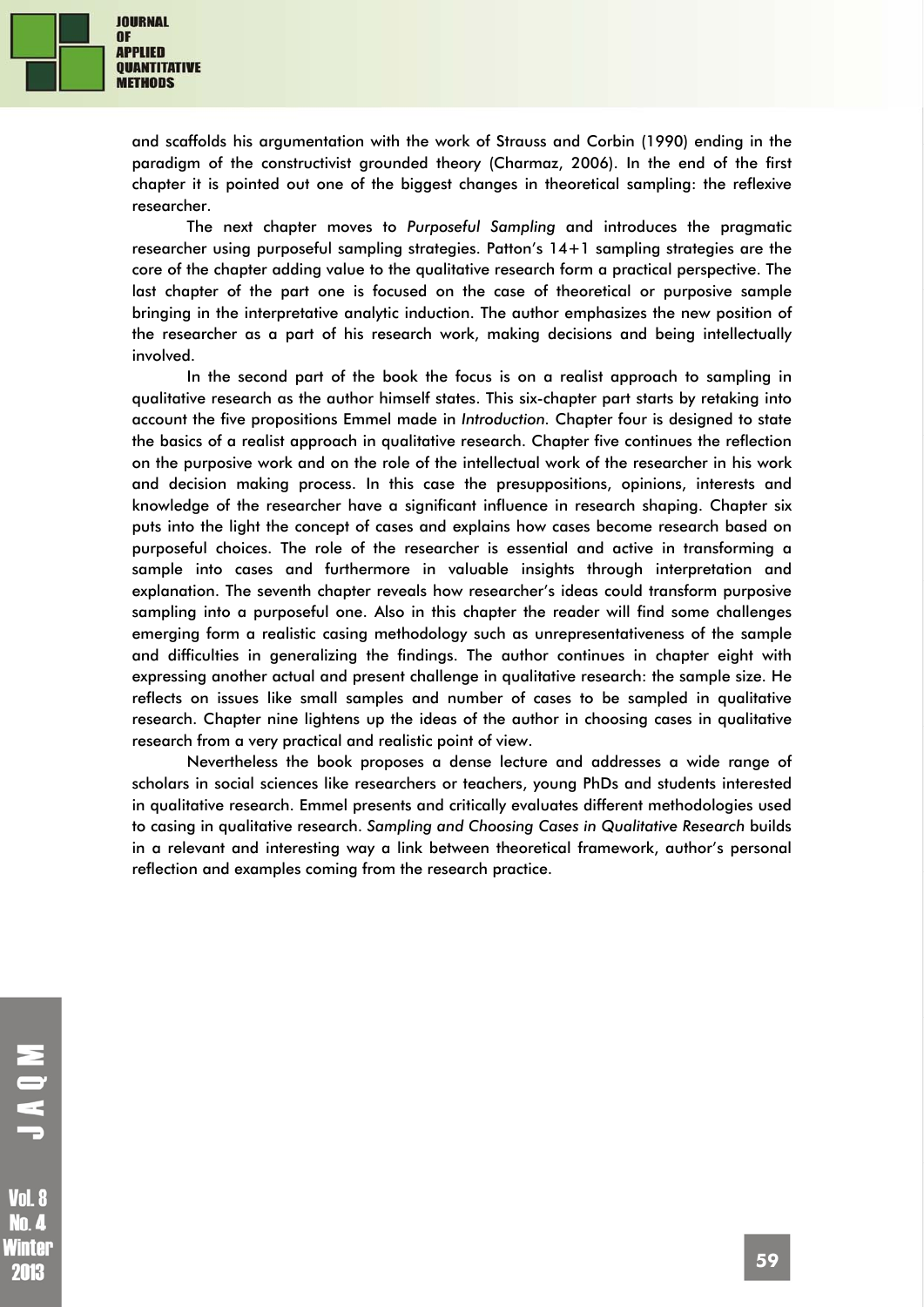and scaffolds his argumentation with the work of Strauss and Corbin (1990) ending in the paradigm of the constructivist grounded theory (Charmaz, 2006). In the end of the first chapter it is pointed out one of the biggest changes in theoretical sampling: the reflexive researcher.

The next chapter moves to *Purposeful Sampling* and introduces the pragmatic researcher using purposeful sampling strategies. Patton's 14+1 sampling strategies are the core of the chapter adding value to the qualitative research form a practical perspective. The last chapter of the part one is focused on the case of theoretical or purposive sample bringing in the interpretative analytic induction. The author emphasizes the new position of the researcher as a part of his research work, making decisions and being intellectually involved.

In the second part of the book the focus is on a realist approach to sampling in qualitative research as the author himself states. This six-chapter part starts by retaking into account the five propositions Emmel made in *Introduction*. Chapter four is designed to state the basics of a realist approach in qualitative research. Chapter five continues the reflection on the purposive work and on the role of the intellectual work of the researcher in his work and decision making process. In this case the presuppositions, opinions, interests and knowledge of the researcher have a significant influence in research shaping. Chapter six puts into the light the concept of cases and explains how cases become research based on purposeful choices. The role of the researcher is essential and active in transforming a sample into cases and furthermore in valuable insights through interpretation and explanation. The seventh chapter reveals how researcher's ideas could transform purposive sampling into a purposeful one. Also in this chapter the reader will find some challenges emerging form a realistic casing methodology such as unrepresentativeness of the sample and difficulties in generalizing the findings. The author continues in chapter eight with expressing another actual and present challenge in qualitative research: the sample size. He reflects on issues like small samples and number of cases to be sampled in qualitative research. Chapter nine lightens up the ideas of the author in choosing cases in qualitative research from a very practical and realistic point of view.

Nevertheless the book proposes a dense lecture and addresses a wide range of scholars in social sciences like researchers or teachers, young PhDs and students interested in qualitative research. Emmel presents and critically evaluates different methodologies used to casing in qualitative research. *Sampling and Choosing Cases in Qualitative Research* builds in a relevant and interesting way a link between theoretical framework, author's personal reflection and examples coming from the research practice.